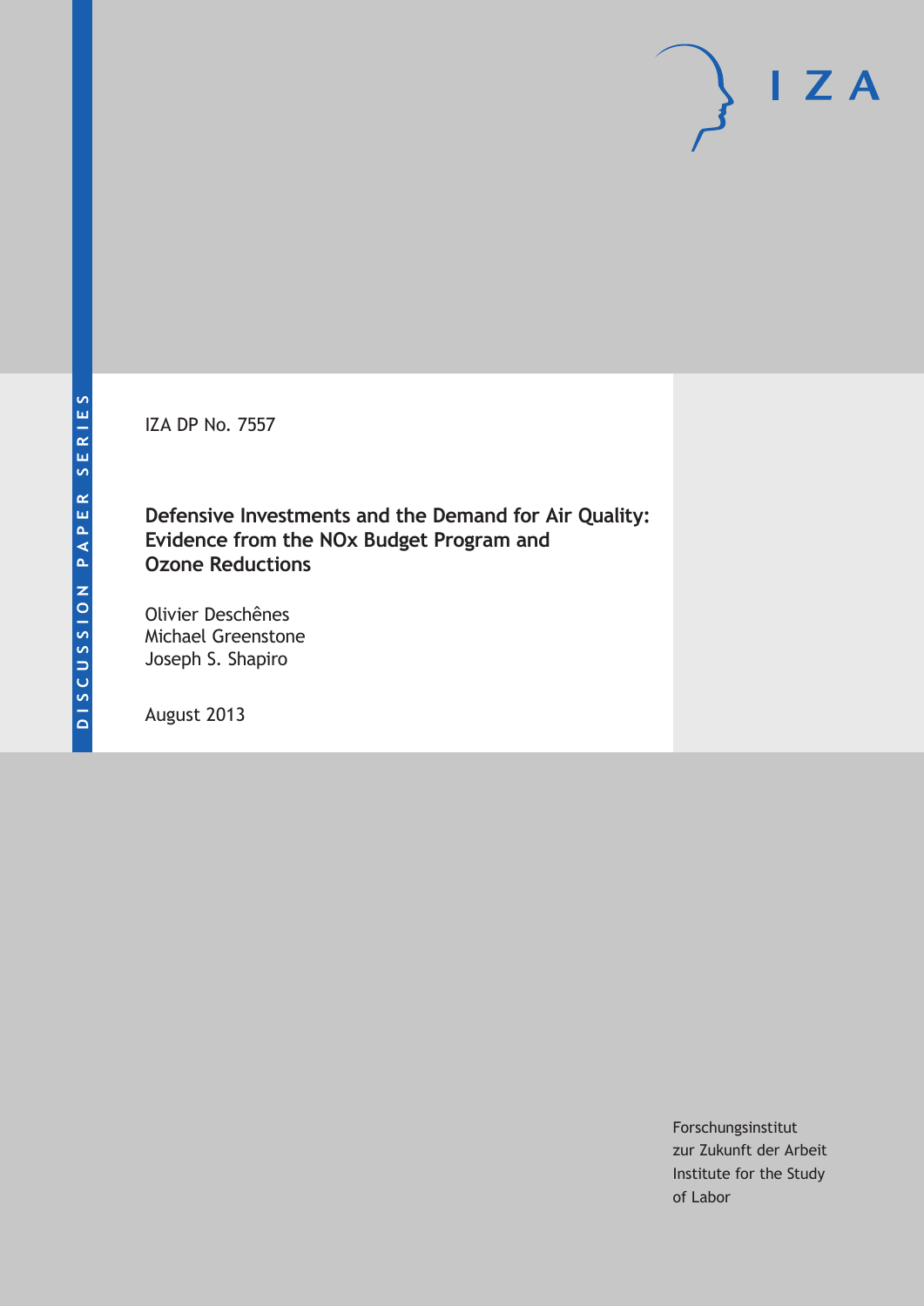DISCUSSION PAPER SERIES

IZA DP No. 7557

# Defensive Investments and the Demand for Air Quality: Evidence from the NOx Budget Program and Ozone Reductions

Olivier Deschênes
Michael Greenstone
Joseph S. Shapiro

August 2013

Forschungsinstitut
zur Zukunft der Arbeit
Institute for the Study
of Labor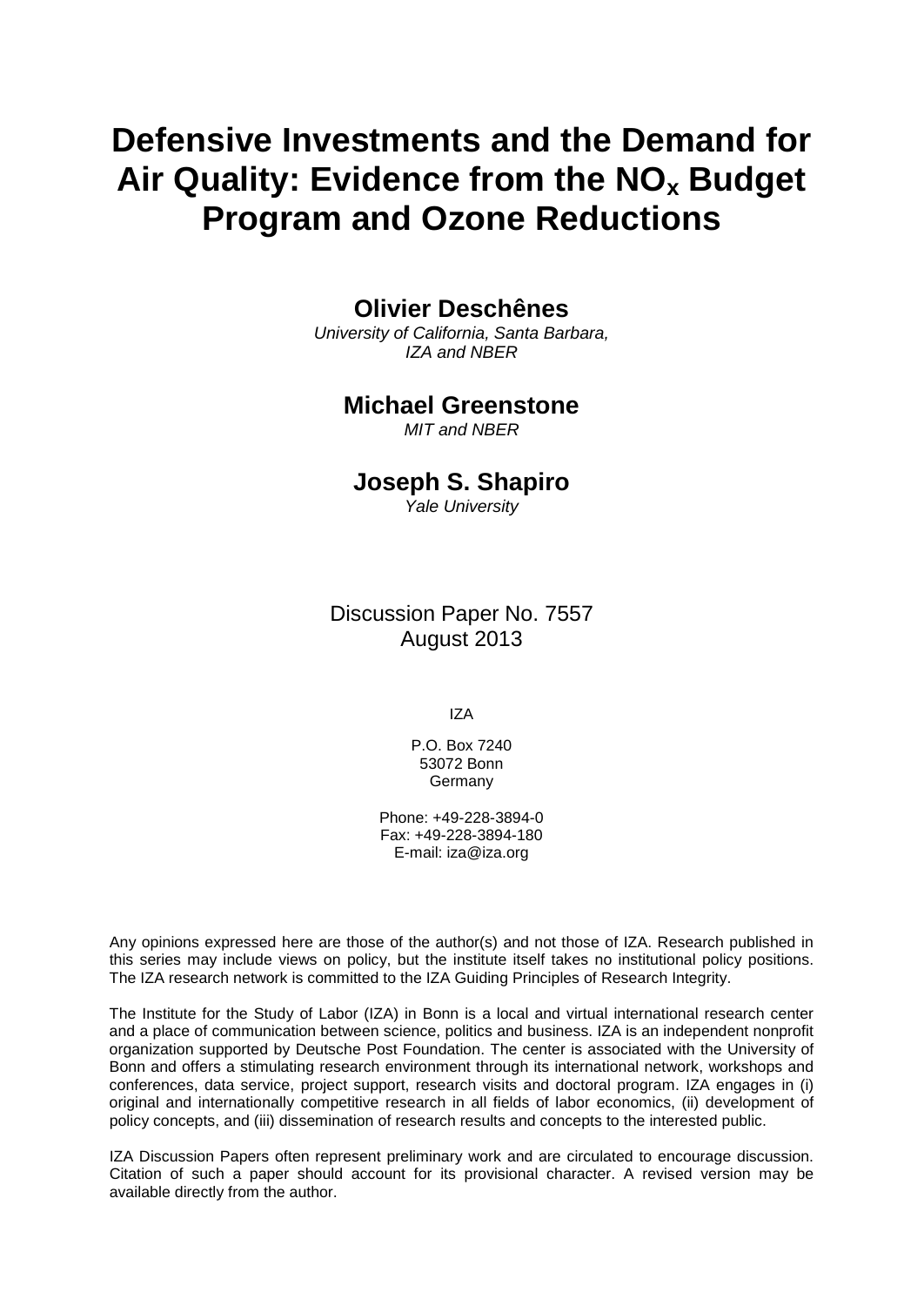# Defensive Investments and the Demand for Air Quality: Evidence from the $NO_x$ Budget Program and Ozone Reductions

**Olivier Deschênes**

*University of California, Santa Barbara, IZA and NBER*

**Michael Greenstone**

*MIT and NBER*

**Joseph S. Shapiro**

*Yale University*

Discussion Paper No. 7557
August 2013

IZA

P.O. Box 7240
53072 Bonn
Germany

Phone: +49-228-3894-0
Fax: +49-228-3894-180
E-mail: iza@iza.org

Any opinions expressed here are those of the author(s) and not those of IZA. Research published in this series may include views on policy, but the institute itself takes no institutional policy positions. The IZA research network is committed to the IZA Guiding Principles of Research Integrity.

The Institute for the Study of Labor (IZA) in Bonn is a local and virtual international research center and a place of communication between science, politics and business. IZA is an independent nonprofit organization supported by Deutsche Post Foundation. The center is associated with the University of Bonn and offers a stimulating research environment through its international network, workshops and conferences, data service, project support, research visits and doctoral program. IZA engages in (i) original and internationally competitive research in all fields of labor economics, (ii) development of policy concepts, and (iii) dissemination of research results and concepts to the interested public.

IZA Discussion Papers often represent preliminary work and are circulated to encourage discussion. Citation of such a paper should account for its provisional character. A revised version may be available directly from the author.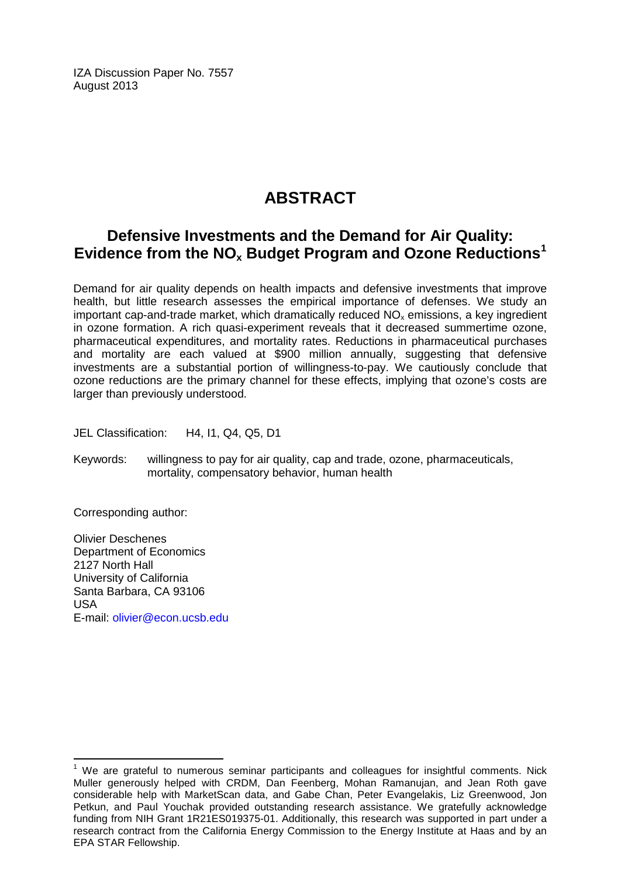IZA Discussion Paper No. 7557
August 2013

# ABSTRACT

## Defensive Investments and the Demand for Air Quality: Evidence from the $NO_x$ Budget Program and Ozone Reductions[1]

Demand for air quality depends on health impacts and defensive investments that improve health, but little research assesses the empirical importance of defenses. We study an important cap-and-trade market, which dramatically reduced $NO_x$ emissions, a key ingredient in ozone formation. A rich quasi-experiment reveals that it decreased summertime ozone, pharmaceutical expenditures, and mortality rates. Reductions in pharmaceutical purchases and mortality are each valued at $900 million annually, suggesting that defensive investments are a substantial portion of willingness-to-pay. We cautiously conclude that ozone reductions are the primary channel for these effects, implying that ozone's costs are larger than previously understood.

JEL Classification: H4, I1, Q4, Q5, D1

Keywords: willingness to pay for air quality, cap and trade, ozone, pharmaceuticals, mortality, compensatory behavior, human health

Corresponding author:

Olivier Deschenes
Department of Economics
2127 North Hall
University of California
Santa Barbara, CA 93106
USA
E-mail: olivier@econ.ucsb.edu

---

[1] We are grateful to numerous seminar participants and colleagues for insightful comments. Nick Muller generously helped with CRDM, Dan Feenberg, Mohan Ramanujan, and Jean Roth gave considerable help with MarketScan data, and Gabe Chan, Peter Evangelakis, Liz Greenwood, Jon Petkun, and Paul Youchak provided outstanding research assistance. We gratefully acknowledge funding from NIH Grant 1R21ES019375-01. Additionally, this research was supported in part under a research contract from the California Energy Commission to the Energy Institute at Haas and by an EPA STAR Fellowship.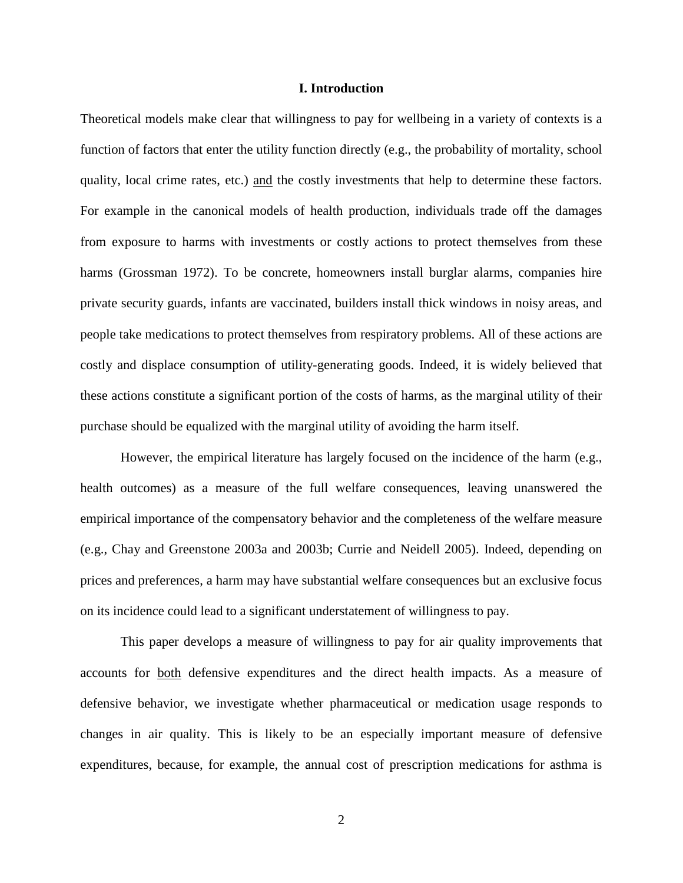## I. Introduction

Theoretical models make clear that willingness to pay for wellbeing in a variety of contexts is a function of factors that enter the utility function directly (e.g., the probability of mortality, school quality, local crime rates, etc.) <u>and</u> the costly investments that help to determine these factors. For example in the canonical models of health production, individuals trade off the damages from exposure to harms with investments or costly actions to protect themselves from these harms (Grossman 1972). To be concrete, homeowners install burglar alarms, companies hire private security guards, infants are vaccinated, builders install thick windows in noisy areas, and people take medications to protect themselves from respiratory problems. All of these actions are costly and displace consumption of utility-generating goods. Indeed, it is widely believed that these actions constitute a significant portion of the costs of harms, as the marginal utility of their purchase should be equalized with the marginal utility of avoiding the harm itself.

However, the empirical literature has largely focused on the incidence of the harm (e.g., health outcomes) as a measure of the full welfare consequences, leaving unanswered the empirical importance of the compensatory behavior and the completeness of the welfare measure (e.g., Chay and Greenstone 2003a and 2003b; Currie and Neidell 2005). Indeed, depending on prices and preferences, a harm may have substantial welfare consequences but an exclusive focus on its incidence could lead to a significant understatement of willingness to pay.

This paper develops a measure of willingness to pay for air quality improvements that accounts for <u>both</u> defensive expenditures and the direct health impacts. As a measure of defensive behavior, we investigate whether pharmaceutical or medication usage responds to changes in air quality. This is likely to be an especially important measure of defensive expenditures, because, for example, the annual cost of prescription medications for asthma is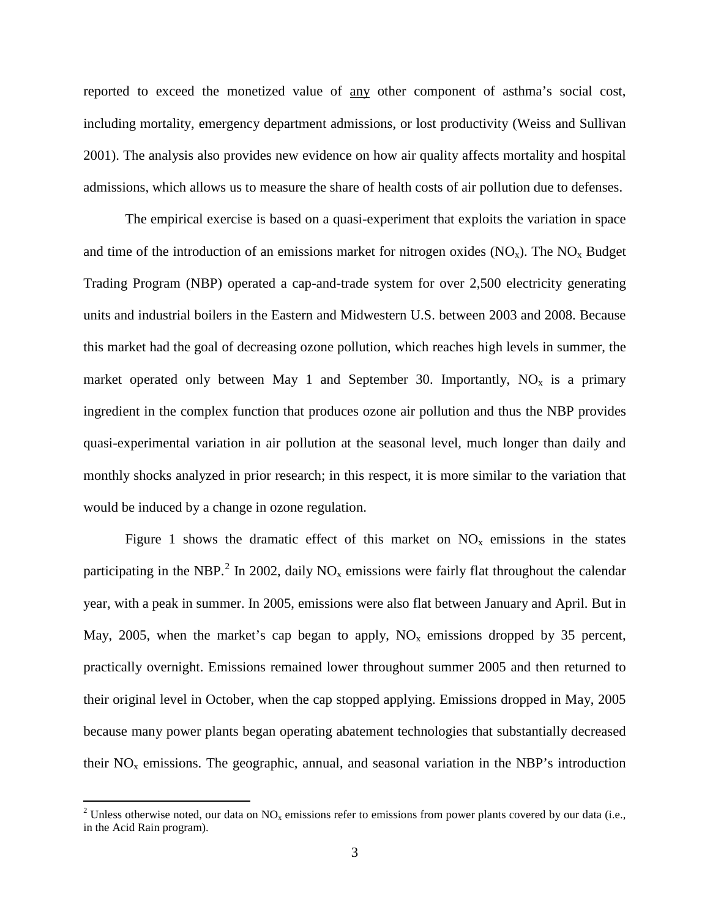reported to exceed the monetized value of <u>any</u> other component of asthma's social cost, including mortality, emergency department admissions, or lost productivity (Weiss and Sullivan 2001). The analysis also provides new evidence on how air quality affects mortality and hospital admissions, which allows us to measure the share of health costs of air pollution due to defenses.

The empirical exercise is based on a quasi-experiment that exploits the variation in space and time of the introduction of an emissions market for nitrogen oxides ($NO_x$). The $NO_x$ Budget Trading Program (NBP) operated a cap-and-trade system for over 2,500 electricity generating units and industrial boilers in the Eastern and Midwestern U.S. between 2003 and 2008. Because this market had the goal of decreasing ozone pollution, which reaches high levels in summer, the market operated only between May 1 and September 30. Importantly, $NO_x$ is a primary ingredient in the complex function that produces ozone air pollution and thus the NBP provides quasi-experimental variation in air pollution at the seasonal level, much longer than daily and monthly shocks analyzed in prior research; in this respect, it is more similar to the variation that would be induced by a change in ozone regulation.

Figure 1 shows the dramatic effect of this market on $NO_x$ emissions in the states participating in the NBP.[2] In 2002, daily $NO_x$ emissions were fairly flat throughout the calendar year, with a peak in summer. In 2005, emissions were also flat between January and April. But in May, 2005, when the market's cap began to apply, $NO_x$ emissions dropped by 35 percent, practically overnight. Emissions remained lower throughout summer 2005 and then returned to their original level in October, when the cap stopped applying. Emissions dropped in May, 2005 because many power plants began operating abatement technologies that substantially decreased their $NO_x$ emissions. The geographic, annual, and seasonal variation in the NBP's introduction

[2] Unless otherwise noted, our data on $NO_x$ emissions refer to emissions from power plants covered by our data (i.e., in the Acid Rain program).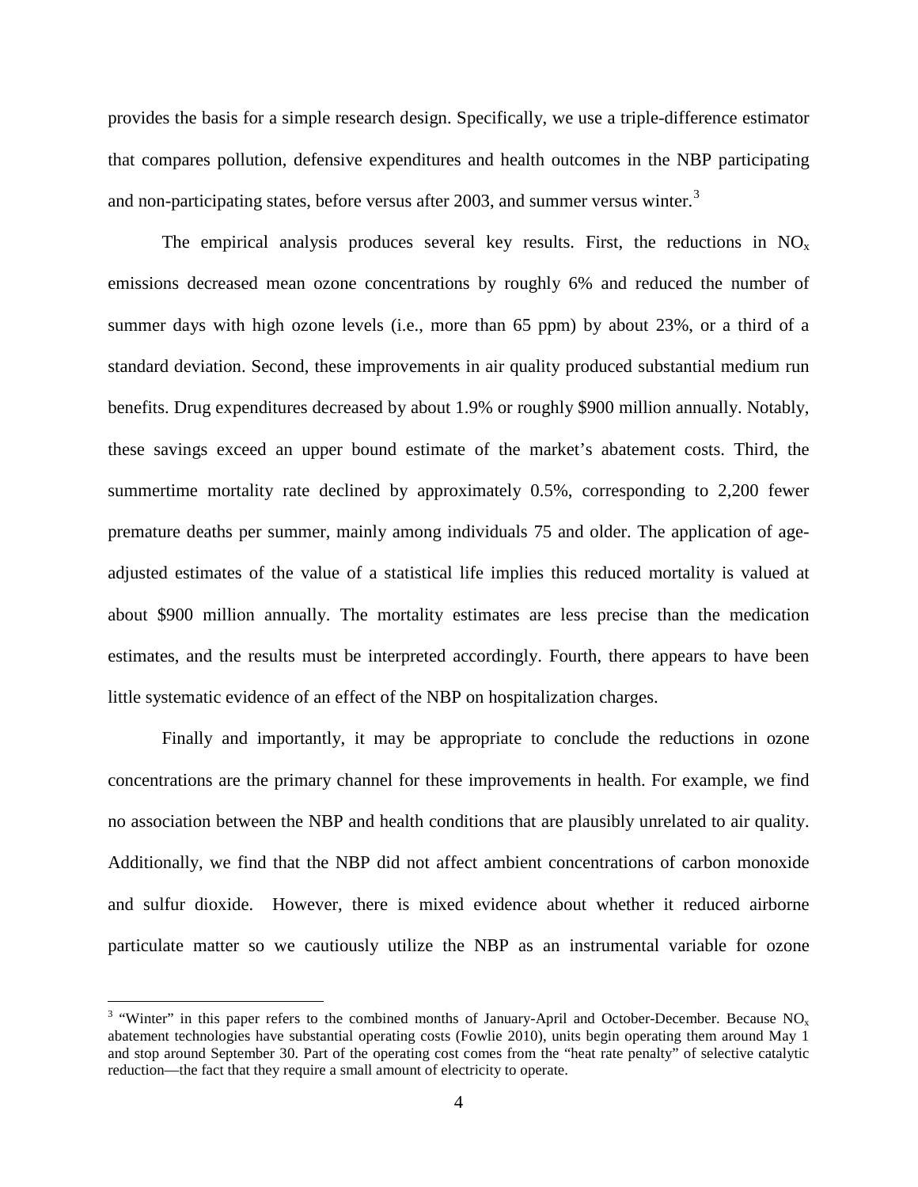provides the basis for a simple research design. Specifically, we use a triple-difference estimator that compares pollution, defensive expenditures and health outcomes in the NBP participating and non-participating states, before versus after 2003, and summer versus winter.[3]

The empirical analysis produces several key results. First, the reductions in $NO_x$ emissions decreased mean ozone concentrations by roughly 6% and reduced the number of summer days with high ozone levels (i.e., more than 65 ppm) by about 23%, or a third of a standard deviation. Second, these improvements in air quality produced substantial medium run benefits. Drug expenditures decreased by about 1.9% or roughly \$900 million annually. Notably, these savings exceed an upper bound estimate of the market's abatement costs. Third, the summertime mortality rate declined by approximately 0.5%, corresponding to 2,200 fewer premature deaths per summer, mainly among individuals 75 and older. The application of age-adjusted estimates of the value of a statistical life implies this reduced mortality is valued at about \$900 million annually. The mortality estimates are less precise than the medication estimates, and the results must be interpreted accordingly. Fourth, there appears to have been little systematic evidence of an effect of the NBP on hospitalization charges.

Finally and importantly, it may be appropriate to conclude the reductions in ozone concentrations are the primary channel for these improvements in health. For example, we find no association between the NBP and health conditions that are plausibly unrelated to air quality. Additionally, we find that the NBP did not affect ambient concentrations of carbon monoxide and sulfur dioxide. However, there is mixed evidence about whether it reduced airborne particulate matter so we cautiously utilize the NBP as an instrumental variable for ozone

[3] "Winter" in this paper refers to the combined months of January-April and October-December. Because $NO_x$ abatement technologies have substantial operating costs (Fowlie 2010), units begin operating them around May 1 and stop around September 30. Part of the operating cost comes from the "heat rate penalty" of selective catalytic reduction—the fact that they require a small amount of electricity to operate.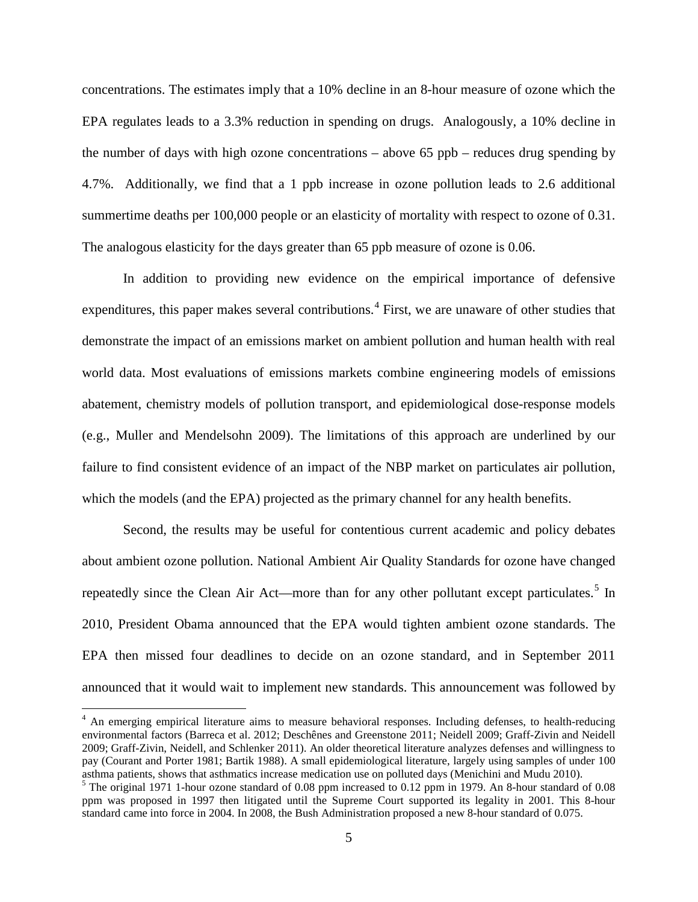concentrations. The estimates imply that a 10% decline in an 8-hour measure of ozone which the EPA regulates leads to a 3.3% reduction in spending on drugs. Analogously, a 10% decline in the number of days with high ozone concentrations – above 65 ppb – reduces drug spending by 4.7%. Additionally, we find that a 1 ppb increase in ozone pollution leads to 2.6 additional summertime deaths per 100,000 people or an elasticity of mortality with respect to ozone of 0.31. The analogous elasticity for the days greater than 65 ppb measure of ozone is 0.06.

In addition to providing new evidence on the empirical importance of defensive expenditures, this paper makes several contributions.[4] First, we are unaware of other studies that demonstrate the impact of an emissions market on ambient pollution and human health with real world data. Most evaluations of emissions markets combine engineering models of emissions abatement, chemistry models of pollution transport, and epidemiological dose-response models (e.g., Muller and Mendelsohn 2009). The limitations of this approach are underlined by our failure to find consistent evidence of an impact of the NBP market on particulates air pollution, which the models (and the EPA) projected as the primary channel for any health benefits.

Second, the results may be useful for contentious current academic and policy debates about ambient ozone pollution. National Ambient Air Quality Standards for ozone have changed repeatedly since the Clean Air Act—more than for any other pollutant except particulates.[5] In 2010, President Obama announced that the EPA would tighten ambient ozone standards. The EPA then missed four deadlines to decide on an ozone standard, and in September 2011 announced that it would wait to implement new standards. This announcement was followed by

---

[4] An emerging empirical literature aims to measure behavioral responses. Including defenses, to health-reducing environmental factors (Barreca et al. 2012; Deschênes and Greenstone 2011; Neidell 2009; Graff-Zivin and Neidell 2009; Graff-Zivin, Neidell, and Schlenker 2011). An older theoretical literature analyzes defenses and willingness to pay (Courant and Porter 1981; Bartik 1988). A small epidemiological literature, largely using samples of under 100 asthma patients, shows that asthmatics increase medication use on polluted days (Menichini and Mudu 2010).

[5] The original 1971 1-hour ozone standard of 0.08 ppm increased to 0.12 ppm in 1979. An 8-hour standard of 0.08 ppm was proposed in 1997 then litigated until the Supreme Court supported its legality in 2001. This 8-hour standard came into force in 2004. In 2008, the Bush Administration proposed a new 8-hour standard of 0.075.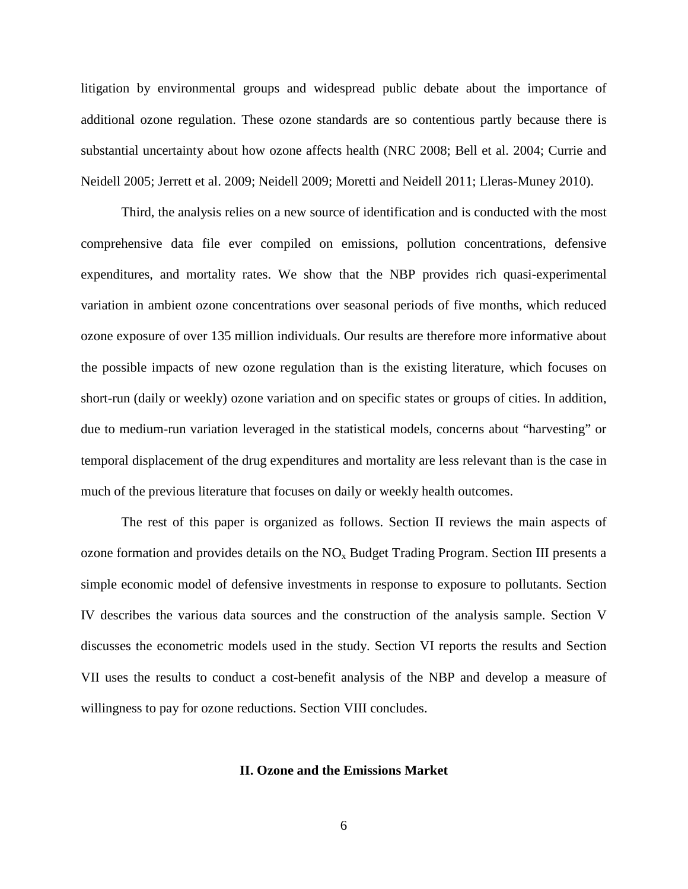litigation by environmental groups and widespread public debate about the importance of additional ozone regulation. These ozone standards are so contentious partly because there is substantial uncertainty about how ozone affects health (NRC 2008; Bell et al. 2004; Currie and Neidell 2005; Jerrett et al. 2009; Neidell 2009; Moretti and Neidell 2011; Lleras-Muney 2010).

Third, the analysis relies on a new source of identification and is conducted with the most comprehensive data file ever compiled on emissions, pollution concentrations, defensive expenditures, and mortality rates. We show that the NBP provides rich quasi-experimental variation in ambient ozone concentrations over seasonal periods of five months, which reduced ozone exposure of over 135 million individuals. Our results are therefore more informative about the possible impacts of new ozone regulation than is the existing literature, which focuses on short-run (daily or weekly) ozone variation and on specific states or groups of cities. In addition, due to medium-run variation leveraged in the statistical models, concerns about "harvesting" or temporal displacement of the drug expenditures and mortality are less relevant than is the case in much of the previous literature that focuses on daily or weekly health outcomes.

The rest of this paper is organized as follows. Section II reviews the main aspects of ozone formation and provides details on the $NO_x$ Budget Trading Program. Section III presents a simple economic model of defensive investments in response to exposure to pollutants. Section IV describes the various data sources and the construction of the analysis sample. Section V discusses the econometric models used in the study. Section VI reports the results and Section VII uses the results to conduct a cost-benefit analysis of the NBP and develop a measure of willingness to pay for ozone reductions. Section VIII concludes.

## II. Ozone and the Emissions Market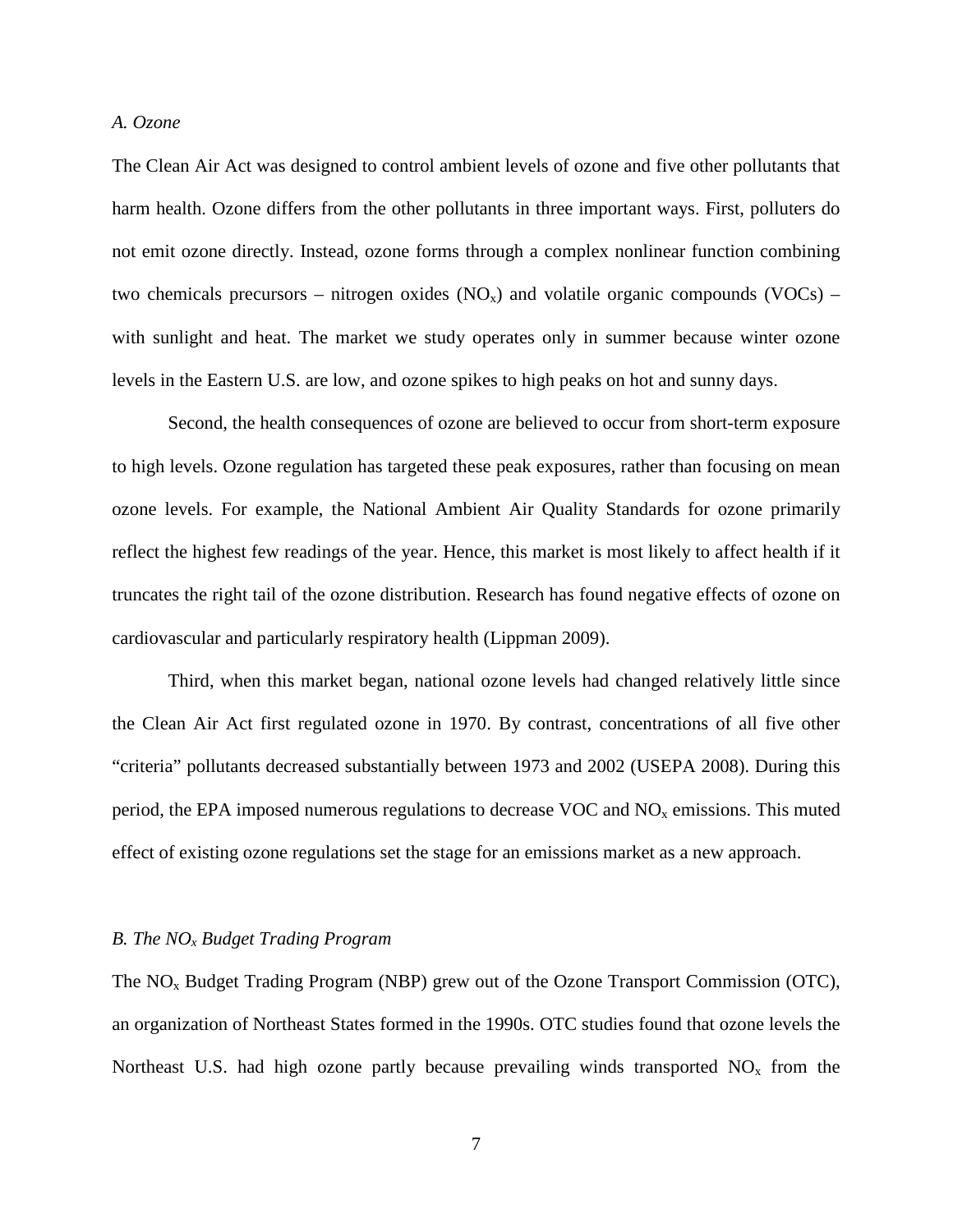### *A. Ozone*

The Clean Air Act was designed to control ambient levels of ozone and five other pollutants that harm health. Ozone differs from the other pollutants in three important ways. First, polluters do not emit ozone directly. Instead, ozone forms through a complex nonlinear function combining two chemicals precursors – nitrogen oxides ($NO_x$) and volatile organic compounds (VOCs) – with sunlight and heat. The market we study operates only in summer because winter ozone levels in the Eastern U.S. are low, and ozone spikes to high peaks on hot and sunny days.

Second, the health consequences of ozone are believed to occur from short-term exposure to high levels. Ozone regulation has targeted these peak exposures, rather than focusing on mean ozone levels. For example, the National Ambient Air Quality Standards for ozone primarily reflect the highest few readings of the year. Hence, this market is most likely to affect health if it truncates the right tail of the ozone distribution. Research has found negative effects of ozone on cardiovascular and particularly respiratory health (Lippman 2009).

Third, when this market began, national ozone levels had changed relatively little since the Clean Air Act first regulated ozone in 1970. By contrast, concentrations of all five other "criteria" pollutants decreased substantially between 1973 and 2002 (USEPA 2008). During this period, the EPA imposed numerous regulations to decrease VOC and $NO_x$ emissions. This muted effect of existing ozone regulations set the stage for an emissions market as a new approach.

### *B. The $NO_x$ Budget Trading Program*

The $NO_x$ Budget Trading Program (NBP) grew out of the Ozone Transport Commission (OTC), an organization of Northeast States formed in the 1990s. OTC studies found that ozone levels the Northeast U.S. had high ozone partly because prevailing winds transported $NO_x$ from the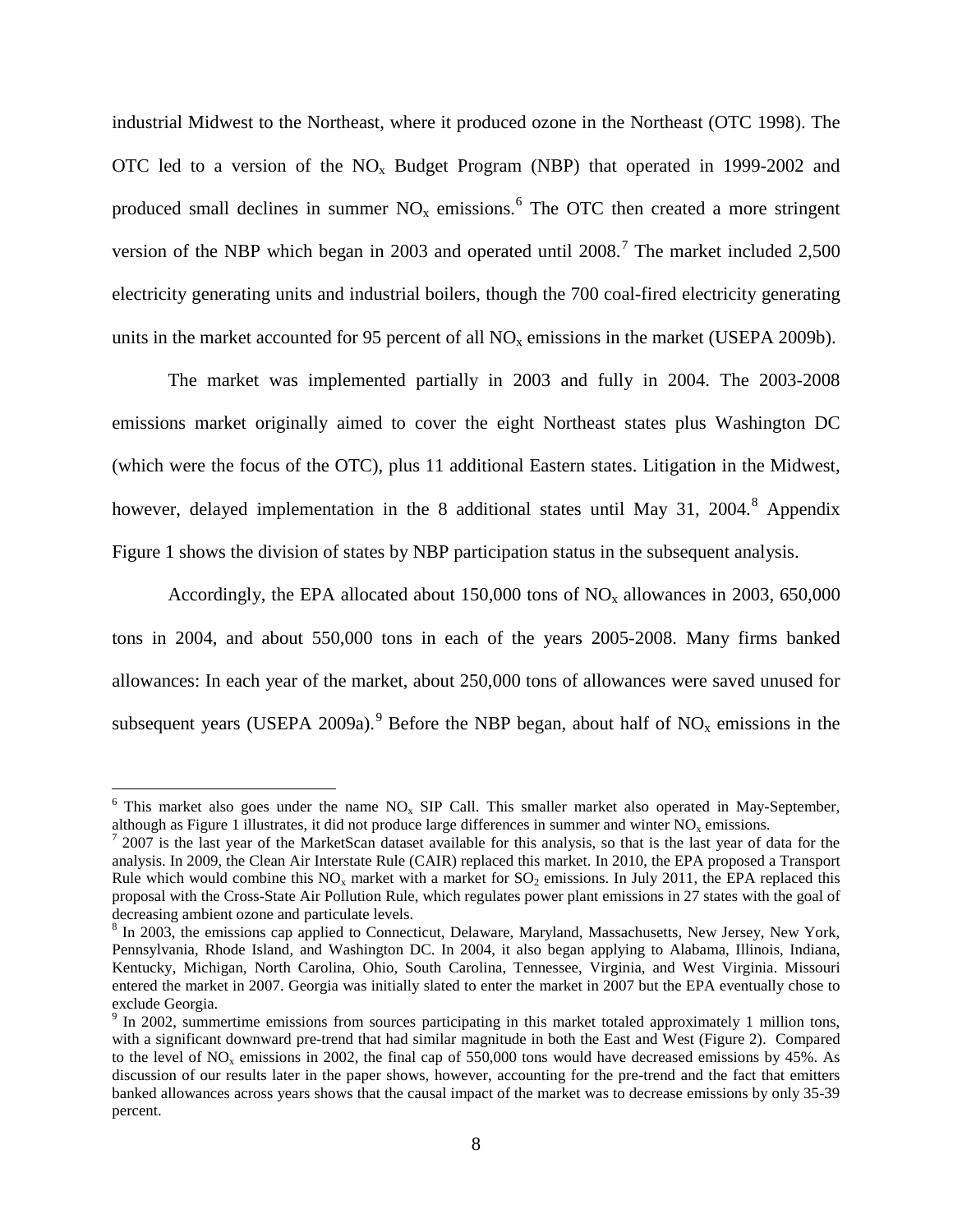industrial Midwest to the Northeast, where it produced ozone in the Northeast (OTC 1998). The OTC led to a version of the $NO_x$ Budget Program (NBP) that operated in 1999-2002 and produced small declines in summer $NO_x$ emissions.[6] The OTC then created a more stringent version of the NBP which began in 2003 and operated until 2008.[7] The market included 2,500 electricity generating units and industrial boilers, though the 700 coal-fired electricity generating units in the market accounted for 95 percent of all $NO_x$ emissions in the market (USEPA 2009b).

The market was implemented partially in 2003 and fully in 2004. The 2003-2008 emissions market originally aimed to cover the eight Northeast states plus Washington DC (which were the focus of the OTC), plus 11 additional Eastern states. Litigation in the Midwest, however, delayed implementation in the 8 additional states until May 31, 2004.[8] Appendix Figure 1 shows the division of states by NBP participation status in the subsequent analysis.

Accordingly, the EPA allocated about 150,000 tons of $NO_x$ allowances in 2003, 650,000 tons in 2004, and about 550,000 tons in each of the years 2005-2008. Many firms banked allowances: In each year of the market, about 250,000 tons of allowances were saved unused for subsequent years (USEPA 2009a).[9] Before the NBP began, about half of $NO_x$ emissions in the

---

[6] This market also goes under the name $NO_x$ SIP Call. This smaller market also operated in May-September, although as Figure 1 illustrates, it did not produce large differences in summer and winter $NO_x$ emissions.

[7] 2007 is the last year of the MarketScan dataset available for this analysis, so that is the last year of data for the analysis. In 2009, the Clean Air Interstate Rule (CAIR) replaced this market. In 2010, the EPA proposed a Transport Rule which would combine this $NO_x$ market with a market for $SO_2$ emissions. In July 2011, the EPA replaced this proposal with the Cross-State Air Pollution Rule, which regulates power plant emissions in 27 states with the goal of decreasing ambient ozone and particulate levels.

[8] In 2003, the emissions cap applied to Connecticut, Delaware, Maryland, Massachusetts, New Jersey, New York, Pennsylvania, Rhode Island, and Washington DC. In 2004, it also began applying to Alabama, Illinois, Indiana, Kentucky, Michigan, North Carolina, Ohio, South Carolina, Tennessee, Virginia, and West Virginia. Missouri entered the market in 2007. Georgia was initially slated to enter the market in 2007 but the EPA eventually chose to exclude Georgia.

[9] In 2002, summertime emissions from sources participating in this market totaled approximately 1 million tons, with a significant downward pre-trend that had similar magnitude in both the East and West (Figure 2). Compared to the level of $NO_x$ emissions in 2002, the final cap of 550,000 tons would have decreased emissions by 45%. As discussion of our results later in the paper shows, however, accounting for the pre-trend and the fact that emitters banked allowances across years shows that the causal impact of the market was to decrease emissions by only 35-39 percent.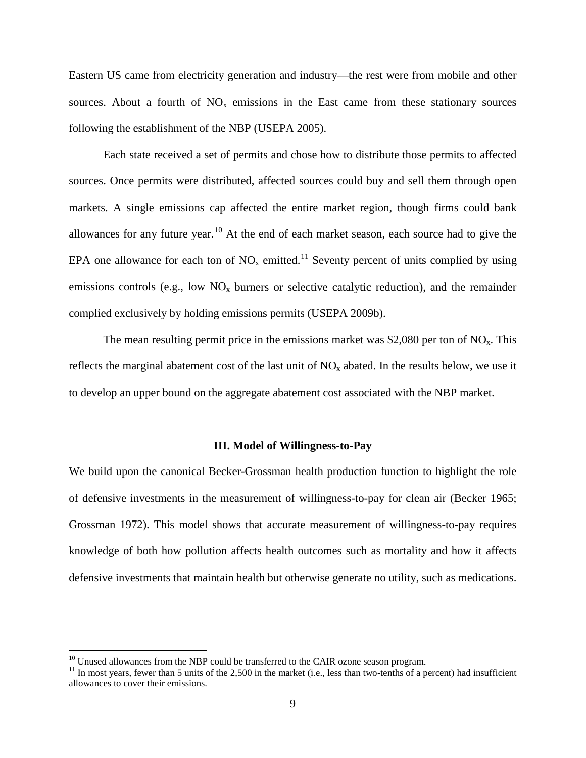Eastern US came from electricity generation and industry—the rest were from mobile and other sources. About a fourth of $NO_x$ emissions in the East came from these stationary sources following the establishment of the NBP (USEPA 2005).

Each state received a set of permits and chose how to distribute those permits to affected sources. Once permits were distributed, affected sources could buy and sell them through open markets. A single emissions cap affected the entire market region, though firms could bank allowances for any future year.[10] At the end of each market season, each source had to give the EPA one allowance for each ton of $NO_x$ emitted.[11] Seventy percent of units complied by using emissions controls (e.g., low $NO_x$ burners or selective catalytic reduction), and the remainder complied exclusively by holding emissions permits (USEPA 2009b).

The mean resulting permit price in the emissions market was \$2,080 per ton of $NO_x$. This reflects the marginal abatement cost of the last unit of $NO_x$ abated. In the results below, we use it to develop an upper bound on the aggregate abatement cost associated with the NBP market.

## III. Model of Willingness-to-Pay

We build upon the canonical Becker-Grossman health production function to highlight the role of defensive investments in the measurement of willingness-to-pay for clean air (Becker 1965; Grossman 1972). This model shows that accurate measurement of willingness-to-pay requires knowledge of both how pollution affects health outcomes such as mortality and how it affects defensive investments that maintain health but otherwise generate no utility, such as medications.

[10] Unused allowances from the NBP could be transferred to the CAIR ozone season program.

[11] In most years, fewer than 5 units of the 2,500 in the market (i.e., less than two-tenths of a percent) had insufficient allowances to cover their emissions.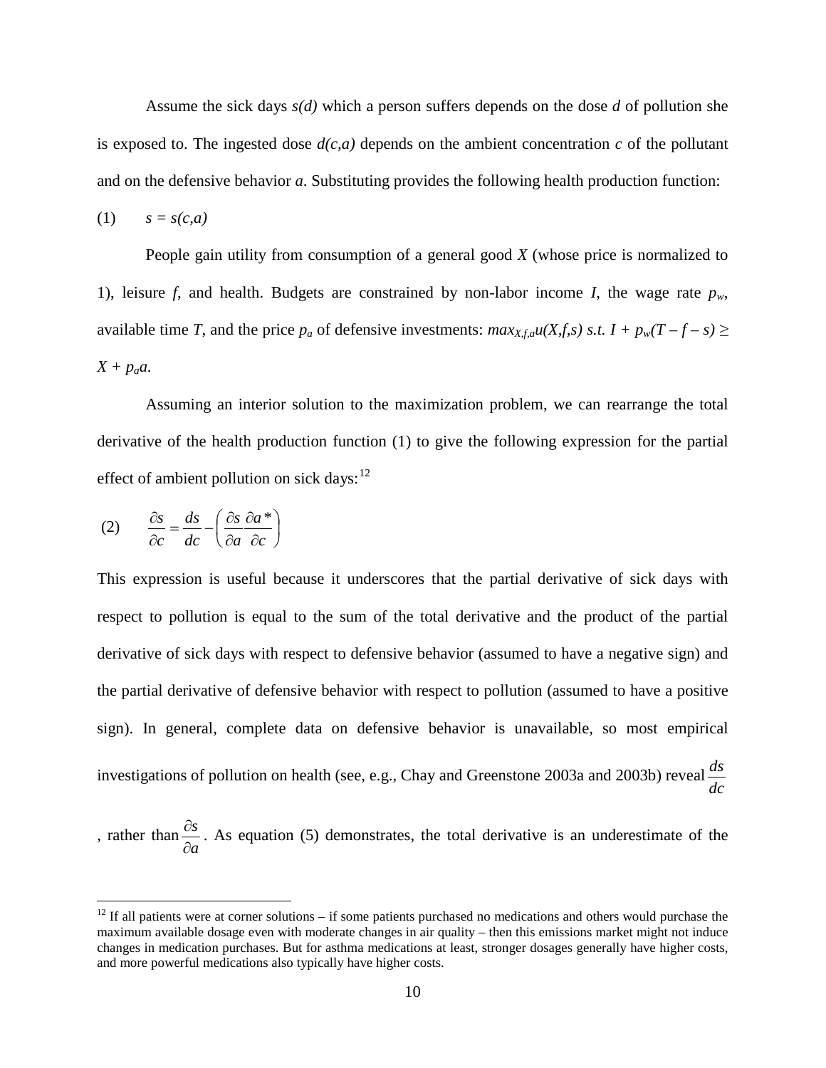Assume the sick days $s(d)$ which a person suffers depends on the dose $d$ of pollution she is exposed to. The ingested dose $d(c,a)$ depends on the ambient concentration $c$ of the pollutant and on the defensive behavior $a$. Substituting provides the following health production function:

$$s = s(c,a) \tag{1}$$

People gain utility from consumption of a general good $X$ (whose price is normalized to 1), leisure $f$, and health. Budgets are constrained by non-labor income $I$, the wage rate $p_w$, available time $T$, and the price $p_a$ of defensive investments: $max_{X,f,a}u(X,f,s)$ *s.t.* $I + p_w(T - f - s) \geq X + p_a a$.

Assuming an interior solution to the maximization problem, we can rearrange the total derivative of the health production function (1) to give the following expression for the partial effect of ambient pollution on sick days:[12]

$$\frac{\partial s}{\partial c} = \frac{ds}{dc} - \left( \frac{\partial s}{\partial a} \frac{\partial a^*}{\partial c} \right) \tag{2}$$

This expression is useful because it underscores that the partial derivative of sick days with respect to pollution is equal to the sum of the total derivative and the product of the partial derivative of sick days with respect to defensive behavior (assumed to have a negative sign) and the partial derivative of defensive behavior with respect to pollution (assumed to have a positive sign). In general, complete data on defensive behavior is unavailable, so most empirical investigations of pollution on health (see, e.g., Chay and Greenstone 2003a and 2003b) reveal $\frac{ds}{dc}$, rather than $\frac{\partial s}{\partial a}$. As equation (5) demonstrates, the total derivative is an underestimate of the

[12] If all patients were at corner solutions – if some patients purchased no medications and others would purchase the maximum available dosage even with moderate changes in air quality – then this emissions market might not induce changes in medication purchases. But for asthma medications at least, stronger dosages generally have higher costs, and more powerful medications also typically have higher costs.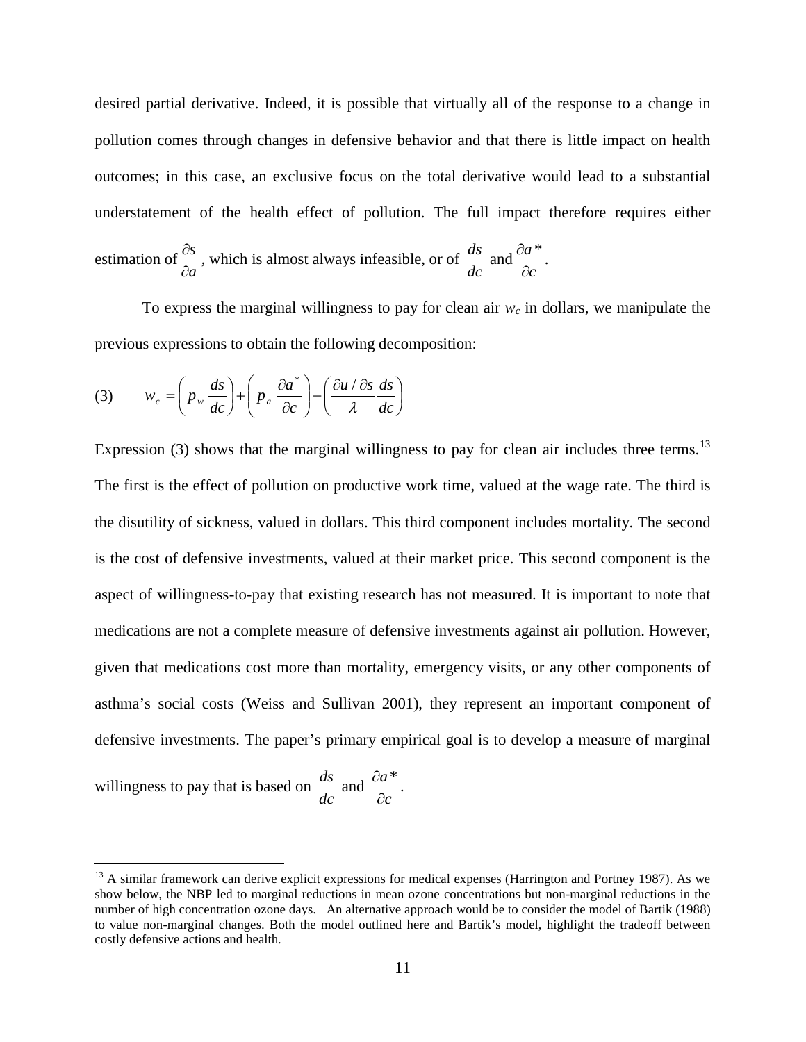desired partial derivative. Indeed, it is possible that virtually all of the response to a change in pollution comes through changes in defensive behavior and that there is little impact on health outcomes; in this case, an exclusive focus on the total derivative would lead to a substantial understatement of the health effect of pollution. The full impact therefore requires either estimation of $\frac{\partial s}{\partial a}$, which is almost always infeasible, or of $\frac{ds}{dc}$ and $\frac{\partial a^*}{\partial c}$.

To express the marginal willingness to pay for clean air $w_c$ in dollars, we manipulate the previous expressions to obtain the following decomposition:

$$(3) \qquad w_c = \left( p_w \frac{ds}{dc} \right) + \left( p_a \frac{\partial a^*}{\partial c} \right) - \left( \frac{\partial u / \partial s}{\lambda} \frac{ds}{dc} \right)$$

Expression (3) shows that the marginal willingness to pay for clean air includes three terms.[13] The first is the effect of pollution on productive work time, valued at the wage rate. The third is the disutility of sickness, valued in dollars. This third component includes mortality. The second is the cost of defensive investments, valued at their market price. This second component is the aspect of willingness-to-pay that existing research has not measured. It is important to note that medications are not a complete measure of defensive investments against air pollution. However, given that medications cost more than mortality, emergency visits, or any other components of asthma's social costs (Weiss and Sullivan 2001), they represent an important component of defensive investments. The paper's primary empirical goal is to develop a measure of marginal willingness to pay that is based on $\frac{ds}{dc}$ and $\frac{\partial a^*}{\partial c}$.

[13] A similar framework can derive explicit expressions for medical expenses (Harrington and Portney 1987). As we show below, the NBP led to marginal reductions in mean ozone concentrations but non-marginal reductions in the number of high concentration ozone days. An alternative approach would be to consider the model of Bartik (1988) to value non-marginal changes. Both the model outlined here and Bartik's model, highlight the tradeoff between costly defensive actions and health.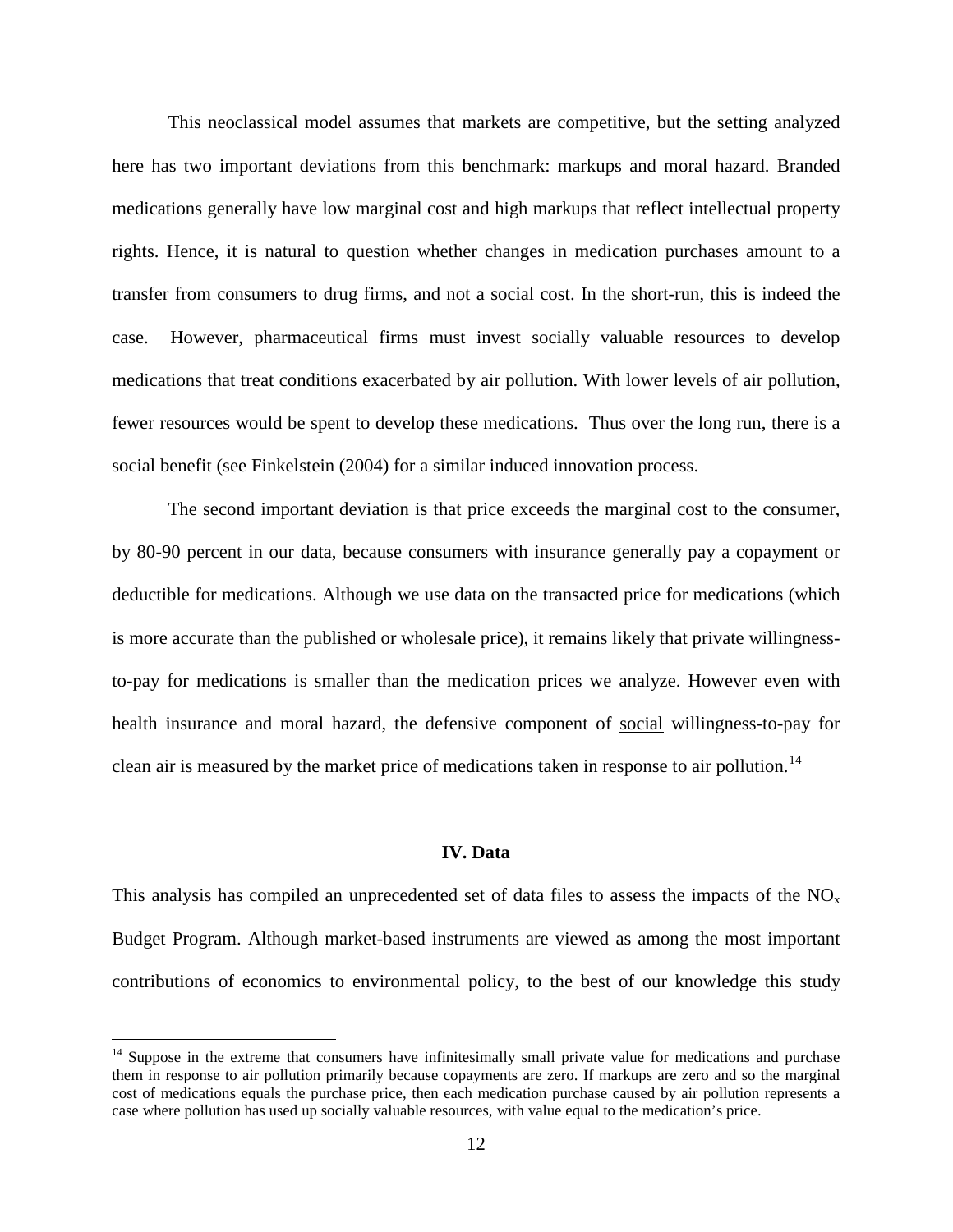This neoclassical model assumes that markets are competitive, but the setting analyzed here has two important deviations from this benchmark: markups and moral hazard. Branded medications generally have low marginal cost and high markups that reflect intellectual property rights. Hence, it is natural to question whether changes in medication purchases amount to a transfer from consumers to drug firms, and not a social cost. In the short-run, this is indeed the case. However, pharmaceutical firms must invest socially valuable resources to develop medications that treat conditions exacerbated by air pollution. With lower levels of air pollution, fewer resources would be spent to develop these medications. Thus over the long run, there is a social benefit (see Finkelstein (2004) for a similar induced innovation process.

The second important deviation is that price exceeds the marginal cost to the consumer, by 80-90 percent in our data, because consumers with insurance generally pay a copayment or deductible for medications. Although we use data on the transacted price for medications (which is more accurate than the published or wholesale price), it remains likely that private willingness-to-pay for medications is smaller than the medication prices we analyze. However even with health insurance and moral hazard, the defensive component of <u>social</u> willingness-to-pay for clean air is measured by the market price of medications taken in response to air pollution.[14]

### IV. Data

This analysis has compiled an unprecedented set of data files to assess the impacts of the $NO_x$ Budget Program. Although market-based instruments are viewed as among the most important contributions of economics to environmental policy, to the best of our knowledge this study

---

[14] Suppose in the extreme that consumers have infinitesimally small private value for medications and purchase them in response to air pollution primarily because copayments are zero. If markups are zero and so the marginal cost of medications equals the purchase price, then each medication purchase caused by air pollution represents a case where pollution has used up socially valuable resources, with value equal to the medication's price.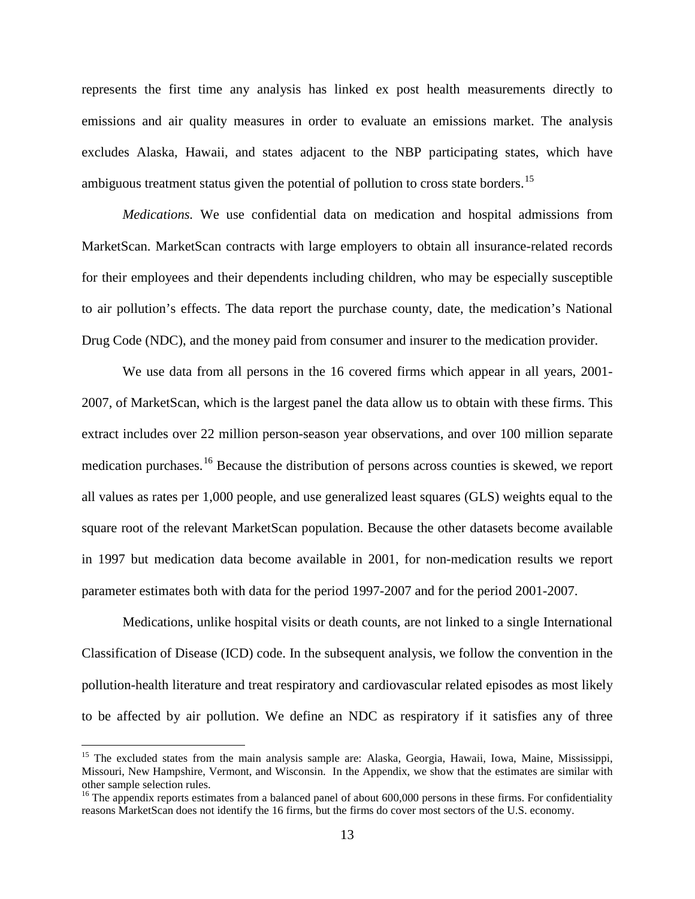represents the first time any analysis has linked ex post health measurements directly to emissions and air quality measures in order to evaluate an emissions market. The analysis excludes Alaska, Hawaii, and states adjacent to the NBP participating states, which have ambiguous treatment status given the potential of pollution to cross state borders.[15]

*Medications.* We use confidential data on medication and hospital admissions from MarketScan. MarketScan contracts with large employers to obtain all insurance-related records for their employees and their dependents including children, who may be especially susceptible to air pollution's effects. The data report the purchase county, date, the medication's National Drug Code (NDC), and the money paid from consumer and insurer to the medication provider.

We use data from all persons in the 16 covered firms which appear in all years, 2001-2007, of MarketScan, which is the largest panel the data allow us to obtain with these firms. This extract includes over 22 million person-season year observations, and over 100 million separate medication purchases.[16] Because the distribution of persons across counties is skewed, we report all values as rates per 1,000 people, and use generalized least squares (GLS) weights equal to the square root of the relevant MarketScan population. Because the other datasets become available in 1997 but medication data become available in 2001, for non-medication results we report parameter estimates both with data for the period 1997-2007 and for the period 2001-2007.

Medications, unlike hospital visits or death counts, are not linked to a single International Classification of Disease (ICD) code. In the subsequent analysis, we follow the convention in the pollution-health literature and treat respiratory and cardiovascular related episodes as most likely to be affected by air pollution. We define an NDC as respiratory if it satisfies any of three

---

[15] The excluded states from the main analysis sample are: Alaska, Georgia, Hawaii, Iowa, Maine, Mississippi, Missouri, New Hampshire, Vermont, and Wisconsin. In the Appendix, we show that the estimates are similar with other sample selection rules.

[16] The appendix reports estimates from a balanced panel of about 600,000 persons in these firms. For confidentiality reasons MarketScan does not identify the 16 firms, but the firms do cover most sectors of the U.S. economy.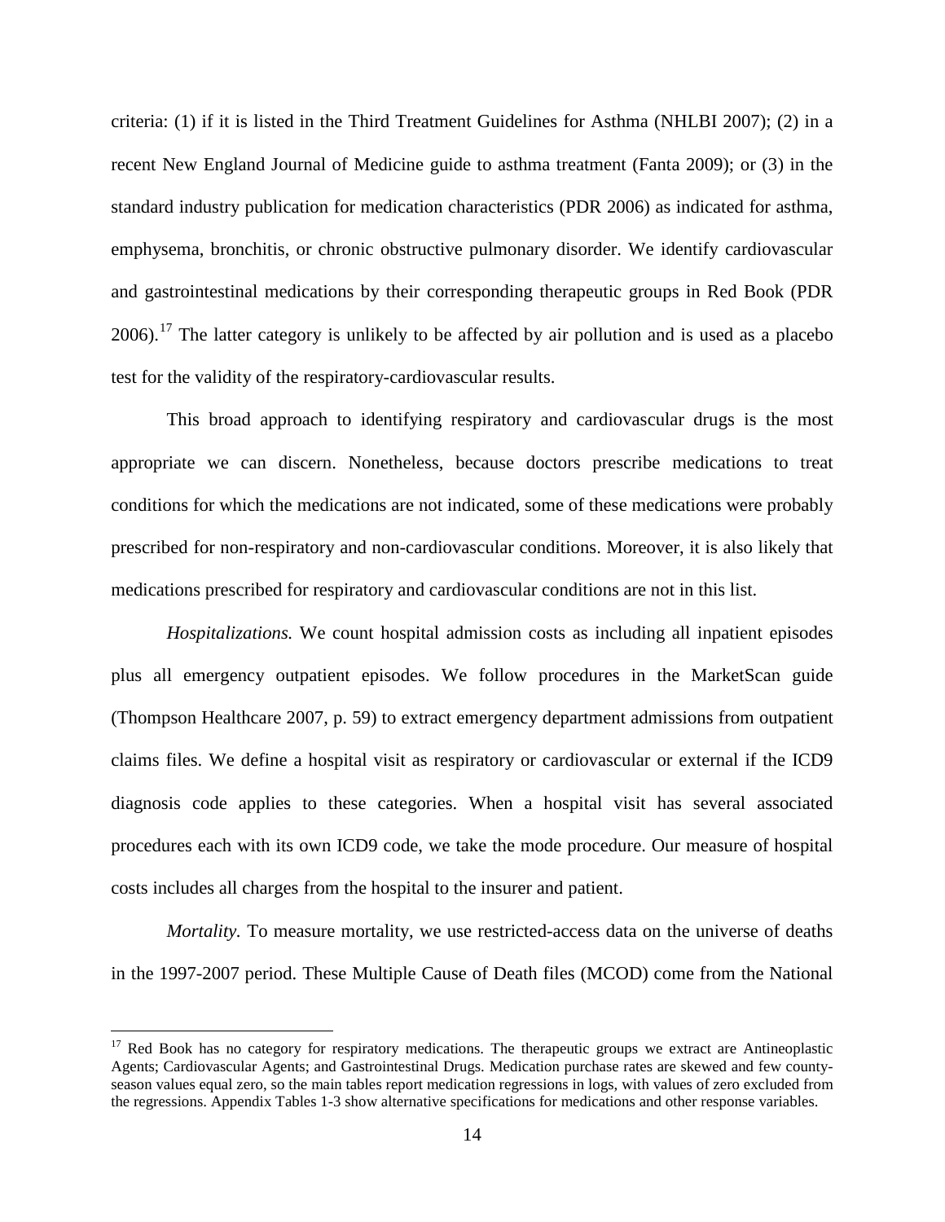criteria: (1) if it is listed in the Third Treatment Guidelines for Asthma (NHLBI 2007); (2) in a recent New England Journal of Medicine guide to asthma treatment (Fanta 2009); or (3) in the standard industry publication for medication characteristics (PDR 2006) as indicated for asthma, emphysema, bronchitis, or chronic obstructive pulmonary disorder. We identify cardiovascular and gastrointestinal medications by their corresponding therapeutic groups in Red Book (PDR 2006).[17] The latter category is unlikely to be affected by air pollution and is used as a placebo test for the validity of the respiratory-cardiovascular results.

This broad approach to identifying respiratory and cardiovascular drugs is the most appropriate we can discern. Nonetheless, because doctors prescribe medications to treat conditions for which the medications are not indicated, some of these medications were probably prescribed for non-respiratory and non-cardiovascular conditions. Moreover, it is also likely that medications prescribed for respiratory and cardiovascular conditions are not in this list.

*Hospitalizations.* We count hospital admission costs as including all inpatient episodes plus all emergency outpatient episodes. We follow procedures in the MarketScan guide (Thompson Healthcare 2007, p. 59) to extract emergency department admissions from outpatient claims files. We define a hospital visit as respiratory or cardiovascular or external if the ICD9 diagnosis code applies to these categories. When a hospital visit has several associated procedures each with its own ICD9 code, we take the mode procedure. Our measure of hospital costs includes all charges from the hospital to the insurer and patient.

*Mortality.* To measure mortality, we use restricted-access data on the universe of deaths in the 1997-2007 period. These Multiple Cause of Death files (MCOD) come from the National

[17] Red Book has no category for respiratory medications. The therapeutic groups we extract are Antineoplastic Agents; Cardiovascular Agents; and Gastrointestinal Drugs. Medication purchase rates are skewed and few county-season values equal zero, so the main tables report medication regressions in logs, with values of zero excluded from the regressions. Appendix Tables 1-3 show alternative specifications for medications and other response variables.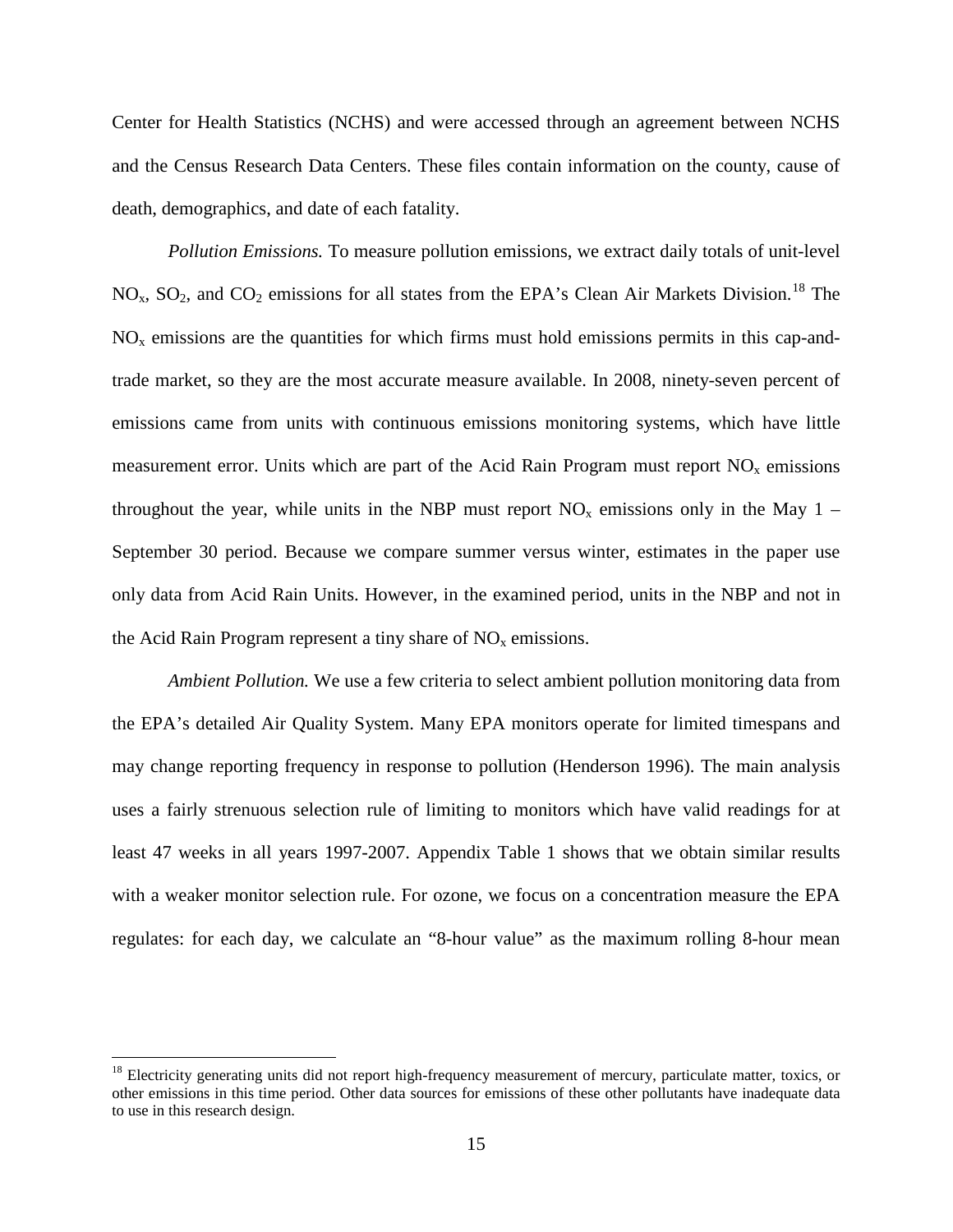Center for Health Statistics (NCHS) and were accessed through an agreement between NCHS and the Census Research Data Centers. These files contain information on the county, cause of death, demographics, and date of each fatality.

*Pollution Emissions.* To measure pollution emissions, we extract daily totals of unit-level $NO_x$, $SO_2$, and $CO_2$ emissions for all states from the EPA's Clean Air Markets Division.[18] The $NO_x$ emissions are the quantities for which firms must hold emissions permits in this cap-and-trade market, so they are the most accurate measure available. In 2008, ninety-seven percent of emissions came from units with continuous emissions monitoring systems, which have little measurement error. Units which are part of the Acid Rain Program must report $NO_x$ emissions throughout the year, while units in the NBP must report $NO_x$ emissions only in the May 1 – September 30 period. Because we compare summer versus winter, estimates in the paper use only data from Acid Rain Units. However, in the examined period, units in the NBP and not in the Acid Rain Program represent a tiny share of $NO_x$ emissions.

*Ambient Pollution.* We use a few criteria to select ambient pollution monitoring data from the EPA's detailed Air Quality System. Many EPA monitors operate for limited timespans and may change reporting frequency in response to pollution (Henderson 1996). The main analysis uses a fairly strenuous selection rule of limiting to monitors which have valid readings for at least 47 weeks in all years 1997-2007. Appendix Table 1 shows that we obtain similar results with a weaker monitor selection rule. For ozone, we focus on a concentration measure the EPA regulates: for each day, we calculate an "8-hour value" as the maximum rolling 8-hour mean

[18] Electricity generating units did not report high-frequency measurement of mercury, particulate matter, toxics, or other emissions in this time period. Other data sources for emissions of these other pollutants have inadequate data to use in this research design.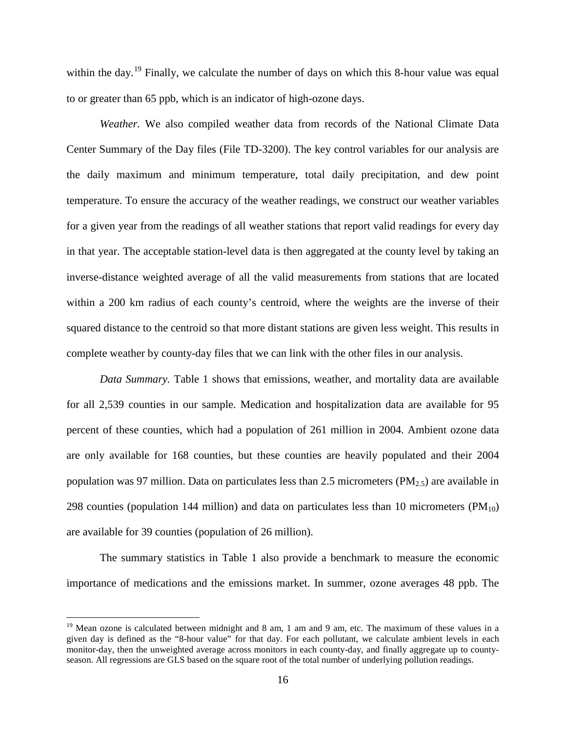within the day.[19] Finally, we calculate the number of days on which this 8-hour value was equal to or greater than 65 ppb, which is an indicator of high-ozone days.

*Weather.* We also compiled weather data from records of the National Climate Data Center Summary of the Day files (File TD-3200). The key control variables for our analysis are the daily maximum and minimum temperature, total daily precipitation, and dew point temperature. To ensure the accuracy of the weather readings, we construct our weather variables for a given year from the readings of all weather stations that report valid readings for every day in that year. The acceptable station-level data is then aggregated at the county level by taking an inverse-distance weighted average of all the valid measurements from stations that are located within a 200 km radius of each county's centroid, where the weights are the inverse of their squared distance to the centroid so that more distant stations are given less weight. This results in complete weather by county-day files that we can link with the other files in our analysis.

*Data Summary.* Table 1 shows that emissions, weather, and mortality data are available for all 2,539 counties in our sample. Medication and hospitalization data are available for 95 percent of these counties, which had a population of 261 million in 2004. Ambient ozone data are only available for 168 counties, but these counties are heavily populated and their 2004 population was 97 million. Data on particulates less than 2.5 micrometers ($PM_{2.5}$) are available in 298 counties (population 144 million) and data on particulates less than 10 micrometers ($PM_{10}$) are available for 39 counties (population of 26 million).

The summary statistics in Table 1 also provide a benchmark to measure the economic importance of medications and the emissions market. In summer, ozone averages 48 ppb. The

[19] Mean ozone is calculated between midnight and 8 am, 1 am and 9 am, etc. The maximum of these values in a given day is defined as the "8-hour value" for that day. For each pollutant, we calculate ambient levels in each monitor-day, then the unweighted average across monitors in each county-day, and finally aggregate up to county-season. All regressions are GLS based on the square root of the total number of underlying pollution readings.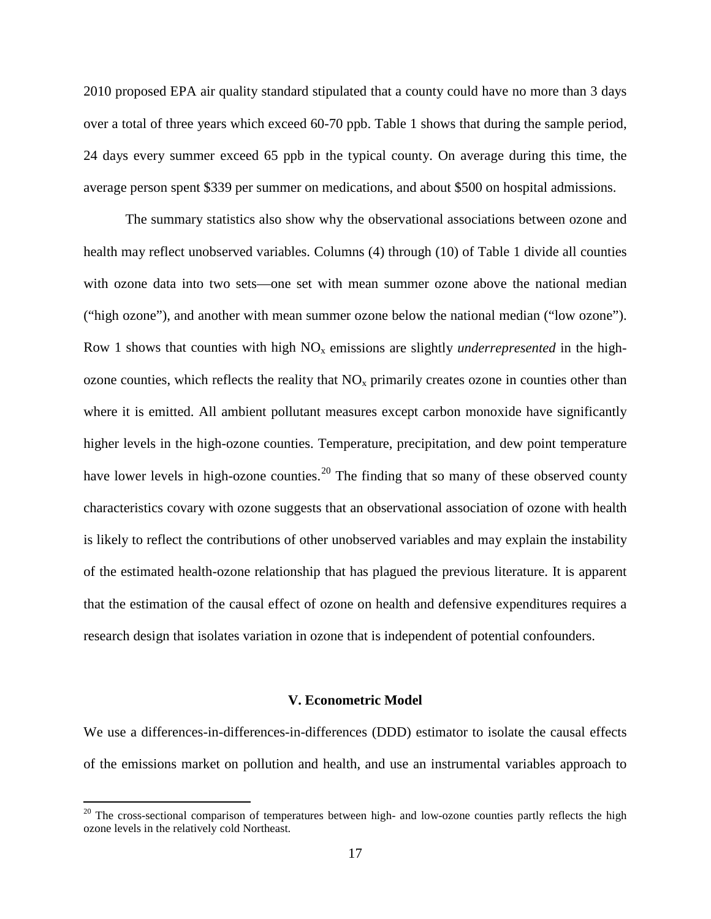2010 proposed EPA air quality standard stipulated that a county could have no more than 3 days over a total of three years which exceed 60-70 ppb. Table 1 shows that during the sample period, 24 days every summer exceed 65 ppb in the typical county. On average during this time, the average person spent \$339 per summer on medications, and about \$500 on hospital admissions.

The summary statistics also show why the observational associations between ozone and health may reflect unobserved variables. Columns (4) through (10) of Table 1 divide all counties with ozone data into two sets—one set with mean summer ozone above the national median ("high ozone"), and another with mean summer ozone below the national median ("low ozone"). Row 1 shows that counties with high $NO_x$ emissions are slightly *underrepresented* in the high-ozone counties, which reflects the reality that $NO_x$ primarily creates ozone in counties other than where it is emitted. All ambient pollutant measures except carbon monoxide have significantly higher levels in the high-ozone counties. Temperature, precipitation, and dew point temperature have lower levels in high-ozone counties.[20] The finding that so many of these observed county characteristics covary with ozone suggests that an observational association of ozone with health is likely to reflect the contributions of other unobserved variables and may explain the instability of the estimated health-ozone relationship that has plagued the previous literature. It is apparent that the estimation of the causal effect of ozone on health and defensive expenditures requires a research design that isolates variation in ozone that is independent of potential confounders.

## V. Econometric Model

We use a differences-in-differences-in-differences (DDD) estimator to isolate the causal effects of the emissions market on pollution and health, and use an instrumental variables approach to

[20] The cross-sectional comparison of temperatures between high- and low-ozone counties partly reflects the high ozone levels in the relatively cold Northeast.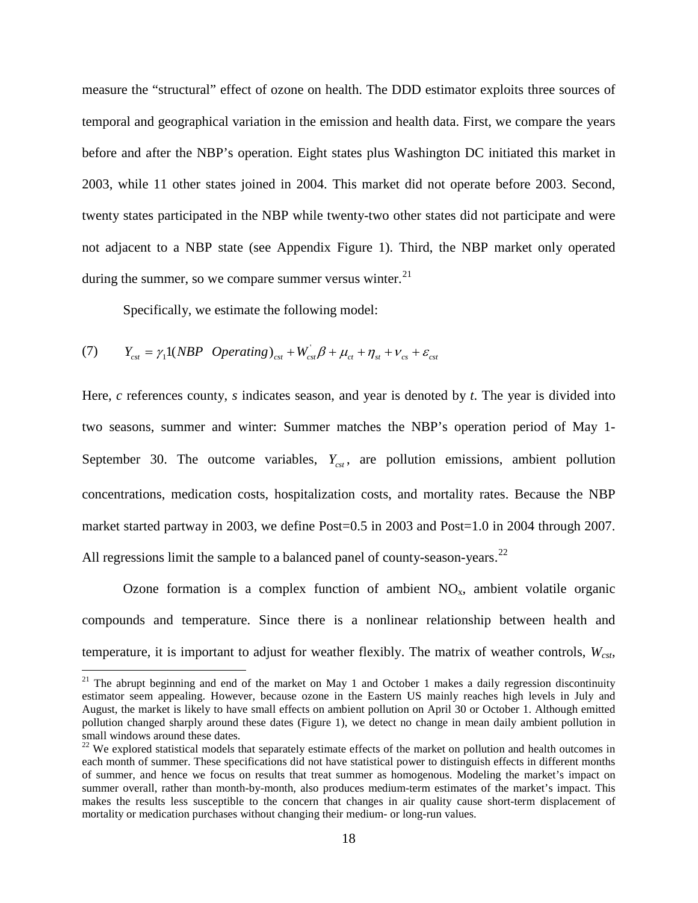measure the "structural" effect of ozone on health. The DDD estimator exploits three sources of temporal and geographical variation in the emission and health data. First, we compare the years before and after the NBP's operation. Eight states plus Washington DC initiated this market in 2003, while 11 other states joined in 2004. This market did not operate before 2003. Second, twenty states participated in the NBP while twenty-two other states did not participate and were not adjacent to a NBP state (see Appendix Figure 1). Third, the NBP market only operated during the summer, so we compare summer versus winter.[21]

Specifically, we estimate the following model:

$$(7) \qquad Y_{cst} = \gamma_1 1(NBP \;\; Operating)_{cst} + W_{cst}^{'}\beta + \mu_{ct} + \eta_{st} + \nu_{cs} + \varepsilon_{cst}$$

Here, *c* references county, *s* indicates season, and year is denoted by *t*. The year is divided into two seasons, summer and winter: Summer matches the NBP's operation period of May 1-September 30. The outcome variables, $Y_{cst}$, are pollution emissions, ambient pollution concentrations, medication costs, hospitalization costs, and mortality rates. Because the NBP market started partway in 2003, we define Post=0.5 in 2003 and Post=1.0 in 2004 through 2007. All regressions limit the sample to a balanced panel of county-season-years.[22]

Ozone formation is a complex function of ambient $NO_x$, ambient volatile organic compounds and temperature. Since there is a nonlinear relationship between health and temperature, it is important to adjust for weather flexibly. The matrix of weather controls, $W_{cst}$,

[21] The abrupt beginning and end of the market on May 1 and October 1 makes a daily regression discontinuity estimator seem appealing. However, because ozone in the Eastern US mainly reaches high levels in July and August, the market is likely to have small effects on ambient pollution on April 30 or October 1. Although emitted pollution changed sharply around these dates (Figure 1), we detect no change in mean daily ambient pollution in small windows around these dates.

[22] We explored statistical models that separately estimate effects of the market on pollution and health outcomes in each month of summer. These specifications did not have statistical power to distinguish effects in different months of summer, and hence we focus on results that treat summer as homogenous. Modeling the market's impact on summer overall, rather than month-by-month, also produces medium-term estimates of the market's impact. This makes the results less susceptible to the concern that changes in air quality cause short-term displacement of mortality or medication purchases without changing their medium- or long-run values.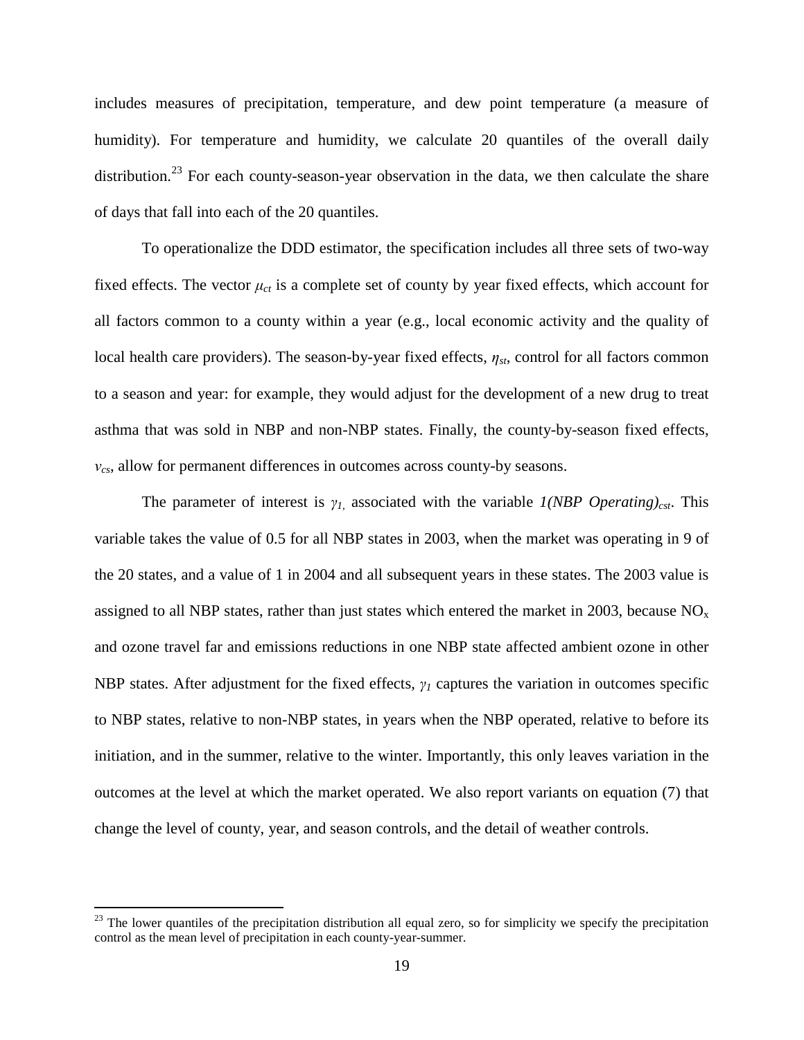includes measures of precipitation, temperature, and dew point temperature (a measure of humidity). For temperature and humidity, we calculate 20 quantiles of the overall daily distribution.[23] For each county-season-year observation in the data, we then calculate the share of days that fall into each of the 20 quantiles.

To operationalize the DDD estimator, the specification includes all three sets of two-way fixed effects. The vector $\mu_{ct}$ is a complete set of county by year fixed effects, which account for all factors common to a county within a year (e.g., local economic activity and the quality of local health care providers). The season-by-year fixed effects, $\eta_{st}$, control for all factors common to a season and year: for example, they would adjust for the development of a new drug to treat asthma that was sold in NBP and non-NBP states. Finally, the county-by-season fixed effects, $v_{cs}$, allow for permanent differences in outcomes across county-by seasons.

The parameter of interest is $\gamma_1$, associated with the variable $1(NBP\ Operating)_{cst}$. This variable takes the value of 0.5 for all NBP states in 2003, when the market was operating in 9 of the 20 states, and a value of 1 in 2004 and all subsequent years in these states. The 2003 value is assigned to all NBP states, rather than just states which entered the market in 2003, because $NO_x$ and ozone travel far and emissions reductions in one NBP state affected ambient ozone in other NBP states. After adjustment for the fixed effects, $\gamma_1$ captures the variation in outcomes specific to NBP states, relative to non-NBP states, in years when the NBP operated, relative to before its initiation, and in the summer, relative to the winter. Importantly, this only leaves variation in the outcomes at the level at which the market operated. We also report variants on equation (7) that change the level of county, year, and season controls, and the detail of weather controls.

[23] The lower quantiles of the precipitation distribution all equal zero, so for simplicity we specify the precipitation control as the mean level of precipitation in each county-year-summer.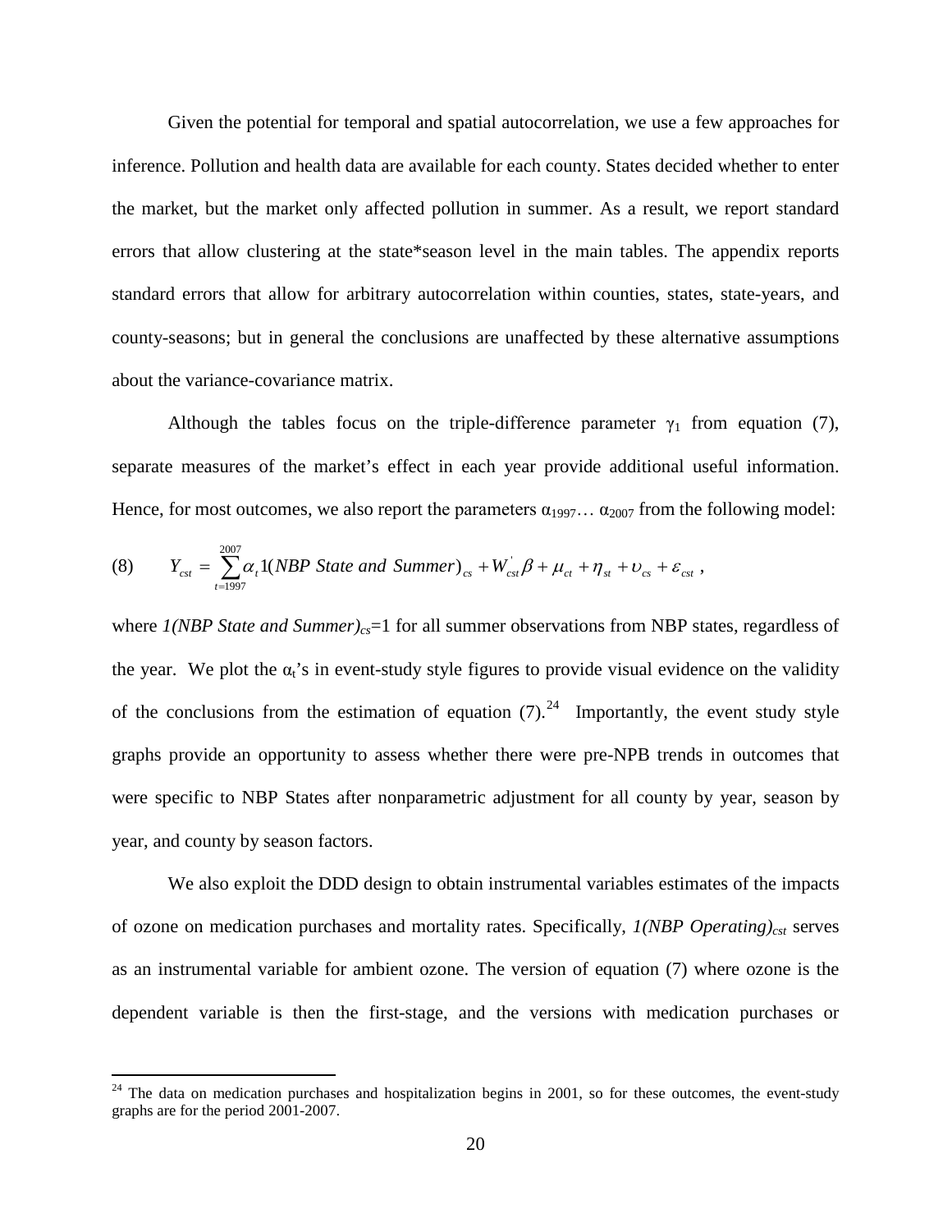Given the potential for temporal and spatial autocorrelation, we use a few approaches for inference. Pollution and health data are available for each county. States decided whether to enter the market, but the market only affected pollution in summer. As a result, we report standard errors that allow clustering at the state*season level in the main tables. The appendix reports standard errors that allow for arbitrary autocorrelation within counties, states, state-years, and county-seasons; but in general the conclusions are unaffected by these alternative assumptions about the variance-covariance matrix.

Although the tables focus on the triple-difference parameter $\gamma_1$ from equation (7), separate measures of the market's effect in each year provide additional useful information. Hence, for most outcomes, we also report the parameters $\alpha_{1997} \ldots \alpha_{2007}$ from the following model:

$$(8) \qquad Y_{cst} = \sum_{t=1997}^{2007} \alpha_t 1(NBP\ State\ and\ Summer)_{cs} + W_{cst}^{'}\beta + \mu_{ct} + \eta_{st} + \upsilon_{cs} + \varepsilon_{cst} \ ,$$

where $1(NBP\ State\ and\ Summer)_{cs}$=1 for all summer observations from NBP states, regardless of the year. We plot the $\alpha_t$'s in event-study style figures to provide visual evidence on the validity of the conclusions from the estimation of equation (7).[24] Importantly, the event study style graphs provide an opportunity to assess whether there were pre-NPB trends in outcomes that were specific to NBP States after nonparametric adjustment for all county by year, season by year, and county by season factors.

We also exploit the DDD design to obtain instrumental variables estimates of the impacts of ozone on medication purchases and mortality rates. Specifically, $1(NBP\ Operating)_{cst}$ serves as an instrumental variable for ambient ozone. The version of equation (7) where ozone is the dependent variable is then the first-stage, and the versions with medication purchases or

[24] The data on medication purchases and hospitalization begins in 2001, so for these outcomes, the event-study graphs are for the period 2001-2007.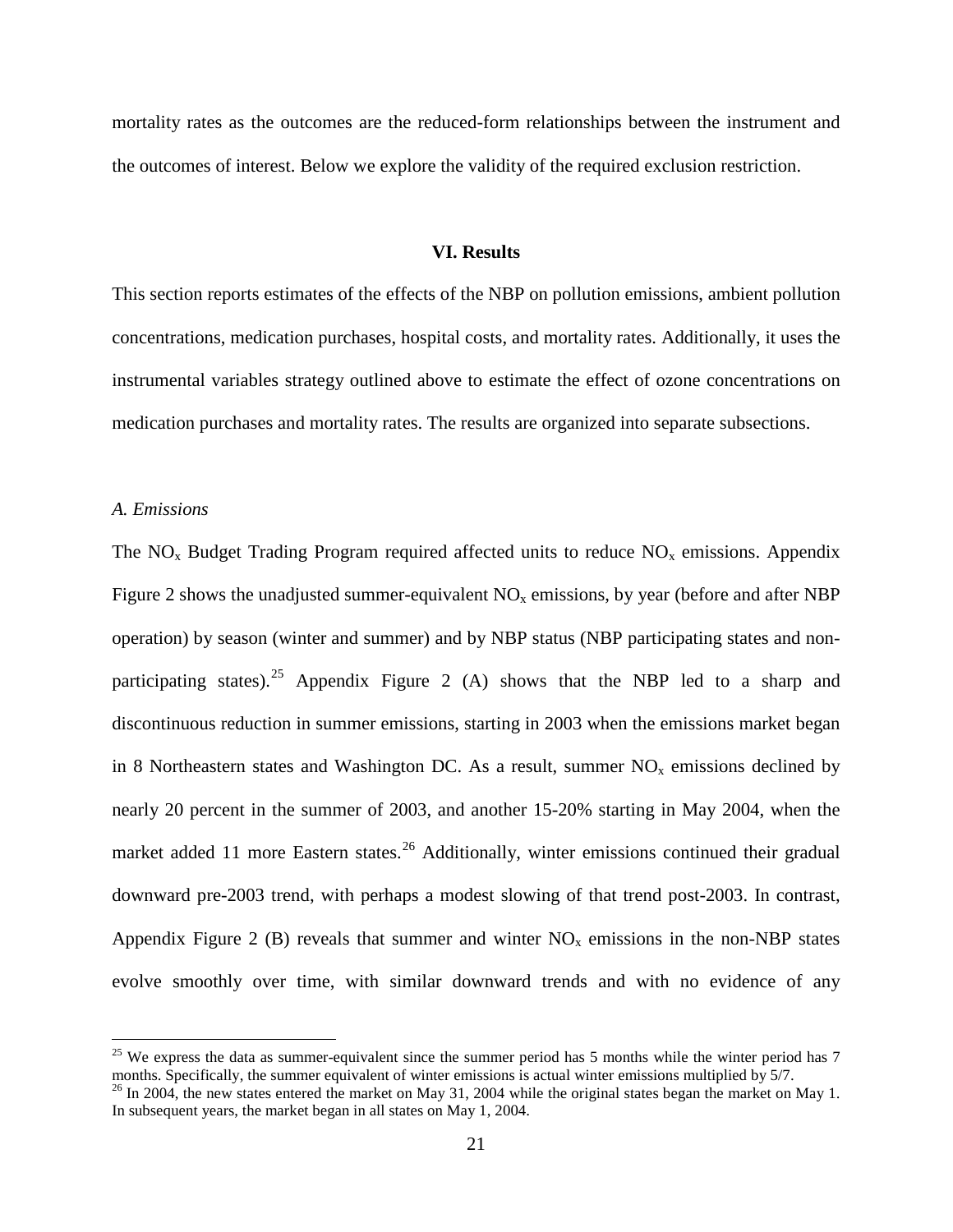mortality rates as the outcomes are the reduced-form relationships between the instrument and the outcomes of interest. Below we explore the validity of the required exclusion restriction.

## VI. Results

This section reports estimates of the effects of the NBP on pollution emissions, ambient pollution concentrations, medication purchases, hospital costs, and mortality rates. Additionally, it uses the instrumental variables strategy outlined above to estimate the effect of ozone concentrations on medication purchases and mortality rates. The results are organized into separate subsections.

### *A. Emissions*

The $NO_x$ Budget Trading Program required affected units to reduce $NO_x$ emissions. Appendix Figure 2 shows the unadjusted summer-equivalent $NO_x$ emissions, by year (before and after NBP operation) by season (winter and summer) and by NBP status (NBP participating states and non-participating states).[25] Appendix Figure 2 (A) shows that the NBP led to a sharp and discontinuous reduction in summer emissions, starting in 2003 when the emissions market began in 8 Northeastern states and Washington DC. As a result, summer $NO_x$ emissions declined by nearly 20 percent in the summer of 2003, and another 15-20% starting in May 2004, when the market added 11 more Eastern states.[26] Additionally, winter emissions continued their gradual downward pre-2003 trend, with perhaps a modest slowing of that trend post-2003. In contrast, Appendix Figure 2 (B) reveals that summer and winter $NO_x$ emissions in the non-NBP states evolve smoothly over time, with similar downward trends and with no evidence of any

[25] We express the data as summer-equivalent since the summer period has 5 months while the winter period has 7 months. Specifically, the summer equivalent of winter emissions is actual winter emissions multiplied by 5/7.

[26] In 2004, the new states entered the market on May 31, 2004 while the original states began the market on May 1. In subsequent years, the market began in all states on May 1, 2004.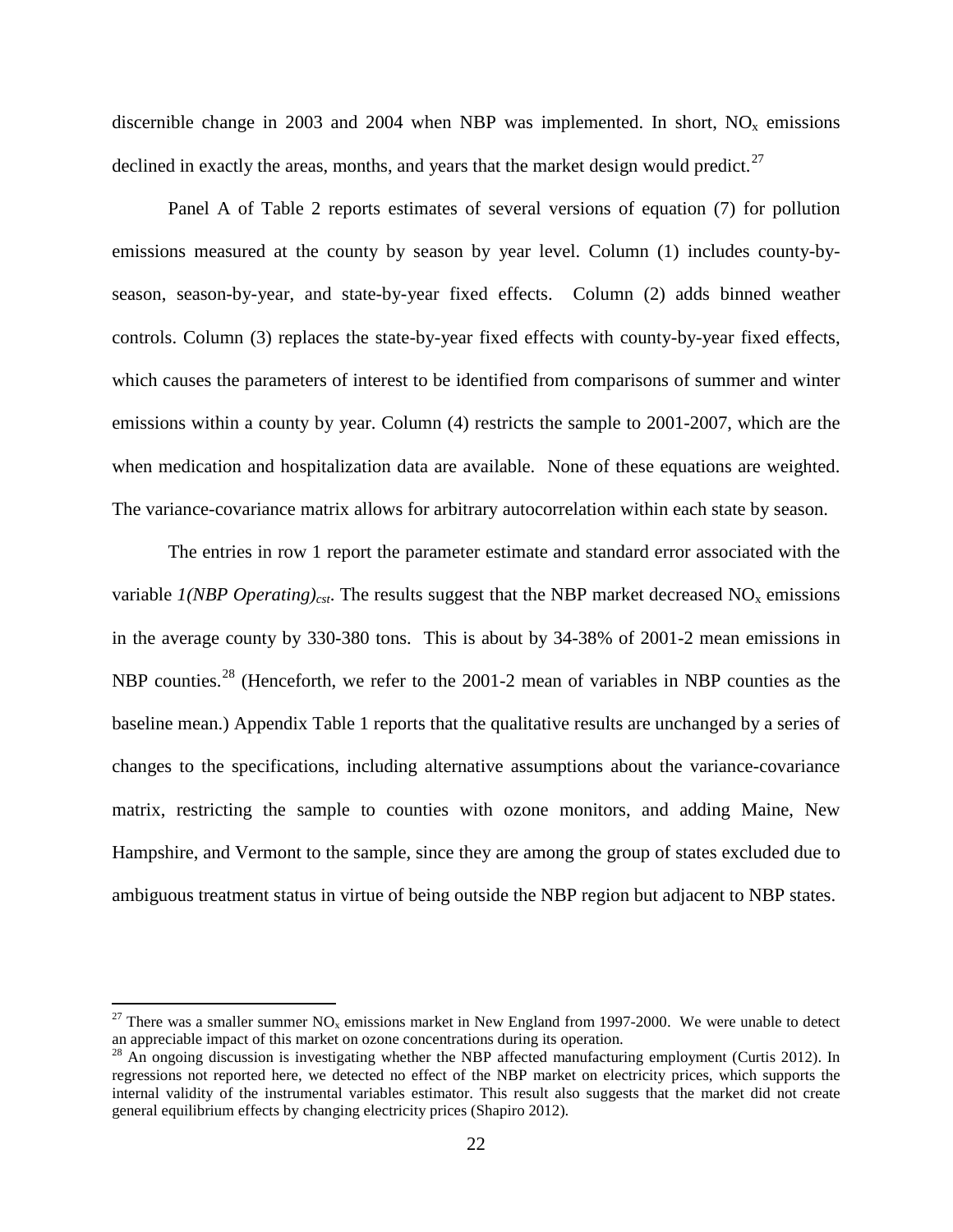discernible change in 2003 and 2004 when NBP was implemented. In short, $NO_x$ emissions declined in exactly the areas, months, and years that the market design would predict.[27]

Panel A of Table 2 reports estimates of several versions of equation (7) for pollution emissions measured at the county by season by year level. Column (1) includes county-by-season, season-by-year, and state-by-year fixed effects. Column (2) adds binned weather controls. Column (3) replaces the state-by-year fixed effects with county-by-year fixed effects, which causes the parameters of interest to be identified from comparisons of summer and winter emissions within a county by year. Column (4) restricts the sample to 2001-2007, which are the when medication and hospitalization data are available. None of these equations are weighted. The variance-covariance matrix allows for arbitrary autocorrelation within each state by season.

The entries in row 1 report the parameter estimate and standard error associated with the variable *1(NBP Operating)*$_{cst}$. The results suggest that the NBP market decreased $NO_x$ emissions in the average county by 330-380 tons. This is about by 34-38% of 2001-2 mean emissions in NBP counties.[28] (Henceforth, we refer to the 2001-2 mean of variables in NBP counties as the baseline mean.) Appendix Table 1 reports that the qualitative results are unchanged by a series of changes to the specifications, including alternative assumptions about the variance-covariance matrix, restricting the sample to counties with ozone monitors, and adding Maine, New Hampshire, and Vermont to the sample, since they are among the group of states excluded due to ambiguous treatment status in virtue of being outside the NBP region but adjacent to NBP states.

[27] There was a smaller summer $NO_x$ emissions market in New England from 1997-2000. We were unable to detect an appreciable impact of this market on ozone concentrations during its operation.

[28] An ongoing discussion is investigating whether the NBP affected manufacturing employment (Curtis 2012). In regressions not reported here, we detected no effect of the NBP market on electricity prices, which supports the internal validity of the instrumental variables estimator. This result also suggests that the market did not create general equilibrium effects by changing electricity prices (Shapiro 2012).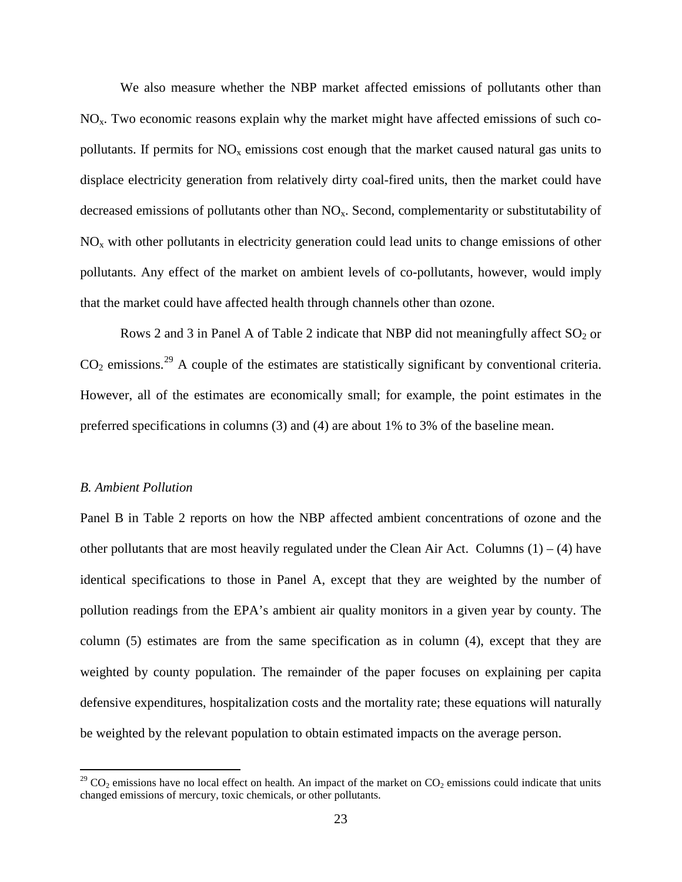We also measure whether the NBP market affected emissions of pollutants other than $NO_x$. Two economic reasons explain why the market might have affected emissions of such co-pollutants. If permits for $NO_x$ emissions cost enough that the market caused natural gas units to displace electricity generation from relatively dirty coal-fired units, then the market could have decreased emissions of pollutants other than $NO_x$. Second, complementarity or substitutability of $NO_x$ with other pollutants in electricity generation could lead units to change emissions of other pollutants. Any effect of the market on ambient levels of co-pollutants, however, would imply that the market could have affected health through channels other than ozone.

Rows 2 and 3 in Panel A of Table 2 indicate that NBP did not meaningfully affect $SO_2$ or $CO_2$ emissions.[29] A couple of the estimates are statistically significant by conventional criteria. However, all of the estimates are economically small; for example, the point estimates in the preferred specifications in columns (3) and (4) are about 1% to 3% of the baseline mean.

### *B. Ambient Pollution*

Panel B in Table 2 reports on how the NBP affected ambient concentrations of ozone and the other pollutants that are most heavily regulated under the Clean Air Act. Columns (1) – (4) have identical specifications to those in Panel A, except that they are weighted by the number of pollution readings from the EPA's ambient air quality monitors in a given year by county. The column (5) estimates are from the same specification as in column (4), except that they are weighted by county population. The remainder of the paper focuses on explaining per capita defensive expenditures, hospitalization costs and the mortality rate; these equations will naturally be weighted by the relevant population to obtain estimated impacts on the average person.

[29] $CO_2$ emissions have no local effect on health. An impact of the market on $CO_2$ emissions could indicate that units changed emissions of mercury, toxic chemicals, or other pollutants.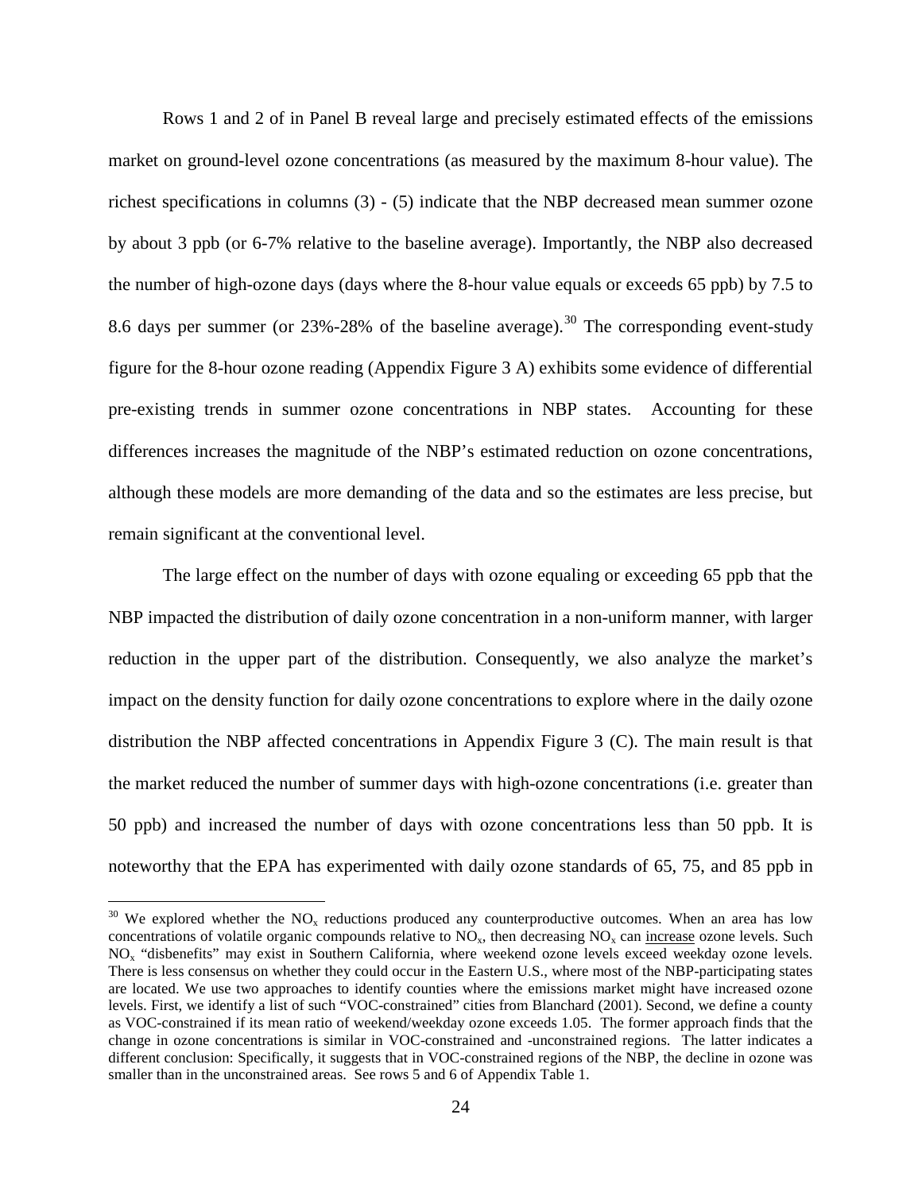Rows 1 and 2 of in Panel B reveal large and precisely estimated effects of the emissions market on ground-level ozone concentrations (as measured by the maximum 8-hour value). The richest specifications in columns (3) - (5) indicate that the NBP decreased mean summer ozone by about 3 ppb (or 6-7% relative to the baseline average). Importantly, the NBP also decreased the number of high-ozone days (days where the 8-hour value equals or exceeds 65 ppb) by 7.5 to 8.6 days per summer (or 23%-28% of the baseline average).[30] The corresponding event-study figure for the 8-hour ozone reading (Appendix Figure 3 A) exhibits some evidence of differential pre-existing trends in summer ozone concentrations in NBP states. Accounting for these differences increases the magnitude of the NBP's estimated reduction on ozone concentrations, although these models are more demanding of the data and so the estimates are less precise, but remain significant at the conventional level.

The large effect on the number of days with ozone equaling or exceeding 65 ppb that the NBP impacted the distribution of daily ozone concentration in a non-uniform manner, with larger reduction in the upper part of the distribution. Consequently, we also analyze the market's impact on the density function for daily ozone concentrations to explore where in the daily ozone distribution the NBP affected concentrations in Appendix Figure 3 (C). The main result is that the market reduced the number of summer days with high-ozone concentrations (i.e. greater than 50 ppb) and increased the number of days with ozone concentrations less than 50 ppb. It is noteworthy that the EPA has experimented with daily ozone standards of 65, 75, and 85 ppb in

[30] We explored whether the $NO_x$ reductions produced any counterproductive outcomes. When an area has low concentrations of volatile organic compounds relative to $NO_x$, then decreasing $NO_x$ can increase ozone levels. Such $NO_x$ "disbenefits" may exist in Southern California, where weekend ozone levels exceed weekday ozone levels. There is less consensus on whether they could occur in the Eastern U.S., where most of the NBP-participating states are located. We use two approaches to identify counties where the emissions market might have increased ozone levels. First, we identify a list of such "VOC-constrained" cities from Blanchard (2001). Second, we define a county as VOC-constrained if its mean ratio of weekend/weekday ozone exceeds 1.05. The former approach finds that the change in ozone concentrations is similar in VOC-constrained and -unconstrained regions. The latter indicates a different conclusion: Specifically, it suggests that in VOC-constrained regions of the NBP, the decline in ozone was smaller than in the unconstrained areas. See rows 5 and 6 of Appendix Table 1.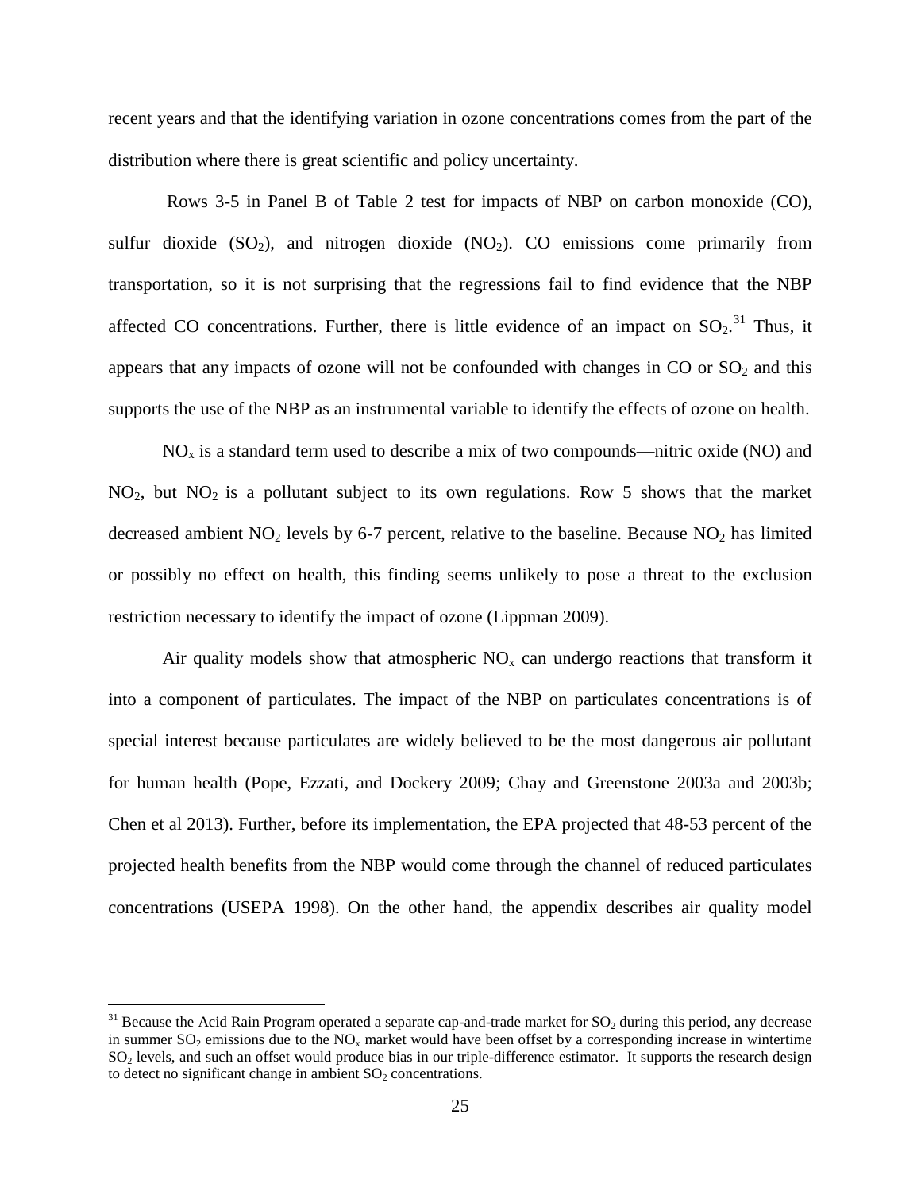recent years and that the identifying variation in ozone concentrations comes from the part of the distribution where there is great scientific and policy uncertainty.

Rows 3-5 in Panel B of Table 2 test for impacts of NBP on carbon monoxide (CO), sulfur dioxide ($SO_2$), and nitrogen dioxide ($NO_2$). CO emissions come primarily from transportation, so it is not surprising that the regressions fail to find evidence that the NBP affected CO concentrations. Further, there is little evidence of an impact on $SO_2$.[31] Thus, it appears that any impacts of ozone will not be confounded with changes in CO or $SO_2$ and this supports the use of the NBP as an instrumental variable to identify the effects of ozone on health.

$NO_x$ is a standard term used to describe a mix of two compounds—nitric oxide (NO) and $NO_2$, but $NO_2$ is a pollutant subject to its own regulations. Row 5 shows that the market decreased ambient $NO_2$ levels by 6-7 percent, relative to the baseline. Because $NO_2$ has limited or possibly no effect on health, this finding seems unlikely to pose a threat to the exclusion restriction necessary to identify the impact of ozone (Lippman 2009).

Air quality models show that atmospheric $NO_x$ can undergo reactions that transform it into a component of particulates. The impact of the NBP on particulates concentrations is of special interest because particulates are widely believed to be the most dangerous air pollutant for human health (Pope, Ezzati, and Dockery 2009; Chay and Greenstone 2003a and 2003b; Chen et al 2013). Further, before its implementation, the EPA projected that 48-53 percent of the projected health benefits from the NBP would come through the channel of reduced particulates concentrations (USEPA 1998). On the other hand, the appendix describes air quality model

[31] Because the Acid Rain Program operated a separate cap-and-trade market for $SO_2$ during this period, any decrease in summer $SO_2$ emissions due to the $NO_x$ market would have been offset by a corresponding increase in wintertime $SO_2$ levels, and such an offset would produce bias in our triple-difference estimator. It supports the research design to detect no significant change in ambient $SO_2$ concentrations.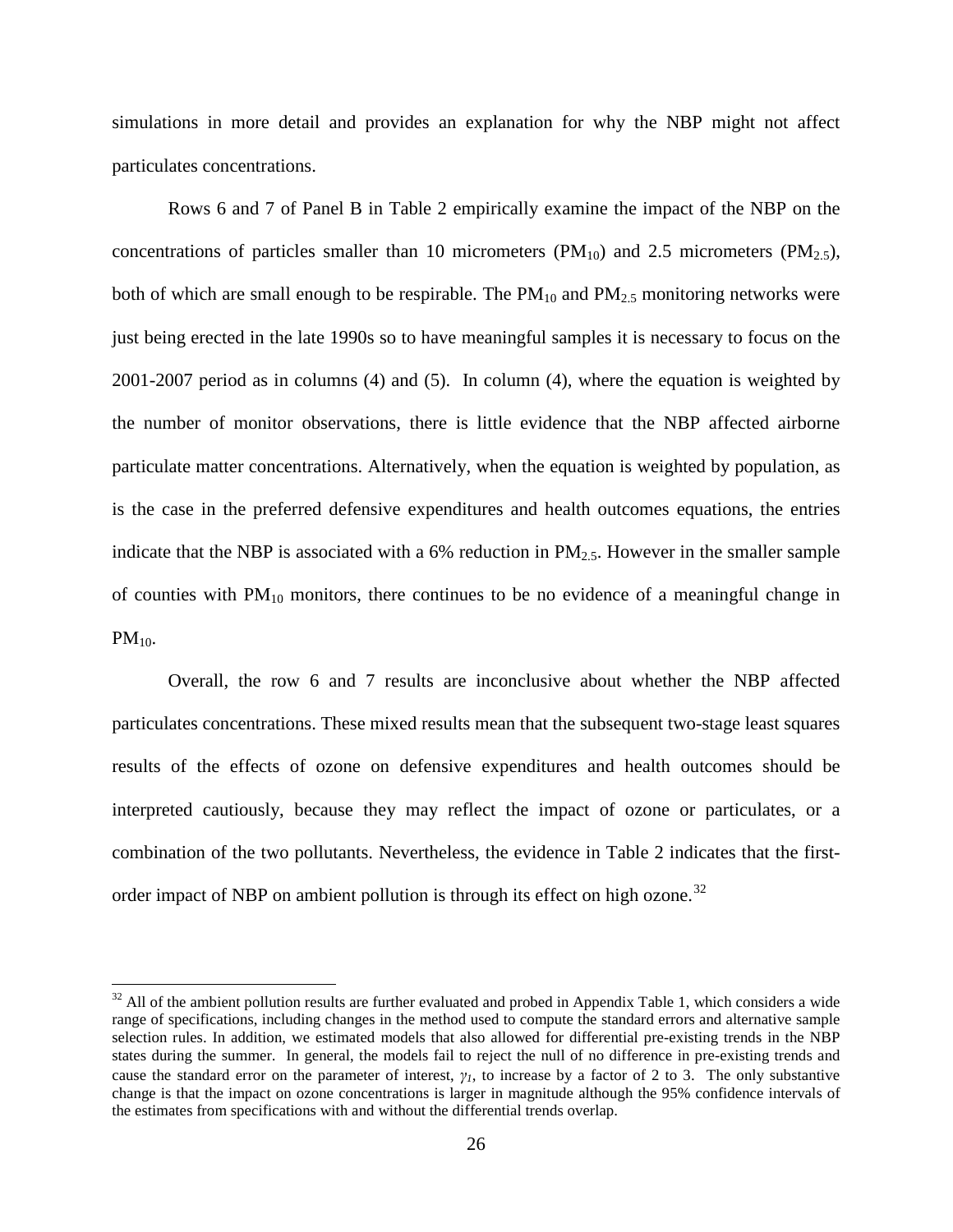simulations in more detail and provides an explanation for why the NBP might not affect particulates concentrations.

Rows 6 and 7 of Panel B in Table 2 empirically examine the impact of the NBP on the concentrations of particles smaller than 10 micrometers ($PM_{10}$) and 2.5 micrometers ($PM_{2.5}$), both of which are small enough to be respirable. The $PM_{10}$ and $PM_{2.5}$ monitoring networks were just being erected in the late 1990s so to have meaningful samples it is necessary to focus on the 2001-2007 period as in columns (4) and (5). In column (4), where the equation is weighted by the number of monitor observations, there is little evidence that the NBP affected airborne particulate matter concentrations. Alternatively, when the equation is weighted by population, as is the case in the preferred defensive expenditures and health outcomes equations, the entries indicate that the NBP is associated with a 6% reduction in $PM_{2.5}$. However in the smaller sample of counties with $PM_{10}$ monitors, there continues to be no evidence of a meaningful change in $PM_{10}$.

Overall, the row 6 and 7 results are inconclusive about whether the NBP affected particulates concentrations. These mixed results mean that the subsequent two-stage least squares results of the effects of ozone on defensive expenditures and health outcomes should be interpreted cautiously, because they may reflect the impact of ozone or particulates, or a combination of the two pollutants. Nevertheless, the evidence in Table 2 indicates that the first-order impact of NBP on ambient pollution is through its effect on high ozone.[32]

---

[32] All of the ambient pollution results are further evaluated and probed in Appendix Table 1, which considers a wide range of specifications, including changes in the method used to compute the standard errors and alternative sample selection rules. In addition, we estimated models that also allowed for differential pre-existing trends in the NBP states during the summer. In general, the models fail to reject the null of no difference in pre-existing trends and cause the standard error on the parameter of interest, $\gamma_1$, to increase by a factor of 2 to 3. The only substantive change is that the impact on ozone concentrations is larger in magnitude although the 95% confidence intervals of the estimates from specifications with and without the differential trends overlap.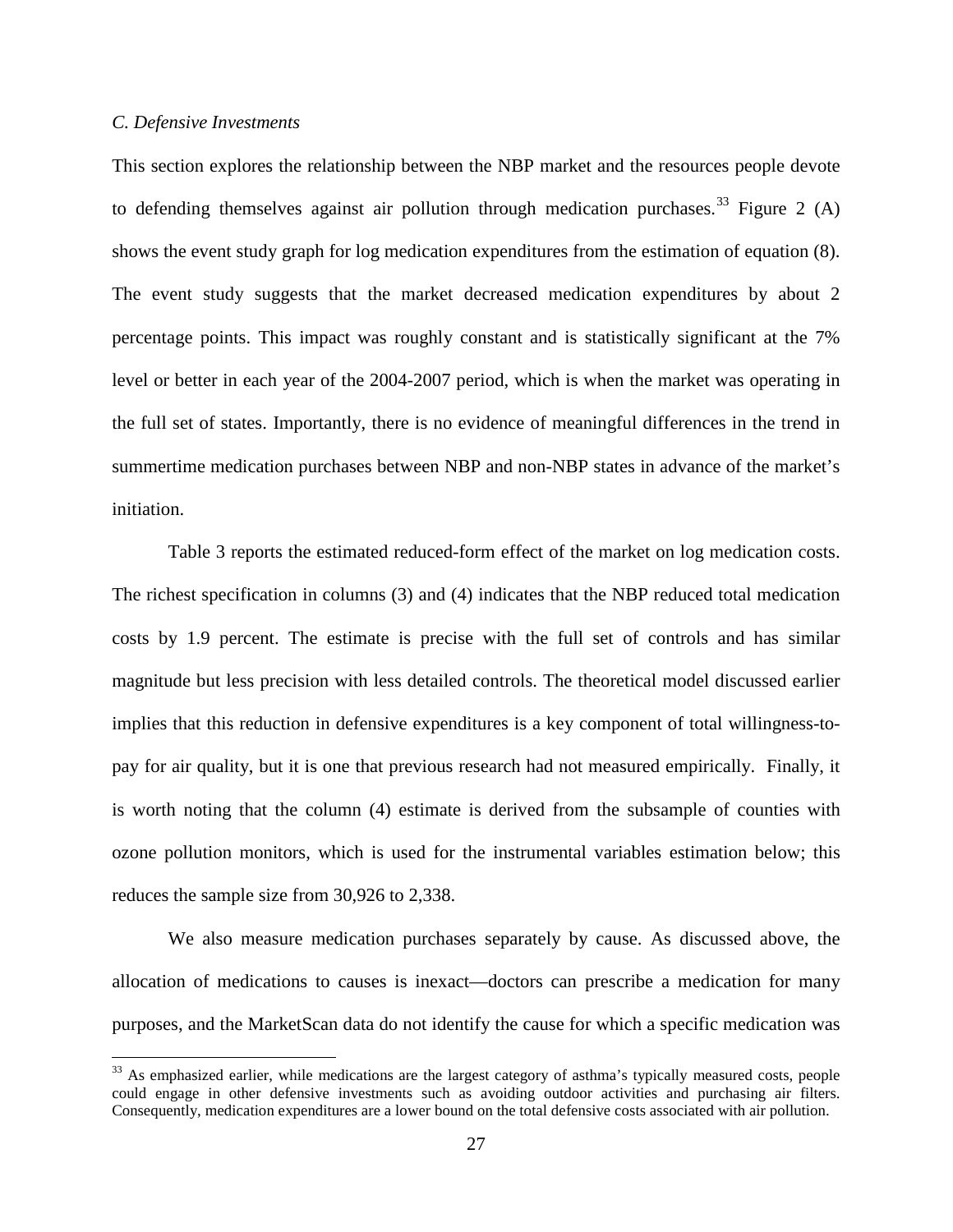### *C. Defensive Investments*

This section explores the relationship between the NBP market and the resources people devote to defending themselves against air pollution through medication purchases.[33] Figure 2 (A) shows the event study graph for log medication expenditures from the estimation of equation (8). The event study suggests that the market decreased medication expenditures by about 2 percentage points. This impact was roughly constant and is statistically significant at the 7% level or better in each year of the 2004-2007 period, which is when the market was operating in the full set of states. Importantly, there is no evidence of meaningful differences in the trend in summertime medication purchases between NBP and non-NBP states in advance of the market's initiation.

Table 3 reports the estimated reduced-form effect of the market on log medication costs. The richest specification in columns (3) and (4) indicates that the NBP reduced total medication costs by 1.9 percent. The estimate is precise with the full set of controls and has similar magnitude but less precision with less detailed controls. The theoretical model discussed earlier implies that this reduction in defensive expenditures is a key component of total willingness-to-pay for air quality, but it is one that previous research had not measured empirically. Finally, it is worth noting that the column (4) estimate is derived from the subsample of counties with ozone pollution monitors, which is used for the instrumental variables estimation below; this reduces the sample size from 30,926 to 2,338.

We also measure medication purchases separately by cause. As discussed above, the allocation of medications to causes is inexact—doctors can prescribe a medication for many purposes, and the MarketScan data do not identify the cause for which a specific medication was

[33] As emphasized earlier, while medications are the largest category of asthma's typically measured costs, people could engage in other defensive investments such as avoiding outdoor activities and purchasing air filters. Consequently, medication expenditures are a lower bound on the total defensive costs associated with air pollution.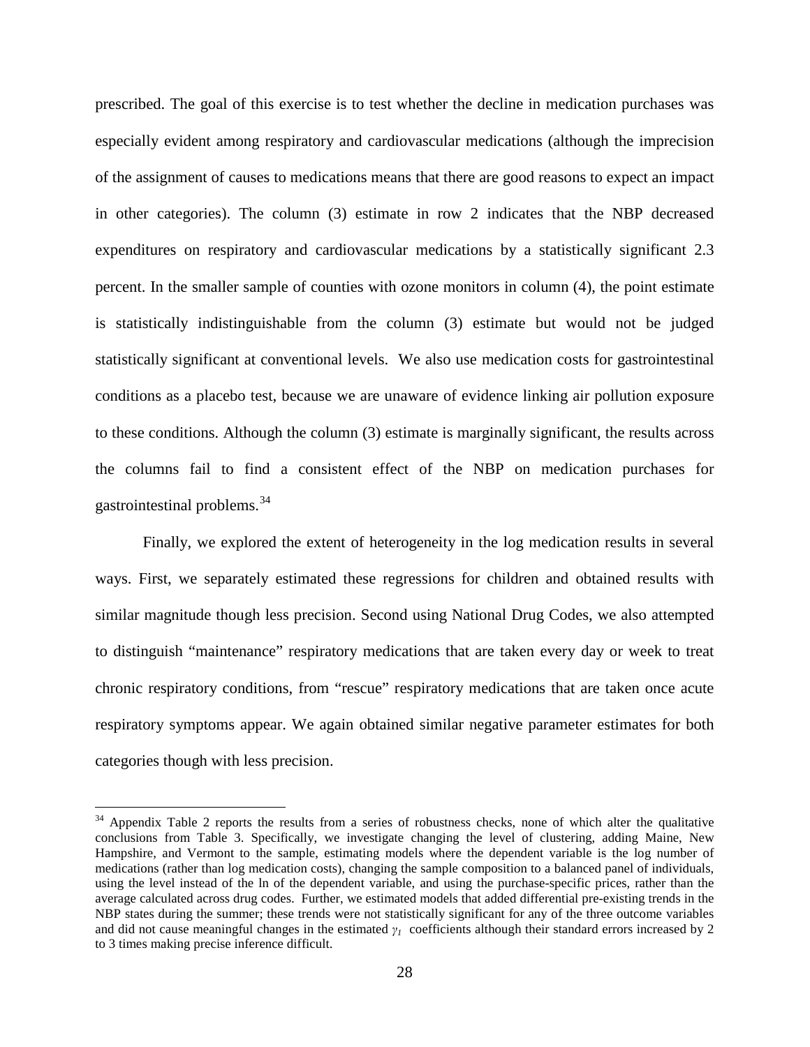prescribed. The goal of this exercise is to test whether the decline in medication purchases was especially evident among respiratory and cardiovascular medications (although the imprecision of the assignment of causes to medications means that there are good reasons to expect an impact in other categories). The column (3) estimate in row 2 indicates that the NBP decreased expenditures on respiratory and cardiovascular medications by a statistically significant 2.3 percent. In the smaller sample of counties with ozone monitors in column (4), the point estimate is statistically indistinguishable from the column (3) estimate but would not be judged statistically significant at conventional levels. We also use medication costs for gastrointestinal conditions as a placebo test, because we are unaware of evidence linking air pollution exposure to these conditions. Although the column (3) estimate is marginally significant, the results across the columns fail to find a consistent effect of the NBP on medication purchases for gastrointestinal problems.[34]

Finally, we explored the extent of heterogeneity in the log medication results in several ways. First, we separately estimated these regressions for children and obtained results with similar magnitude though less precision. Second using National Drug Codes, we also attempted to distinguish "maintenance" respiratory medications that are taken every day or week to treat chronic respiratory conditions, from "rescue" respiratory medications that are taken once acute respiratory symptoms appear. We again obtained similar negative parameter estimates for both categories though with less precision.

---

[34] Appendix Table 2 reports the results from a series of robustness checks, none of which alter the qualitative conclusions from Table 3. Specifically, we investigate changing the level of clustering, adding Maine, New Hampshire, and Vermont to the sample, estimating models where the dependent variable is the log number of medications (rather than log medication costs), changing the sample composition to a balanced panel of individuals, using the level instead of the ln of the dependent variable, and using the purchase-specific prices, rather than the average calculated across drug codes. Further, we estimated models that added differential pre-existing trends in the NBP states during the summer; these trends were not statistically significant for any of the three outcome variables and did not cause meaningful changes in the estimated $\gamma_1$ coefficients although their standard errors increased by 2 to 3 times making precise inference difficult.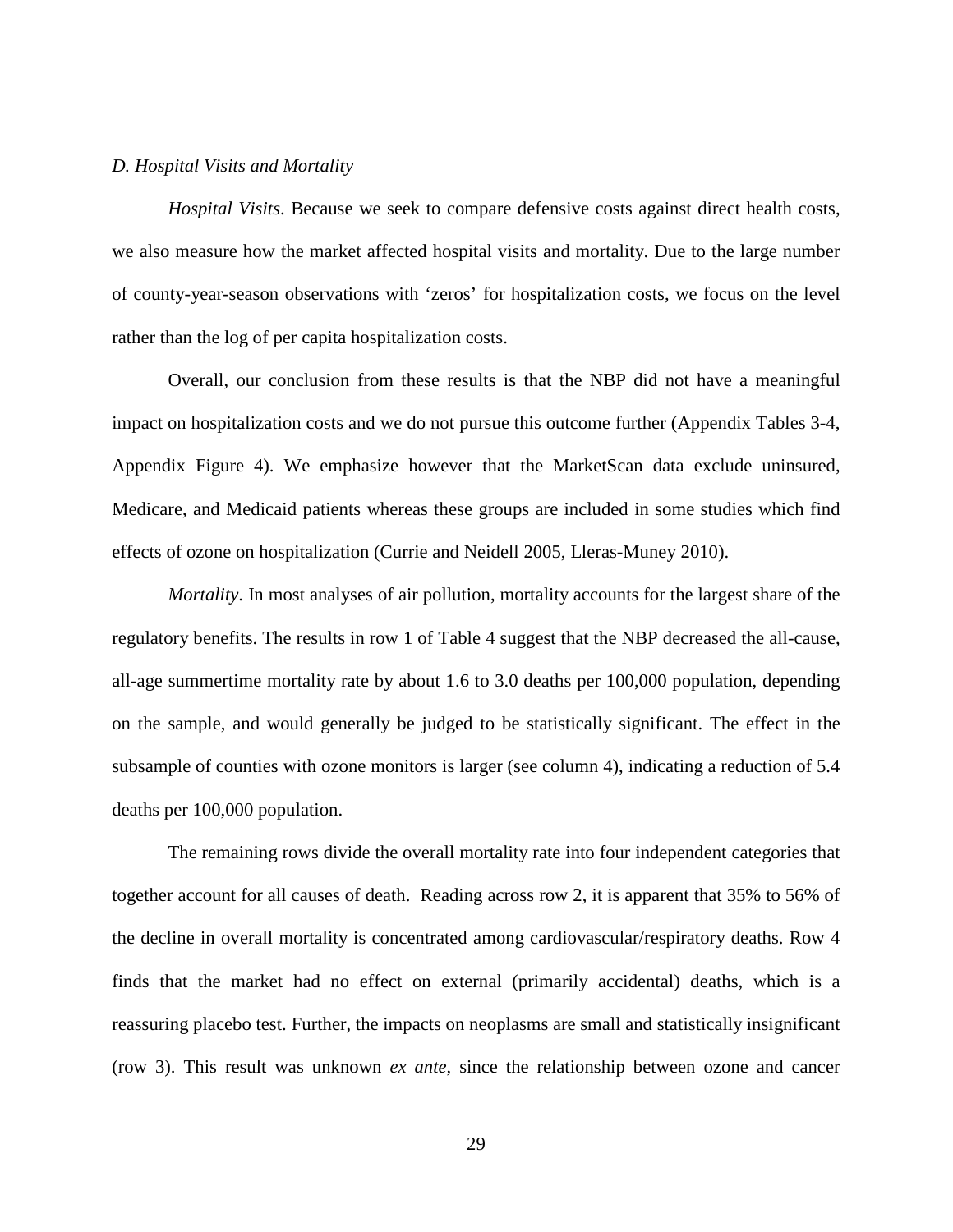### *D. Hospital Visits and Mortality*

*Hospital Visits*. Because we seek to compare defensive costs against direct health costs, we also measure how the market affected hospital visits and mortality. Due to the large number of county-year-season observations with 'zeros' for hospitalization costs, we focus on the level rather than the log of per capita hospitalization costs.

Overall, our conclusion from these results is that the NBP did not have a meaningful impact on hospitalization costs and we do not pursue this outcome further (Appendix Tables 3-4, Appendix Figure 4). We emphasize however that the MarketScan data exclude uninsured, Medicare, and Medicaid patients whereas these groups are included in some studies which find effects of ozone on hospitalization (Currie and Neidell 2005, Lleras-Muney 2010).

*Mortality*. In most analyses of air pollution, mortality accounts for the largest share of the regulatory benefits. The results in row 1 of Table 4 suggest that the NBP decreased the all-cause, all-age summertime mortality rate by about 1.6 to 3.0 deaths per 100,000 population, depending on the sample, and would generally be judged to be statistically significant. The effect in the subsample of counties with ozone monitors is larger (see column 4), indicating a reduction of 5.4 deaths per 100,000 population.

The remaining rows divide the overall mortality rate into four independent categories that together account for all causes of death. Reading across row 2, it is apparent that 35% to 56% of the decline in overall mortality is concentrated among cardiovascular/respiratory deaths. Row 4 finds that the market had no effect on external (primarily accidental) deaths, which is a reassuring placebo test. Further, the impacts on neoplasms are small and statistically insignificant (row 3). This result was unknown *ex ante*, since the relationship between ozone and cancer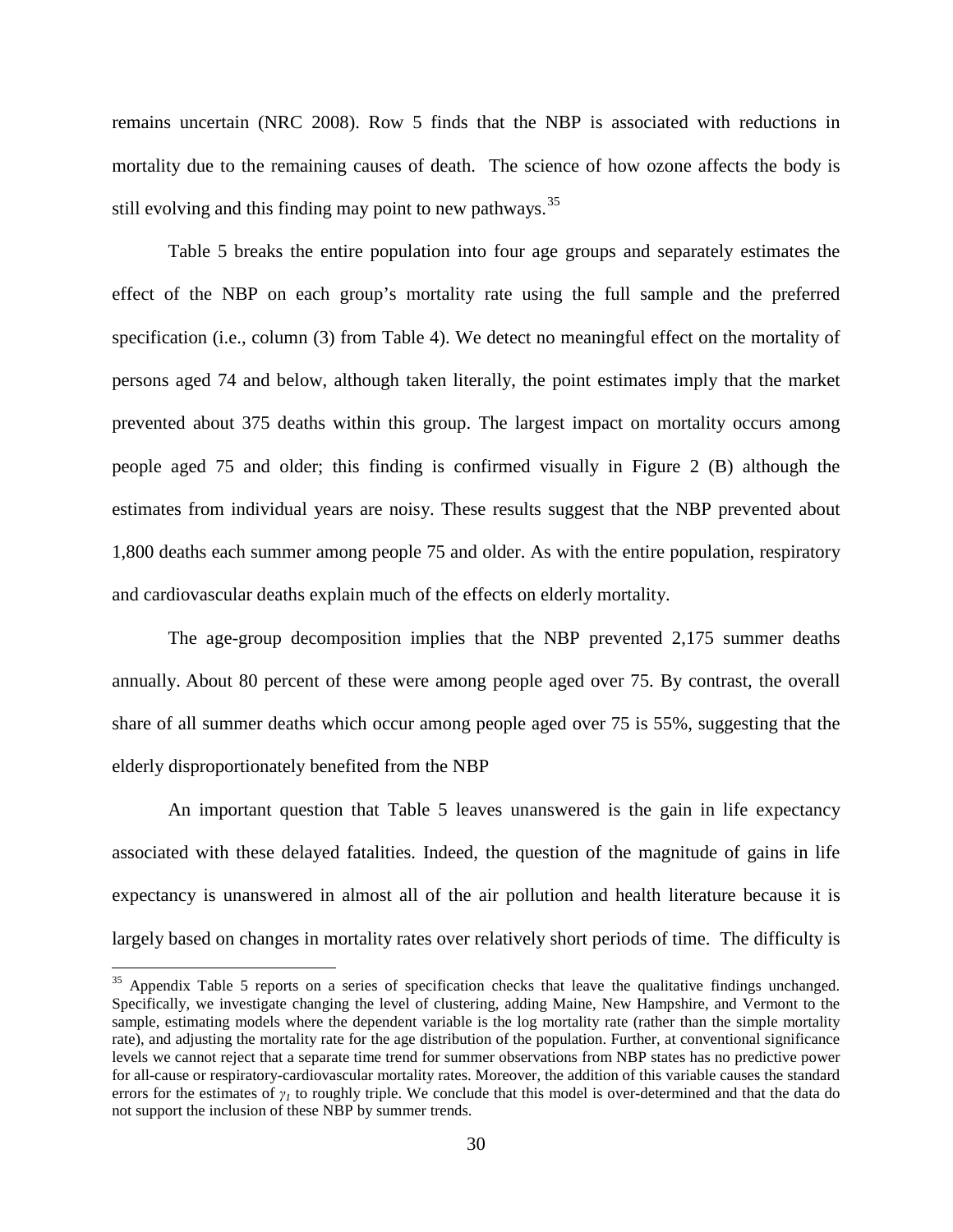remains uncertain (NRC 2008). Row 5 finds that the NBP is associated with reductions in mortality due to the remaining causes of death. The science of how ozone affects the body is still evolving and this finding may point to new pathways.[35]

Table 5 breaks the entire population into four age groups and separately estimates the effect of the NBP on each group's mortality rate using the full sample and the preferred specification (i.e., column (3) from Table 4). We detect no meaningful effect on the mortality of persons aged 74 and below, although taken literally, the point estimates imply that the market prevented about 375 deaths within this group. The largest impact on mortality occurs among people aged 75 and older; this finding is confirmed visually in Figure 2 (B) although the estimates from individual years are noisy. These results suggest that the NBP prevented about 1,800 deaths each summer among people 75 and older. As with the entire population, respiratory and cardiovascular deaths explain much of the effects on elderly mortality.

The age-group decomposition implies that the NBP prevented 2,175 summer deaths annually. About 80 percent of these were among people aged over 75. By contrast, the overall share of all summer deaths which occur among people aged over 75 is 55%, suggesting that the elderly disproportionately benefited from the NBP

An important question that Table 5 leaves unanswered is the gain in life expectancy associated with these delayed fatalities. Indeed, the question of the magnitude of gains in life expectancy is unanswered in almost all of the air pollution and health literature because it is largely based on changes in mortality rates over relatively short periods of time. The difficulty is

[35] Appendix Table 5 reports on a series of specification checks that leave the qualitative findings unchanged. Specifically, we investigate changing the level of clustering, adding Maine, New Hampshire, and Vermont to the sample, estimating models where the dependent variable is the log mortality rate (rather than the simple mortality rate), and adjusting the mortality rate for the age distribution of the population. Further, at conventional significance levels we cannot reject that a separate time trend for summer observations from NBP states has no predictive power for all-cause or respiratory-cardiovascular mortality rates. Moreover, the addition of this variable causes the standard errors for the estimates of $\gamma_1$ to roughly triple. We conclude that this model is over-determined and that the data do not support the inclusion of these NBP by summer trends.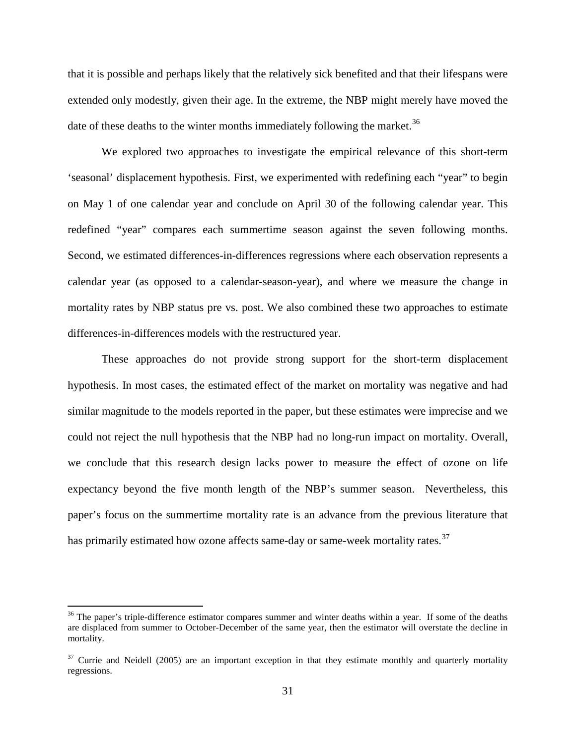that it is possible and perhaps likely that the relatively sick benefited and that their lifespans were extended only modestly, given their age. In the extreme, the NBP might merely have moved the date of these deaths to the winter months immediately following the market.[36]

We explored two approaches to investigate the empirical relevance of this short-term 'seasonal' displacement hypothesis. First, we experimented with redefining each "year" to begin on May 1 of one calendar year and conclude on April 30 of the following calendar year. This redefined "year" compares each summertime season against the seven following months. Second, we estimated differences-in-differences regressions where each observation represents a calendar year (as opposed to a calendar-season-year), and where we measure the change in mortality rates by NBP status pre vs. post. We also combined these two approaches to estimate differences-in-differences models with the restructured year.

These approaches do not provide strong support for the short-term displacement hypothesis. In most cases, the estimated effect of the market on mortality was negative and had similar magnitude to the models reported in the paper, but these estimates were imprecise and we could not reject the null hypothesis that the NBP had no long-run impact on mortality. Overall, we conclude that this research design lacks power to measure the effect of ozone on life expectancy beyond the five month length of the NBP's summer season. Nevertheless, this paper's focus on the summertime mortality rate is an advance from the previous literature that has primarily estimated how ozone affects same-day or same-week mortality rates.[37]

---

[36] The paper's triple-difference estimator compares summer and winter deaths within a year. If some of the deaths are displaced from summer to October-December of the same year, then the estimator will overstate the decline in mortality.

[37] Currie and Neidell (2005) are an important exception in that they estimate monthly and quarterly mortality regressions.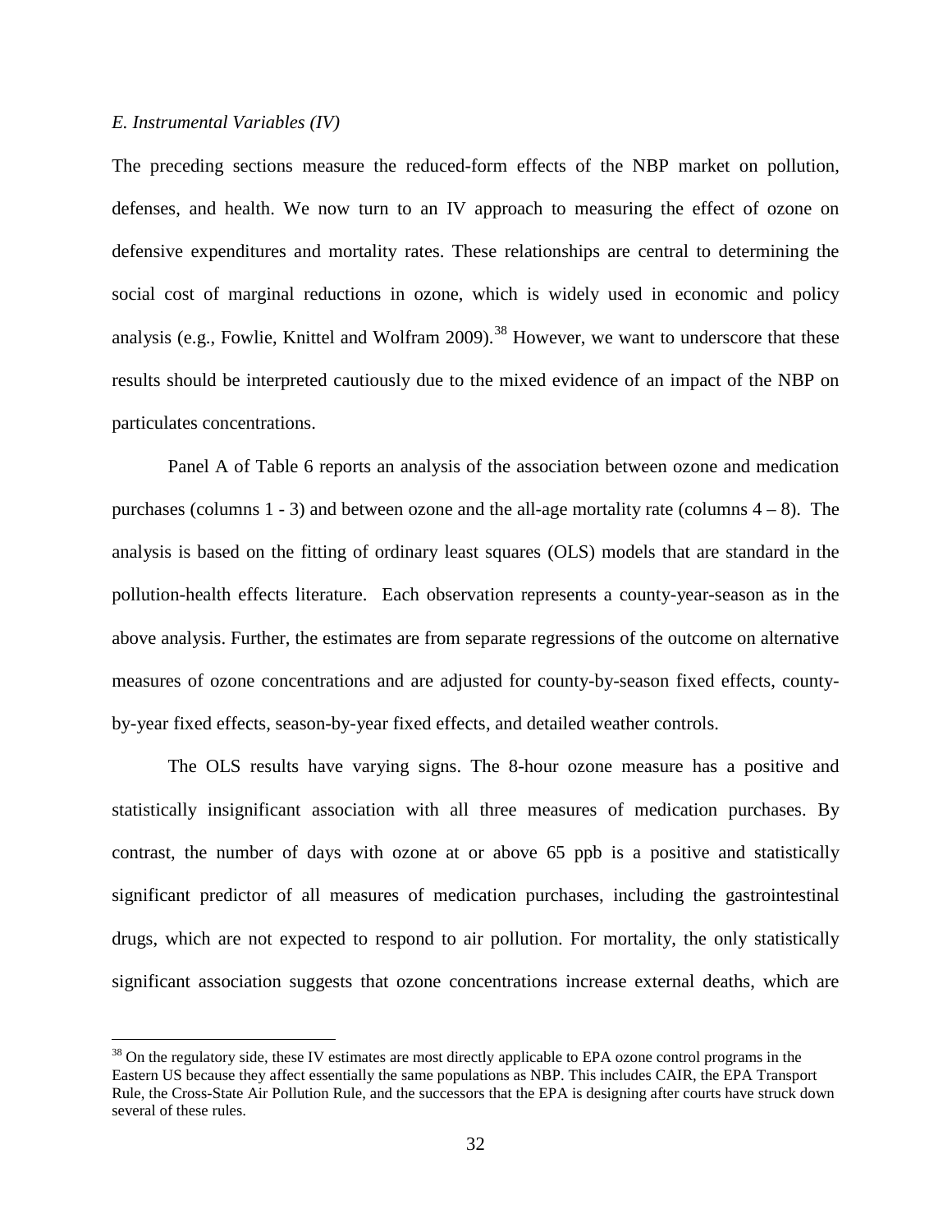*E. Instrumental Variables (IV)*

The preceding sections measure the reduced-form effects of the NBP market on pollution, defenses, and health. We now turn to an IV approach to measuring the effect of ozone on defensive expenditures and mortality rates. These relationships are central to determining the social cost of marginal reductions in ozone, which is widely used in economic and policy analysis (e.g., Fowlie, Knittel and Wolfram 2009).[38] However, we want to underscore that these results should be interpreted cautiously due to the mixed evidence of an impact of the NBP on particulates concentrations.

Panel A of Table 6 reports an analysis of the association between ozone and medication purchases (columns 1 - 3) and between ozone and the all-age mortality rate (columns 4 – 8). The analysis is based on the fitting of ordinary least squares (OLS) models that are standard in the pollution-health effects literature. Each observation represents a county-year-season as in the above analysis. Further, the estimates are from separate regressions of the outcome on alternative measures of ozone concentrations and are adjusted for county-by-season fixed effects, county-by-year fixed effects, season-by-year fixed effects, and detailed weather controls.

The OLS results have varying signs. The 8-hour ozone measure has a positive and statistically insignificant association with all three measures of medication purchases. By contrast, the number of days with ozone at or above 65 ppb is a positive and statistically significant predictor of all measures of medication purchases, including the gastrointestinal drugs, which are not expected to respond to air pollution. For mortality, the only statistically significant association suggests that ozone concentrations increase external deaths, which are

[38] On the regulatory side, these IV estimates are most directly applicable to EPA ozone control programs in the Eastern US because they affect essentially the same populations as NBP. This includes CAIR, the EPA Transport Rule, the Cross-State Air Pollution Rule, and the successors that the EPA is designing after courts have struck down several of these rules.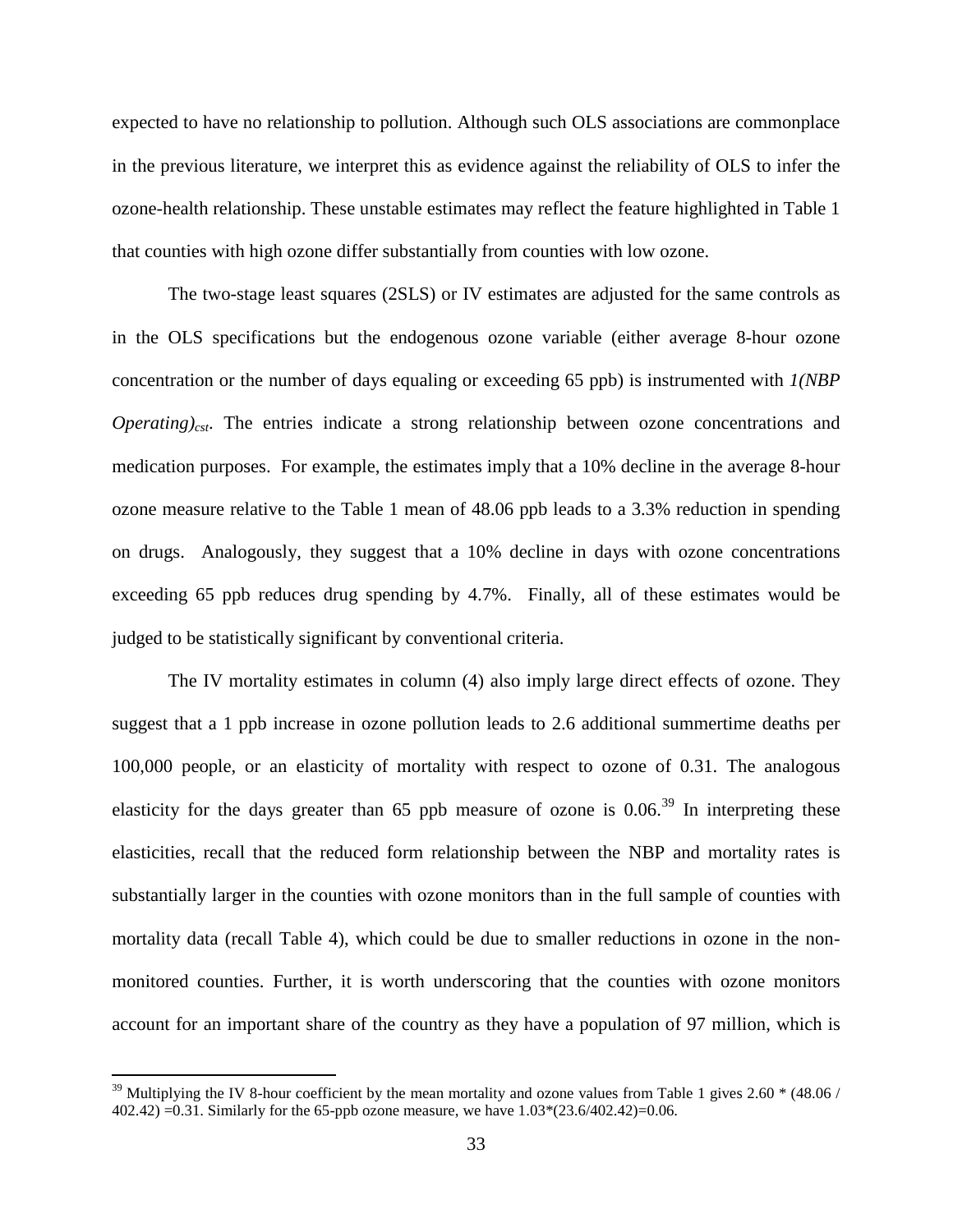expected to have no relationship to pollution. Although such OLS associations are commonplace in the previous literature, we interpret this as evidence against the reliability of OLS to infer the ozone-health relationship. These unstable estimates may reflect the feature highlighted in Table 1 that counties with high ozone differ substantially from counties with low ozone.

The two-stage least squares (2SLS) or IV estimates are adjusted for the same controls as in the OLS specifications but the endogenous ozone variable (either average 8-hour ozone concentration or the number of days equaling or exceeding 65 ppb) is instrumented with $1(NBP\ Operating)_{cst}$. The entries indicate a strong relationship between ozone concentrations and medication purposes. For example, the estimates imply that a 10% decline in the average 8-hour ozone measure relative to the Table 1 mean of 48.06 ppb leads to a 3.3% reduction in spending on drugs. Analogously, they suggest that a 10% decline in days with ozone concentrations exceeding 65 ppb reduces drug spending by 4.7%. Finally, all of these estimates would be judged to be statistically significant by conventional criteria.

The IV mortality estimates in column (4) also imply large direct effects of ozone. They suggest that a 1 ppb increase in ozone pollution leads to 2.6 additional summertime deaths per 100,000 people, or an elasticity of mortality with respect to ozone of 0.31. The analogous elasticity for the days greater than 65 ppb measure of ozone is 0.06.[39] In interpreting these elasticities, recall that the reduced form relationship between the NBP and mortality rates is substantially larger in the counties with ozone monitors than in the full sample of counties with mortality data (recall Table 4), which could be due to smaller reductions in ozone in the non-monitored counties. Further, it is worth underscoring that the counties with ozone monitors account for an important share of the country as they have a population of 97 million, which is

[39] Multiplying the IV 8-hour coefficient by the mean mortality and ozone values from Table 1 gives 2.60 * (48.06 / 402.42) =0.31. Similarly for the 65-ppb ozone measure, we have 1.03*(23.6/402.42)=0.06.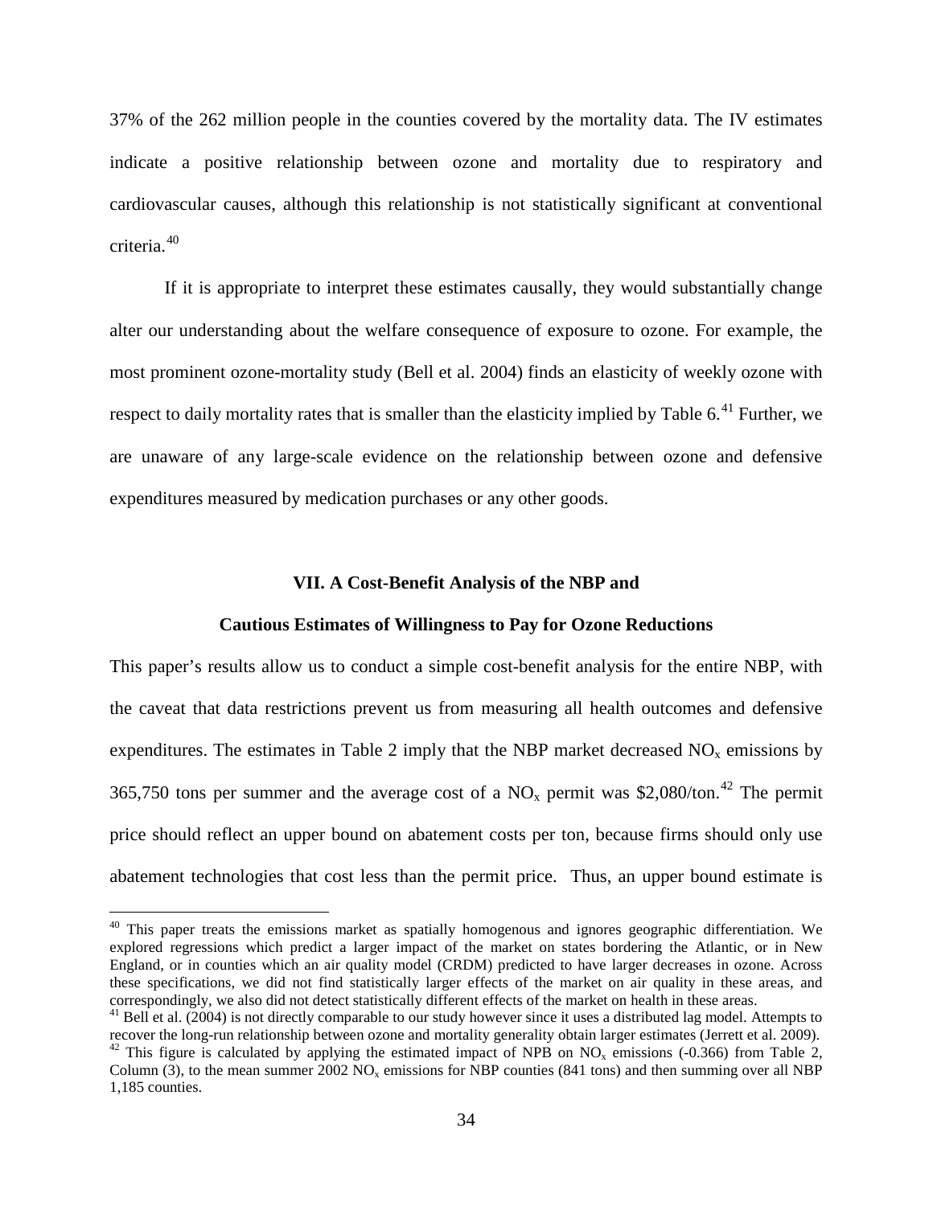37% of the 262 million people in the counties covered by the mortality data. The IV estimates indicate a positive relationship between ozone and mortality due to respiratory and cardiovascular causes, although this relationship is not statistically significant at conventional criteria.[40]

If it is appropriate to interpret these estimates causally, they would substantially change alter our understanding about the welfare consequence of exposure to ozone. For example, the most prominent ozone-mortality study (Bell et al. 2004) finds an elasticity of weekly ozone with respect to daily mortality rates that is smaller than the elasticity implied by Table 6.[41] Further, we are unaware of any large-scale evidence on the relationship between ozone and defensive expenditures measured by medication purchases or any other goods.

## VII. A Cost-Benefit Analysis of the NBP and Cautious Estimates of Willingness to Pay for Ozone Reductions

This paper's results allow us to conduct a simple cost-benefit analysis for the entire NBP, with the caveat that data restrictions prevent us from measuring all health outcomes and defensive expenditures. The estimates in Table 2 imply that the NBP market decreased $NO_x$ emissions by 365,750 tons per summer and the average cost of a $NO_x$ permit was \$2,080/ton.[42] The permit price should reflect an upper bound on abatement costs per ton, because firms should only use abatement technologies that cost less than the permit price. Thus, an upper bound estimate is

---

[40] This paper treats the emissions market as spatially homogenous and ignores geographic differentiation. We explored regressions which predict a larger impact of the market on states bordering the Atlantic, or in New England, or in counties which an air quality model (CRDM) predicted to have larger decreases in ozone. Across these specifications, we did not find statistically larger effects of the market on air quality in these areas, and correspondingly, we also did not detect statistically different effects of the market on health in these areas.

[41] Bell et al. (2004) is not directly comparable to our study however since it uses a distributed lag model. Attempts to recover the long-run relationship between ozone and mortality generality obtain larger estimates (Jerrett et al. 2009).

[42] This figure is calculated by applying the estimated impact of NPB on $NO_x$ emissions (-0.366) from Table 2, Column (3), to the mean summer 2002 $NO_x$ emissions for NBP counties (841 tons) and then summing over all NBP 1,185 counties.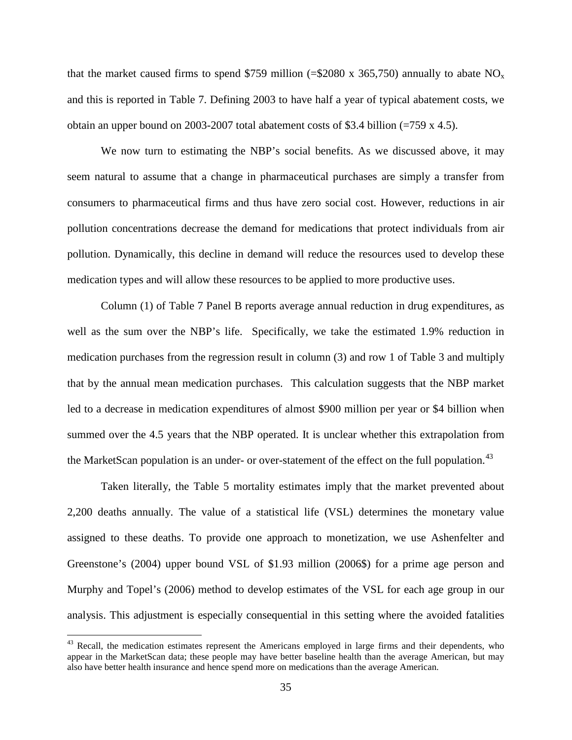that the market caused firms to spend \$759 million (=\$2080 x 365,750) annually to abate $NO_x$ and this is reported in Table 7. Defining 2003 to have half a year of typical abatement costs, we obtain an upper bound on 2003-2007 total abatement costs of \$3.4 billion (=759 x 4.5).

We now turn to estimating the NBP's social benefits. As we discussed above, it may seem natural to assume that a change in pharmaceutical purchases are simply a transfer from consumers to pharmaceutical firms and thus have zero social cost. However, reductions in air pollution concentrations decrease the demand for medications that protect individuals from air pollution. Dynamically, this decline in demand will reduce the resources used to develop these medication types and will allow these resources to be applied to more productive uses.

Column (1) of Table 7 Panel B reports average annual reduction in drug expenditures, as well as the sum over the NBP's life. Specifically, we take the estimated 1.9% reduction in medication purchases from the regression result in column (3) and row 1 of Table 3 and multiply that by the annual mean medication purchases. This calculation suggests that the NBP market led to a decrease in medication expenditures of almost \$900 million per year or \$4 billion when summed over the 4.5 years that the NBP operated. It is unclear whether this extrapolation from the MarketScan population is an under- or over-statement of the effect on the full population.[43]

Taken literally, the Table 5 mortality estimates imply that the market prevented about 2,200 deaths annually. The value of a statistical life (VSL) determines the monetary value assigned to these deaths. To provide one approach to monetization, we use Ashenfelter and Greenstone's (2004) upper bound VSL of \$1.93 million (2006\$) for a prime age person and Murphy and Topel's (2006) method to develop estimates of the VSL for each age group in our analysis. This adjustment is especially consequential in this setting where the avoided fatalities

[43] Recall, the medication estimates represent the Americans employed in large firms and their dependents, who appear in the MarketScan data; these people may have better baseline health than the average American, but may also have better health insurance and hence spend more on medications than the average American.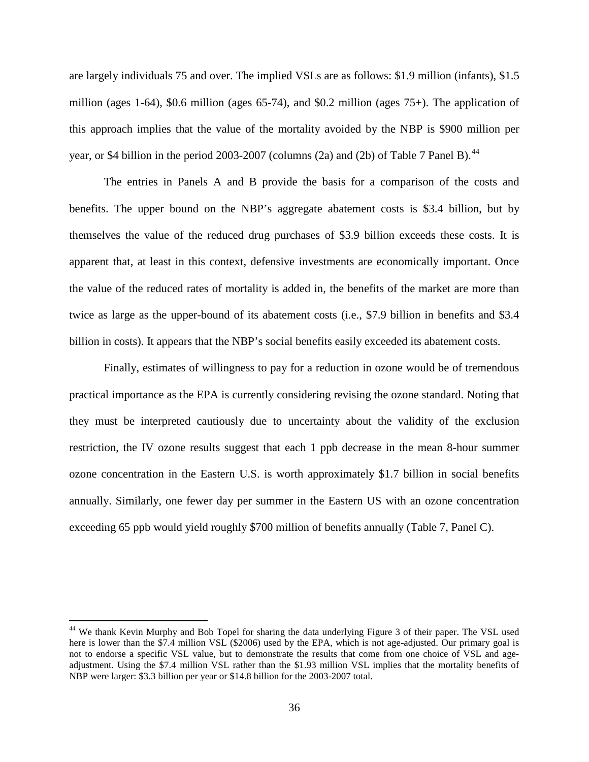are largely individuals 75 and over. The implied VSLs are as follows: \$1.9 million (infants), \$1.5 million (ages 1-64), \$0.6 million (ages 65-74), and \$0.2 million (ages 75+). The application of this approach implies that the value of the mortality avoided by the NBP is \$900 million per year, or \$4 billion in the period 2003-2007 (columns (2a) and (2b) of Table 7 Panel B).[44]

The entries in Panels A and B provide the basis for a comparison of the costs and benefits. The upper bound on the NBP's aggregate abatement costs is \$3.4 billion, but by themselves the value of the reduced drug purchases of \$3.9 billion exceeds these costs. It is apparent that, at least in this context, defensive investments are economically important. Once the value of the reduced rates of mortality is added in, the benefits of the market are more than twice as large as the upper-bound of its abatement costs (i.e., \$7.9 billion in benefits and \$3.4 billion in costs). It appears that the NBP's social benefits easily exceeded its abatement costs.

Finally, estimates of willingness to pay for a reduction in ozone would be of tremendous practical importance as the EPA is currently considering revising the ozone standard. Noting that they must be interpreted cautiously due to uncertainty about the validity of the exclusion restriction, the IV ozone results suggest that each 1 ppb decrease in the mean 8-hour summer ozone concentration in the Eastern U.S. is worth approximately \$1.7 billion in social benefits annually. Similarly, one fewer day per summer in the Eastern US with an ozone concentration exceeding 65 ppb would yield roughly \$700 million of benefits annually (Table 7, Panel C).

[44] We thank Kevin Murphy and Bob Topel for sharing the data underlying Figure 3 of their paper. The VSL used here is lower than the \$7.4 million VSL (\$2006) used by the EPA, which is not age-adjusted. Our primary goal is not to endorse a specific VSL value, but to demonstrate the results that come from one choice of VSL and age-adjustment. Using the \$7.4 million VSL rather than the \$1.93 million VSL implies that the mortality benefits of NBP were larger: \$3.3 billion per year or \$14.8 billion for the 2003-2007 total.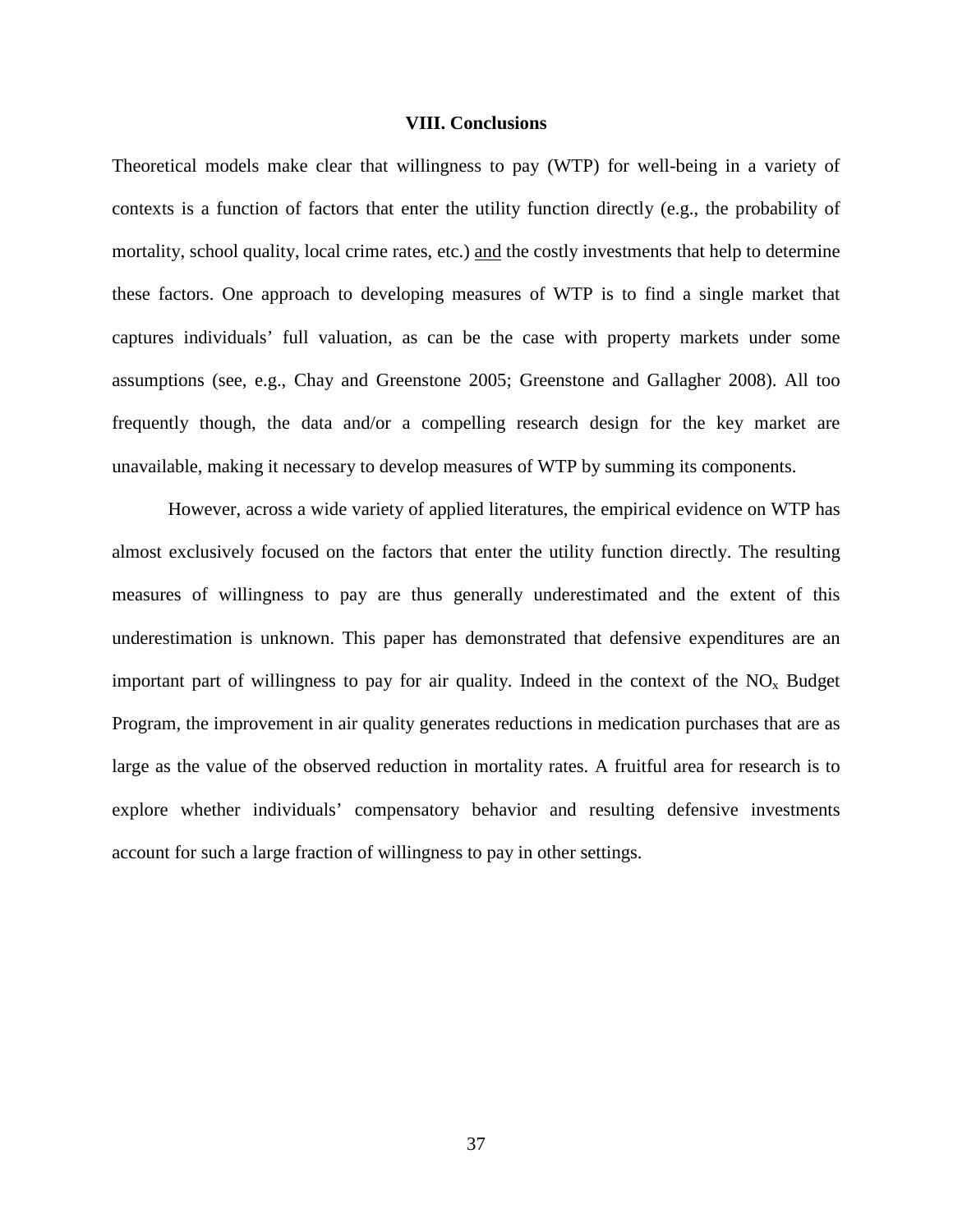## VIII. Conclusions

Theoretical models make clear that willingness to pay (WTP) for well-being in a variety of contexts is a function of factors that enter the utility function directly (e.g., the probability of mortality, school quality, local crime rates, etc.) <u>and</u> the costly investments that help to determine these factors. One approach to developing measures of WTP is to find a single market that captures individuals' full valuation, as can be the case with property markets under some assumptions (see, e.g., Chay and Greenstone 2005; Greenstone and Gallagher 2008). All too frequently though, the data and/or a compelling research design for the key market are unavailable, making it necessary to develop measures of WTP by summing its components.

However, across a wide variety of applied literatures, the empirical evidence on WTP has almost exclusively focused on the factors that enter the utility function directly. The resulting measures of willingness to pay are thus generally underestimated and the extent of this underestimation is unknown. This paper has demonstrated that defensive expenditures are an important part of willingness to pay for air quality. Indeed in the context of the $NO_x$ Budget Program, the improvement in air quality generates reductions in medication purchases that are as large as the value of the observed reduction in mortality rates. A fruitful area for research is to explore whether individuals' compensatory behavior and resulting defensive investments account for such a large fraction of willingness to pay in other settings.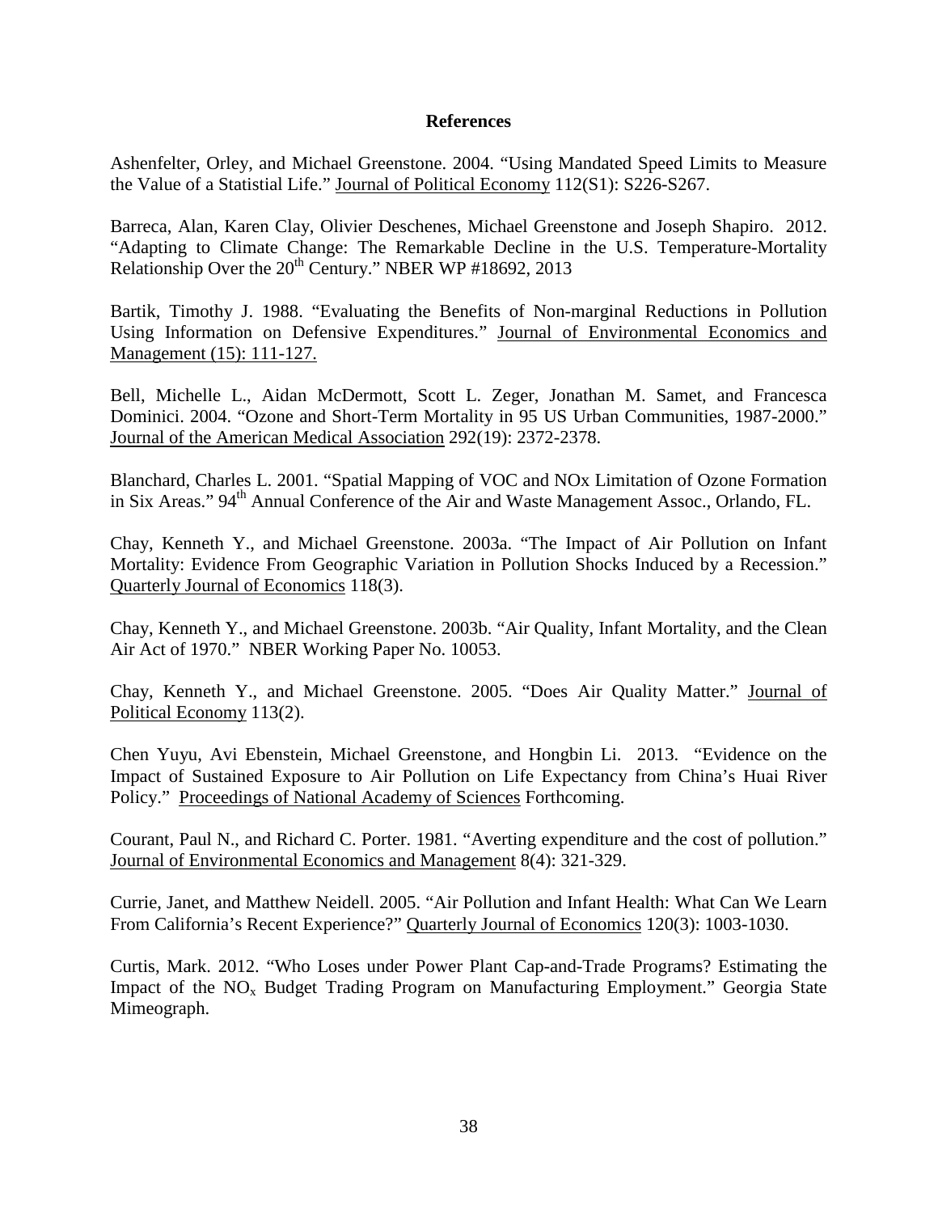## References

Ashenfelter, Orley, and Michael Greenstone. 2004. "Using Mandated Speed Limits to Measure the Value of a Statistial Life." Journal of Political Economy 112(S1): S226-S267.

Barreca, Alan, Karen Clay, Olivier Deschenes, Michael Greenstone and Joseph Shapiro. 2012. "Adapting to Climate Change: The Remarkable Decline in the U.S. Temperature-Mortality Relationship Over the 20th Century." NBER WP #18692, 2013

Bartik, Timothy J. 1988. "Evaluating the Benefits of Non-marginal Reductions in Pollution Using Information on Defensive Expenditures." Journal of Environmental Economics and Management (15): 111-127.

Bell, Michelle L., Aidan McDermott, Scott L. Zeger, Jonathan M. Samet, and Francesca Dominici. 2004. "Ozone and Short-Term Mortality in 95 US Urban Communities, 1987-2000." Journal of the American Medical Association 292(19): 2372-2378.

Blanchard, Charles L. 2001. "Spatial Mapping of VOC and NOx Limitation of Ozone Formation in Six Areas." 94th Annual Conference of the Air and Waste Management Assoc., Orlando, FL.

Chay, Kenneth Y., and Michael Greenstone. 2003a. "The Impact of Air Pollution on Infant Mortality: Evidence From Geographic Variation in Pollution Shocks Induced by a Recession." Quarterly Journal of Economics 118(3).

Chay, Kenneth Y., and Michael Greenstone. 2003b. "Air Quality, Infant Mortality, and the Clean Air Act of 1970." NBER Working Paper No. 10053.

Chay, Kenneth Y., and Michael Greenstone. 2005. "Does Air Quality Matter." Journal of Political Economy 113(2).

Chen Yuyu, Avi Ebenstein, Michael Greenstone, and Hongbin Li. 2013. "Evidence on the Impact of Sustained Exposure to Air Pollution on Life Expectancy from China's Huai River Policy." Proceedings of National Academy of Sciences Forthcoming.

Courant, Paul N., and Richard C. Porter. 1981. "Averting expenditure and the cost of pollution." Journal of Environmental Economics and Management 8(4): 321-329.

Currie, Janet, and Matthew Neidell. 2005. "Air Pollution and Infant Health: What Can We Learn From California's Recent Experience?" Quarterly Journal of Economics 120(3): 1003-1030.

Curtis, Mark. 2012. "Who Loses under Power Plant Cap-and-Trade Programs? Estimating the Impact of the $NO_x$ Budget Trading Program on Manufacturing Employment." Georgia State Mimeograph.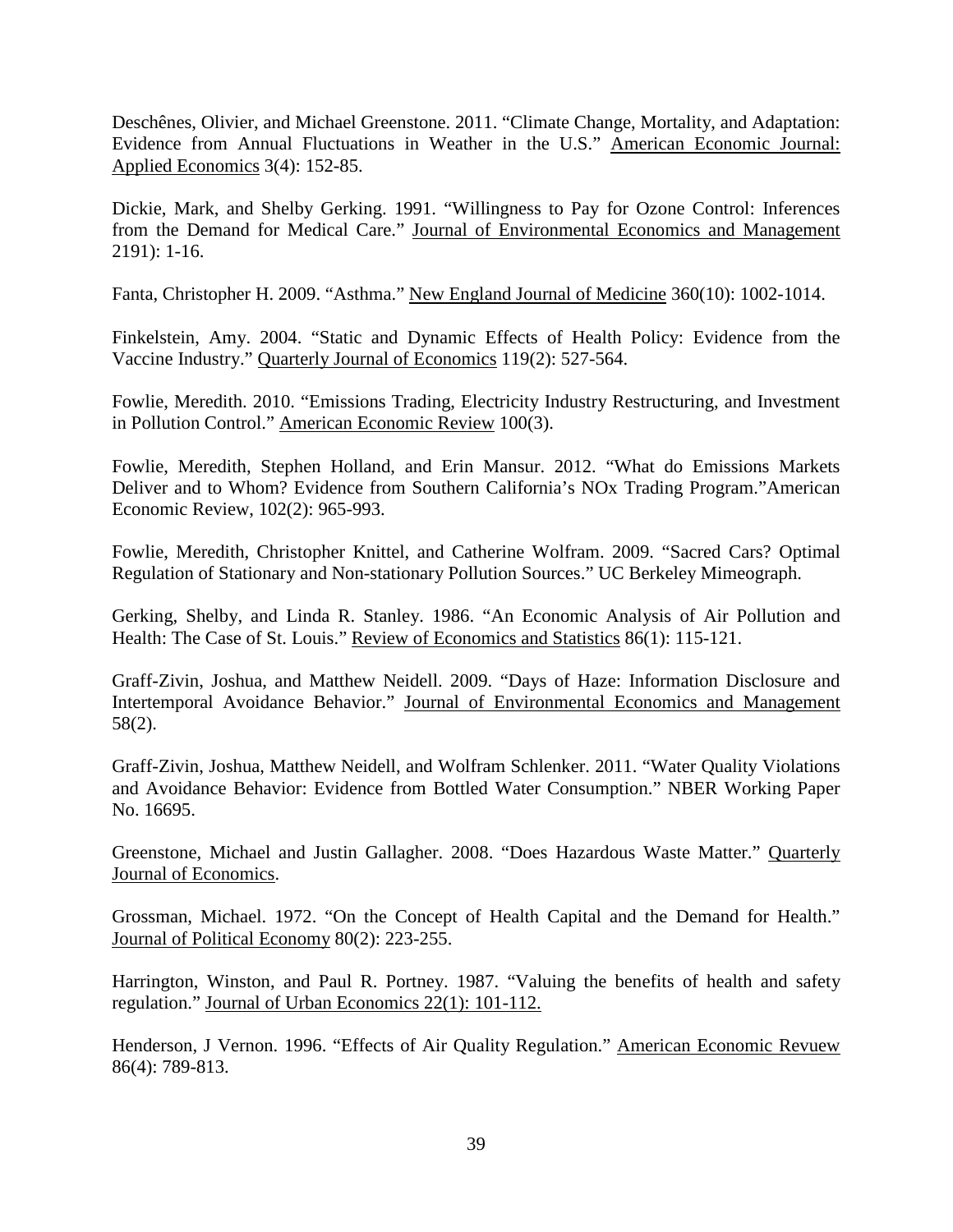Deschênes, Olivier, and Michael Greenstone. 2011. "Climate Change, Mortality, and Adaptation: Evidence from Annual Fluctuations in Weather in the U.S." American Economic Journal: Applied Economics 3(4): 152-85.

Dickie, Mark, and Shelby Gerking. 1991. "Willingness to Pay for Ozone Control: Inferences from the Demand for Medical Care." Journal of Environmental Economics and Management 2191): 1-16.

Fanta, Christopher H. 2009. "Asthma." New England Journal of Medicine 360(10): 1002-1014.

Finkelstein, Amy. 2004. "Static and Dynamic Effects of Health Policy: Evidence from the Vaccine Industry." Quarterly Journal of Economics 119(2): 527-564.

Fowlie, Meredith. 2010. "Emissions Trading, Electricity Industry Restructuring, and Investment in Pollution Control." American Economic Review 100(3).

Fowlie, Meredith, Stephen Holland, and Erin Mansur. 2012. "What do Emissions Markets Deliver and to Whom? Evidence from Southern California's NOx Trading Program."American Economic Review, 102(2): 965-993.

Fowlie, Meredith, Christopher Knittel, and Catherine Wolfram. 2009. "Sacred Cars? Optimal Regulation of Stationary and Non-stationary Pollution Sources." UC Berkeley Mimeograph.

Gerking, Shelby, and Linda R. Stanley. 1986. "An Economic Analysis of Air Pollution and Health: The Case of St. Louis." Review of Economics and Statistics 86(1): 115-121.

Graff-Zivin, Joshua, and Matthew Neidell. 2009. "Days of Haze: Information Disclosure and Intertemporal Avoidance Behavior." Journal of Environmental Economics and Management 58(2).

Graff-Zivin, Joshua, Matthew Neidell, and Wolfram Schlenker. 2011. "Water Quality Violations and Avoidance Behavior: Evidence from Bottled Water Consumption." NBER Working Paper No. 16695.

Greenstone, Michael and Justin Gallagher. 2008. "Does Hazardous Waste Matter." Quarterly Journal of Economics.

Grossman, Michael. 1972. "On the Concept of Health Capital and the Demand for Health." Journal of Political Economy 80(2): 223-255.

Harrington, Winston, and Paul R. Portney. 1987. "Valuing the benefits of health and safety regulation." Journal of Urban Economics 22(1): 101-112.

Henderson, J Vernon. 1996. "Effects of Air Quality Regulation." American Economic Revuew 86(4): 789-813.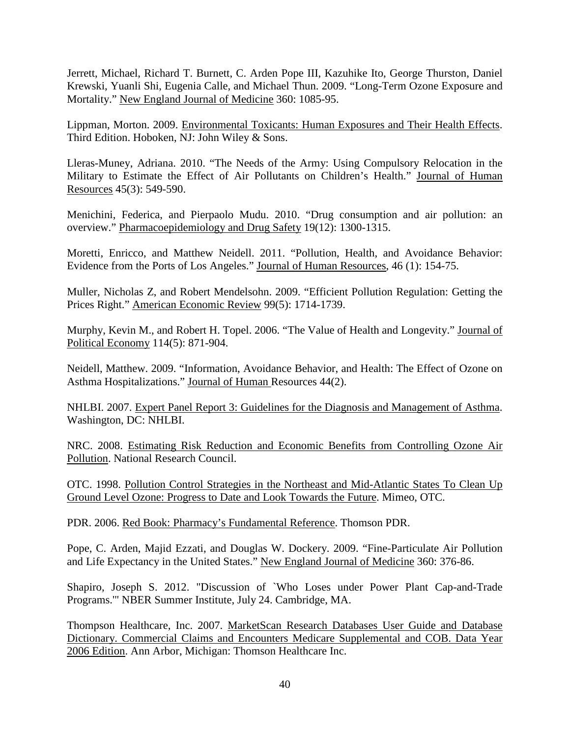Jerrett, Michael, Richard T. Burnett, C. Arden Pope III, Kazuhike Ito, George Thurston, Daniel Krewski, Yuanli Shi, Eugenia Calle, and Michael Thun. 2009. "Long-Term Ozone Exposure and Mortality." New England Journal of Medicine 360: 1085-95.

Lippman, Morton. 2009. Environmental Toxicants: Human Exposures and Their Health Effects. Third Edition. Hoboken, NJ: John Wiley & Sons.

Lleras-Muney, Adriana. 2010. "The Needs of the Army: Using Compulsory Relocation in the Military to Estimate the Effect of Air Pollutants on Children's Health." Journal of Human Resources 45(3): 549-590.

Menichini, Federica, and Pierpaolo Mudu. 2010. "Drug consumption and air pollution: an overview." Pharmacoepidemiology and Drug Safety 19(12): 1300-1315.

Moretti, Enricco, and Matthew Neidell. 2011. "Pollution, Health, and Avoidance Behavior: Evidence from the Ports of Los Angeles." Journal of Human Resources, 46 (1): 154-75.

Muller, Nicholas Z, and Robert Mendelsohn. 2009. "Efficient Pollution Regulation: Getting the Prices Right." American Economic Review 99(5): 1714-1739.

Murphy, Kevin M., and Robert H. Topel. 2006. "The Value of Health and Longevity." Journal of Political Economy 114(5): 871-904.

Neidell, Matthew. 2009. "Information, Avoidance Behavior, and Health: The Effect of Ozone on Asthma Hospitalizations." Journal of Human Resources 44(2).

NHLBI. 2007. Expert Panel Report 3: Guidelines for the Diagnosis and Management of Asthma. Washington, DC: NHLBI.

NRC. 2008. Estimating Risk Reduction and Economic Benefits from Controlling Ozone Air Pollution. National Research Council.

OTC. 1998. Pollution Control Strategies in the Northeast and Mid-Atlantic States To Clean Up Ground Level Ozone: Progress to Date and Look Towards the Future. Mimeo, OTC.

PDR. 2006. Red Book: Pharmacy's Fundamental Reference. Thomson PDR.

Pope, C. Arden, Majid Ezzati, and Douglas W. Dockery. 2009. "Fine-Particulate Air Pollution and Life Expectancy in the United States." New England Journal of Medicine 360: 376-86.

Shapiro, Joseph S. 2012. "Discussion of `Who Loses under Power Plant Cap-and-Trade Programs.'" NBER Summer Institute, July 24. Cambridge, MA.

Thompson Healthcare, Inc. 2007. MarketScan Research Databases User Guide and Database Dictionary. Commercial Claims and Encounters Medicare Supplemental and COB. Data Year 2006 Edition. Ann Arbor, Michigan: Thomson Healthcare Inc.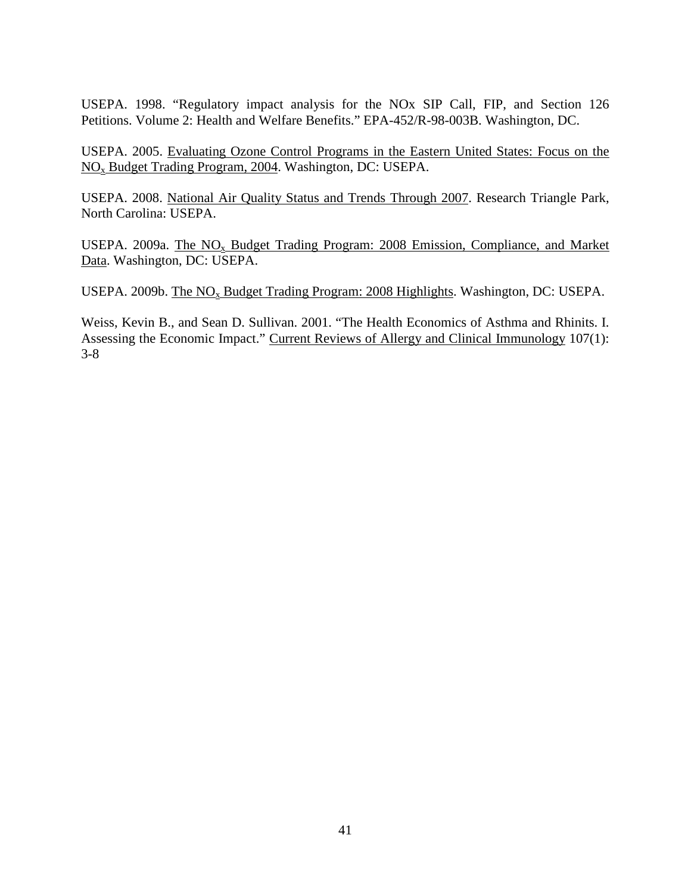USEPA. 1998. "Regulatory impact analysis for the NOx SIP Call, FIP, and Section 126 Petitions. Volume 2: Health and Welfare Benefits." EPA-452/R-98-003B. Washington, DC.

USEPA. 2005. Evaluating Ozone Control Programs in the Eastern United States: Focus on the $NO_x$ Budget Trading Program, 2004. Washington, DC: USEPA.

USEPA. 2008. National Air Quality Status and Trends Through 2007. Research Triangle Park, North Carolina: USEPA.

USEPA. 2009a. The $NO_x$ Budget Trading Program: 2008 Emission, Compliance, and Market Data. Washington, DC: USEPA.

USEPA. 2009b. The $NO_x$ Budget Trading Program: 2008 Highlights. Washington, DC: USEPA.

Weiss, Kevin B., and Sean D. Sullivan. 2001. "The Health Economics of Asthma and Rhinits. I. Assessing the Economic Impact." Current Reviews of Allergy and Clinical Immunology 107(1): 3-8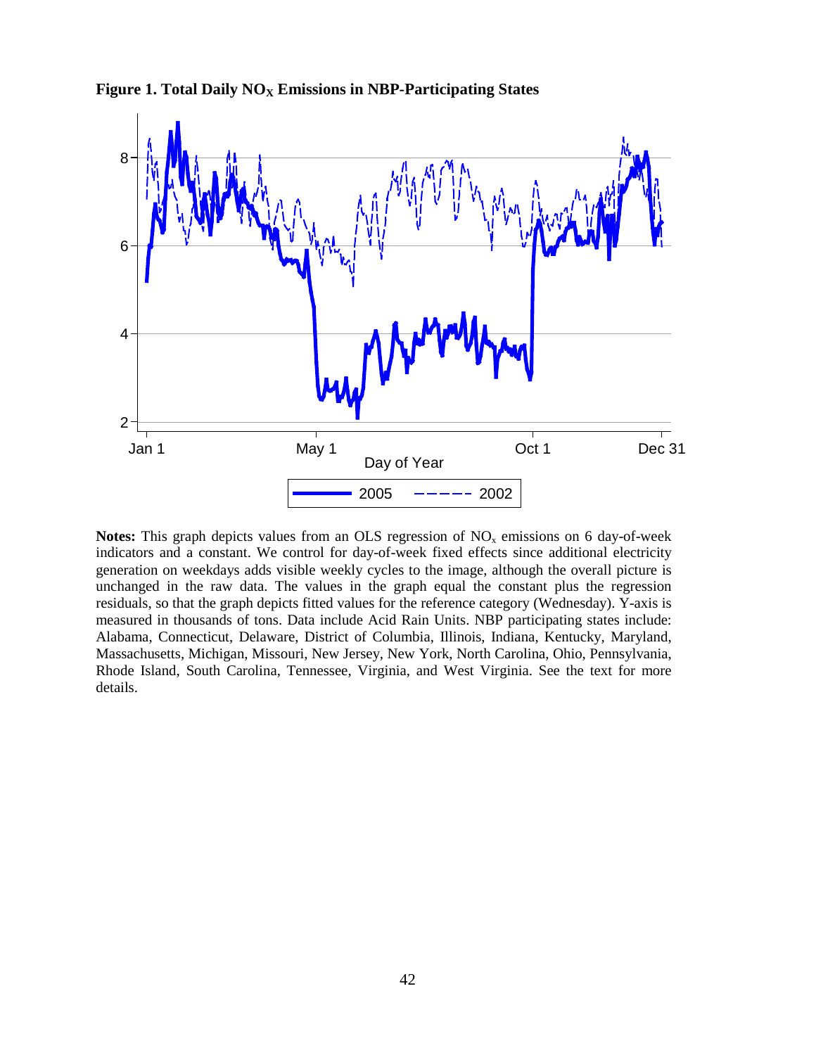**Figure 1. Total Daily $NO_X$ Emissions in NBP-Participating States**

**Notes:** This graph depicts values from an OLS regression of $NO_x$ emissions on 6 day-of-week indicators and a constant. We control for day-of-week fixed effects since additional electricity generation on weekdays adds visible weekly cycles to the image, although the overall picture is unchanged in the raw data. The values in the graph equal the constant plus the regression residuals, so that the graph depicts fitted values for the reference category (Wednesday). Y-axis is measured in thousands of tons. Data include Acid Rain Units. NBP participating states include: Alabama, Connecticut, Delaware, District of Columbia, Illinois, Indiana, Kentucky, Maryland, Massachusetts, Michigan, Missouri, New Jersey, New York, North Carolina, Ohio, Pennsylvania, Rhode Island, South Carolina, Tennessee, Virginia, and West Virginia. See the text for more details.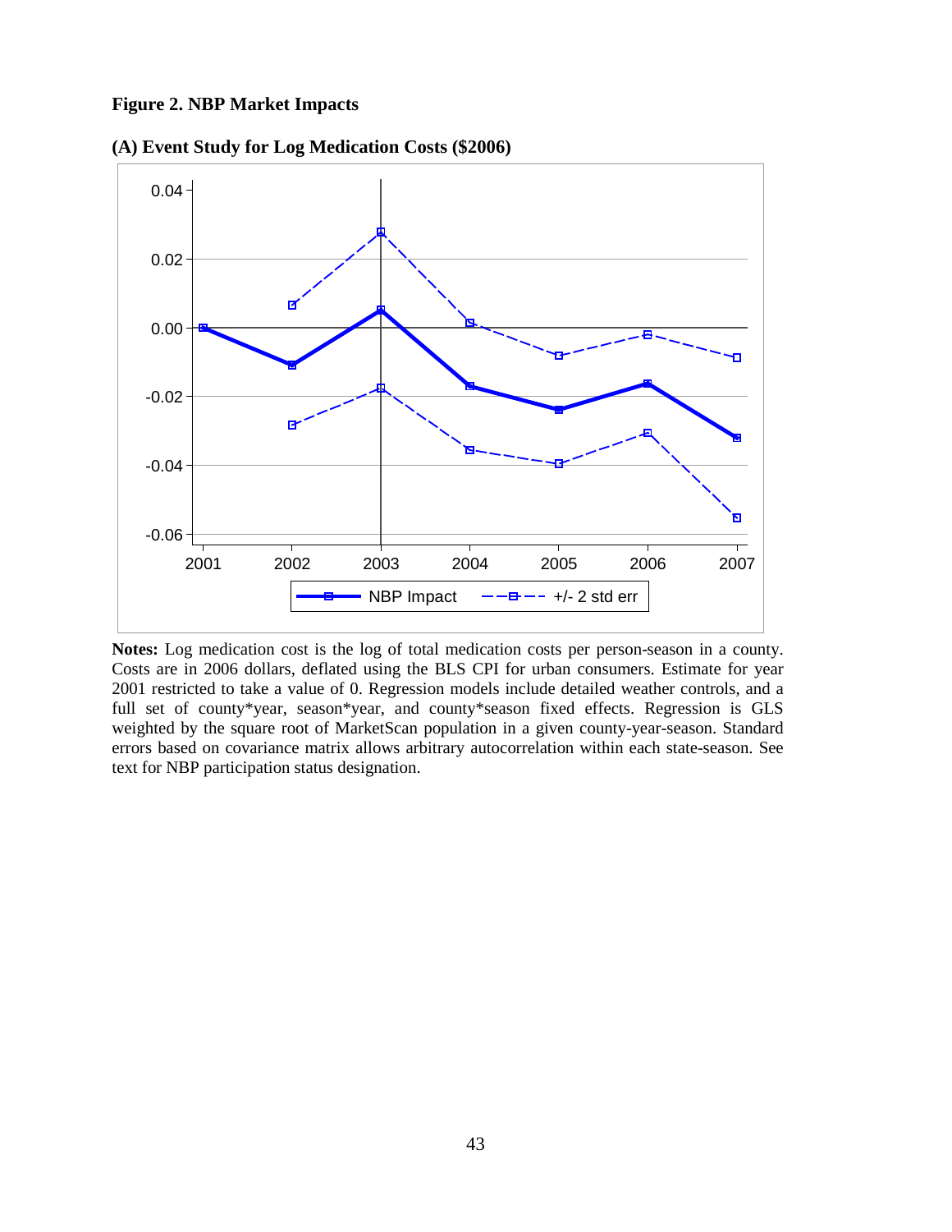**Figure 2. NBP Market Impacts**

**(A) Event Study for Log Medication Costs ($2006)**

**Notes:** Log medication cost is the log of total medication costs per person-season in a county. Costs are in 2006 dollars, deflated using the BLS CPI for urban consumers. Estimate for year 2001 restricted to take a value of 0. Regression models include detailed weather controls, and a full set of county*year, season*year, and county*season fixed effects. Regression is GLS weighted by the square root of MarketScan population in a given county-year-season. Standard errors based on covariance matrix allows arbitrary autocorrelation within each state-season. See text for NBP participation status designation.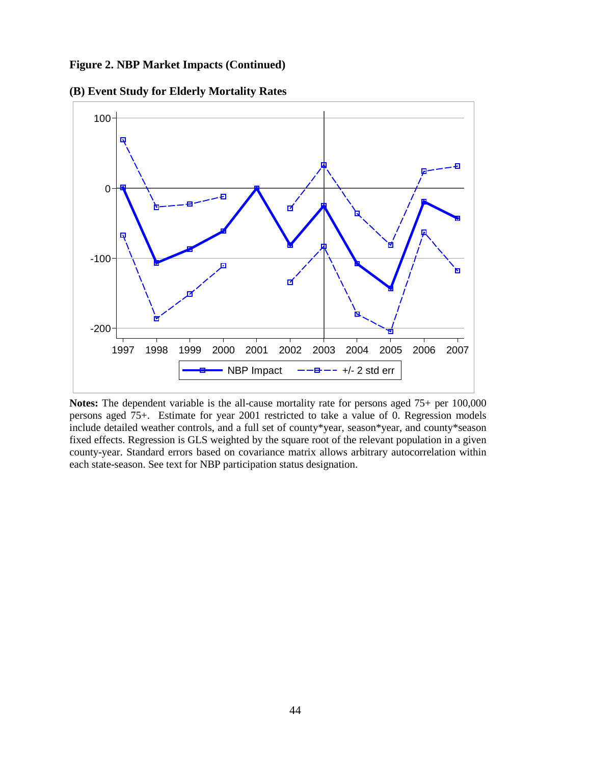**Figure 2. NBP Market Impacts (Continued)**

**(B) Event Study for Elderly Mortality Rates**

**Notes:** The dependent variable is the all-cause mortality rate for persons aged 75+ per 100,000 persons aged 75+. Estimate for year 2001 restricted to take a value of 0. Regression models include detailed weather controls, and a full set of county*year, season*year, and county*season fixed effects. Regression is GLS weighted by the square root of the relevant population in a given county-year. Standard errors based on covariance matrix allows arbitrary autocorrelation within each state-season. See text for NBP participation status designation.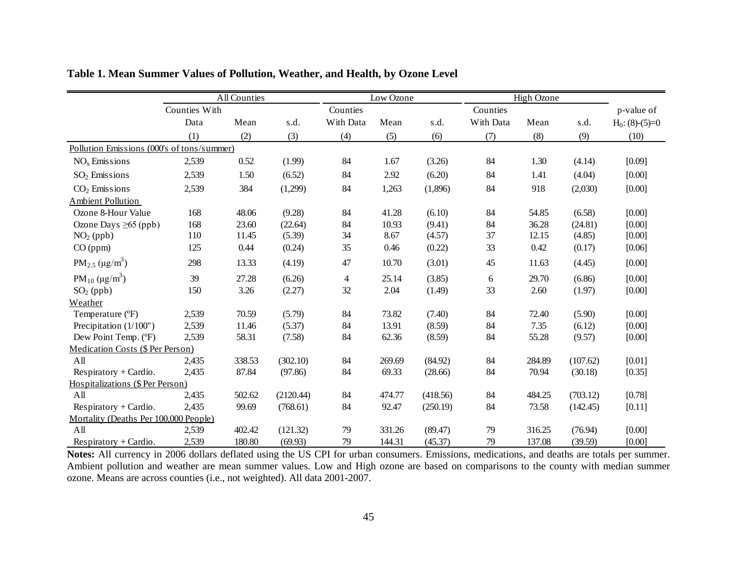**Table 1. Mean Summer Values of Pollution, Weather, and Health, by Ozone Level**

| | All Counties | | | Low Ozone | | | High Ozone | | | |
|---|---|---|---|---|---|---|---|---|---|---|
| | Counties With Data | Mean | s.d. | Counties With Data | Mean | s.d. | Counties With Data | Mean | s.d. | p-value of $H_0$: (8)-(5)=0 |
| | (1) | (2) | (3) | (4) | (5) | (6) | (7) | (8) | (9) | (10) |
| Pollution Emissions (000's of tons/summer) | | | | | | | | | | |
| $NO_x$ Emissions | 2,539 | 0.52 | (1.99) | 84 | 1.67 | (3.26) | 84 | 1.30 | (4.14) | [0.09] |
| $SO_2$ Emissions | 2,539 | 1.50 | (6.52) | 84 | 2.92 | (6.20) | 84 | 1.41 | (4.04) | [0.00] |
| $CO_2$ Emissions | 2,539 | 384 | (1,299) | 84 | 1,263 | (1,896) | 84 | 918 | (2,030) | [0.00] |
| Ambient Pollution | | | | | | | | | | |
| Ozone 8-Hour Value | 168 | 48.06 | (9.28) | 84 | 41.28 | (6.10) | 84 | 54.85 | (6.58) | [0.00] |
| Ozone Days $\geq$65 (ppb) | 168 | 23.60 | (22.64) | 84 | 10.93 | (9.41) | 84 | 36.28 | (24.81) | [0.00] |
| $NO_2$ (ppb) | 110 | 11.45 | (5.39) | 34 | 8.67 | (4.57) | 37 | 12.15 | (4.85) | [0.00] |
| CO (ppm) | 125 | 0.44 | (0.24) | 35 | 0.46 | (0.22) | 33 | 0.42 | (0.17) | [0.06] |
| $PM_{2.5}$ ($\mu g/m^3$) | 298 | 13.33 | (4.19) | 47 | 10.70 | (3.01) | 45 | 11.63 | (4.45) | [0.00] |
| $PM_{10}$ ($\mu g/m^3$) | 39 | 27.28 | (6.26) | 4 | 25.14 | (3.85) | 6 | 29.70 | (6.86) | [0.00] |
| $SO_2$ (ppb) | 150 | 3.26 | (2.27) | 32 | 2.04 | (1.49) | 33 | 2.60 | (1.97) | [0.00] |
| Weather | | | | | | | | | | |
| Temperature (ºF) | 2,539 | 70.59 | (5.79) | 84 | 73.82 | (7.40) | 84 | 72.40 | (5.90) | [0.00] |
| Precipitation (1/100") | 2,539 | 11.46 | (5.37) | 84 | 13.91 | (8.59) | 84 | 7.35 | (6.12) | [0.00] |
| Dew Point Temp. (ºF) | 2,539 | 58.31 | (7.58) | 84 | 62.36 | (8.59) | 84 | 55.28 | (9.57) | [0.00] |
| Medication Costs ($ Per Person) | | | | | | | | | | |
| All | 2,435 | 338.53 | (302.10) | 84 | 269.69 | (84.92) | 84 | 284.89 | (107.62) | [0.01] |
| Respiratory + Cardio. | 2,435 | 87.84 | (97.86) | 84 | 69.33 | (28.66) | 84 | 70.94 | (30.18) | [0.35] |
| Hospitalizations ($ Per Person) | | | | | | | | | | |
| All | 2,435 | 502.62 | (2120.44) | 84 | 474.77 | (418.56) | 84 | 484.25 | (703.12) | [0.78] |
| Respiratory + Cardio. | 2,435 | 99.69 | (768.61) | 84 | 92.47 | (250.19) | 84 | 73.58 | (142.45) | [0.11] |
| Mortality (Deaths Per 100,000 People) | | | | | | | | | | |
| All | 2,539 | 402.42 | (121.32) | 79 | 331.26 | (89.47) | 79 | 316.25 | (76.94) | [0.00] |
| Respiratory + Cardio. | 2,539 | 180.80 | (69.93) | 79 | 144.31 | (45.37) | 79 | 137.08 | (39.59) | [0.00] |

**Notes:** All currency in 2006 dollars deflated using the US CPI for urban consumers. Emissions, medications, and deaths are totals per summer. Ambient pollution and weather are mean summer values. Low and High ozone are based on comparisons to the county with median summer ozone. Means are across counties (i.e., not weighted). All data 2001-2007.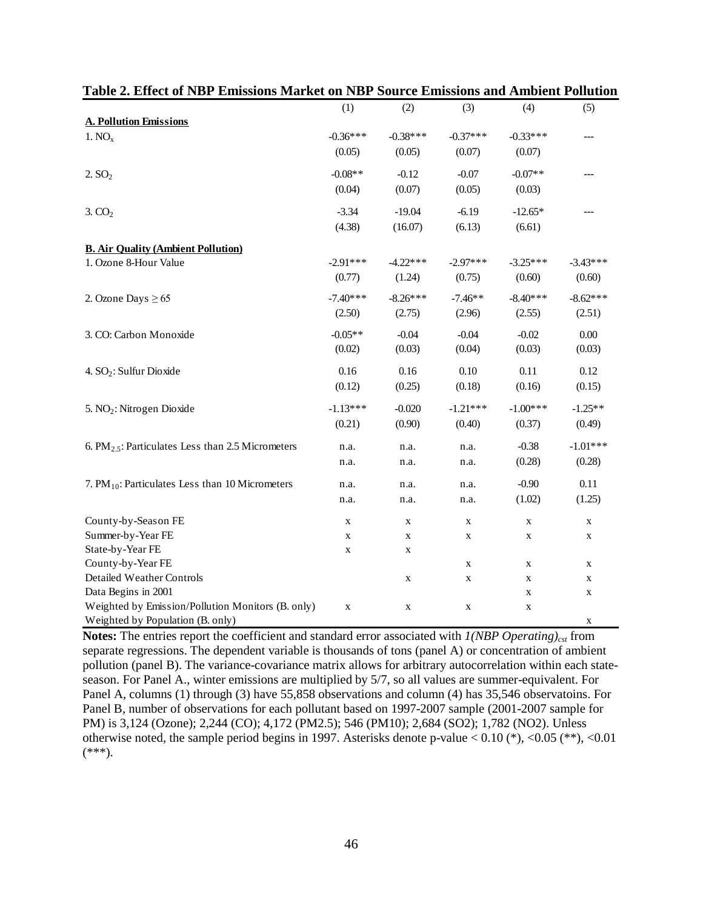**Table 2. Effect of NBP Emissions Market on NBP Source Emissions and Ambient Pollution**

| | (1) | (2) | (3) | (4) | (5) |
|---|---|---|---|---|---|
| **A. Pollution Emissions** | | | | | |
| 1. $NO_x$ | -0.36*** | -0.38*** | -0.37*** | -0.33*** | --- |
| | (0.05) | (0.05) | (0.07) | (0.07) | |
| 2. $SO_2$ | -0.08** | -0.12 | -0.07 | -0.07** | --- |
| | (0.04) | (0.07) | (0.05) | (0.03) | |
| 3. $CO_2$ | -3.34 | -19.04 | -6.19 | -12.65* | --- |
| | (4.38) | (16.07) | (6.13) | (6.61) | |
| **B. Air Quality (Ambient Pollution)** | | | | | |
| 1. Ozone 8-Hour Value | -2.91*** | -4.22*** | -2.97*** | -3.25*** | -3.43*** |
| | (0.77) | (1.24) | (0.75) | (0.60) | (0.60) |
| 2. Ozone Days $\geq 65$ | -7.40*** | -8.26*** | -7.46** | -8.40*** | -8.62*** |
| | (2.50) | (2.75) | (2.96) | (2.55) | (2.51) |
| 3. CO: Carbon Monoxide | -0.05** | -0.04 | -0.04 | -0.02 | 0.00 |
| | (0.02) | (0.03) | (0.04) | (0.03) | (0.03) |
| 4. $SO_2$: Sulfur Dioxide | 0.16 | 0.16 | 0.10 | 0.11 | 0.12 |
| | (0.12) | (0.25) | (0.18) | (0.16) | (0.15) |
| 5. $NO_2$: Nitrogen Dioxide | -1.13*** | -0.020 | -1.21*** | -1.00*** | -1.25** |
| | (0.21) | (0.90) | (0.40) | (0.37) | (0.49) |
| 6. $PM_{2.5}$: Particulates Less than 2.5 Micrometers | n.a. | n.a. | n.a. | -0.38 | -1.01*** |
| | n.a. | n.a. | n.a. | (0.28) | (0.28) |
| 7. $PM_{10}$: Particulates Less than 10 Micrometers | n.a. | n.a. | n.a. | -0.90 | 0.11 |
| | n.a. | n.a. | n.a. | (1.02) | (1.25) |
| County-by-Season FE | x | x | x | x | x |
| Summer-by-Year FE | x | x | x | x | x |
| State-by-Year FE | x | x | | | |
| County-by-Year FE | | | x | x | x |
| Detailed Weather Controls | | x | x | x | x |
| Data Begins in 2001 | | | | x | x |
| Weighted by Emission/Pollution Monitors (B. only) | x | x | x | x | |
| Weighted by Population (B. only) | | | | | x |

**Notes:** The entries report the coefficient and standard error associated with $1(NBP\ Operating)_{cst}$ from separate regressions. The dependent variable is thousands of tons (panel A) or concentration of ambient pollution (panel B). The variance-covariance matrix allows for arbitrary autocorrelation within each state-season. For Panel A., winter emissions are multiplied by 5/7, so all values are summer-equivalent. For Panel A, columns (1) through (3) have 55,858 observations and column (4) has 35,546 observatoins. For Panel B, number of observations for each pollutant based on 1997-2007 sample (2001-2007 sample for PM) is 3,124 (Ozone); 2,244 (CO); 4,172 (PM2.5); 546 (PM10); 2,684 (SO2); 1,782 (NO2). Unless otherwise noted, the sample period begins in 1997. Asterisks denote p-value < 0.10 (*), <0.05 (**), <0.01 (***).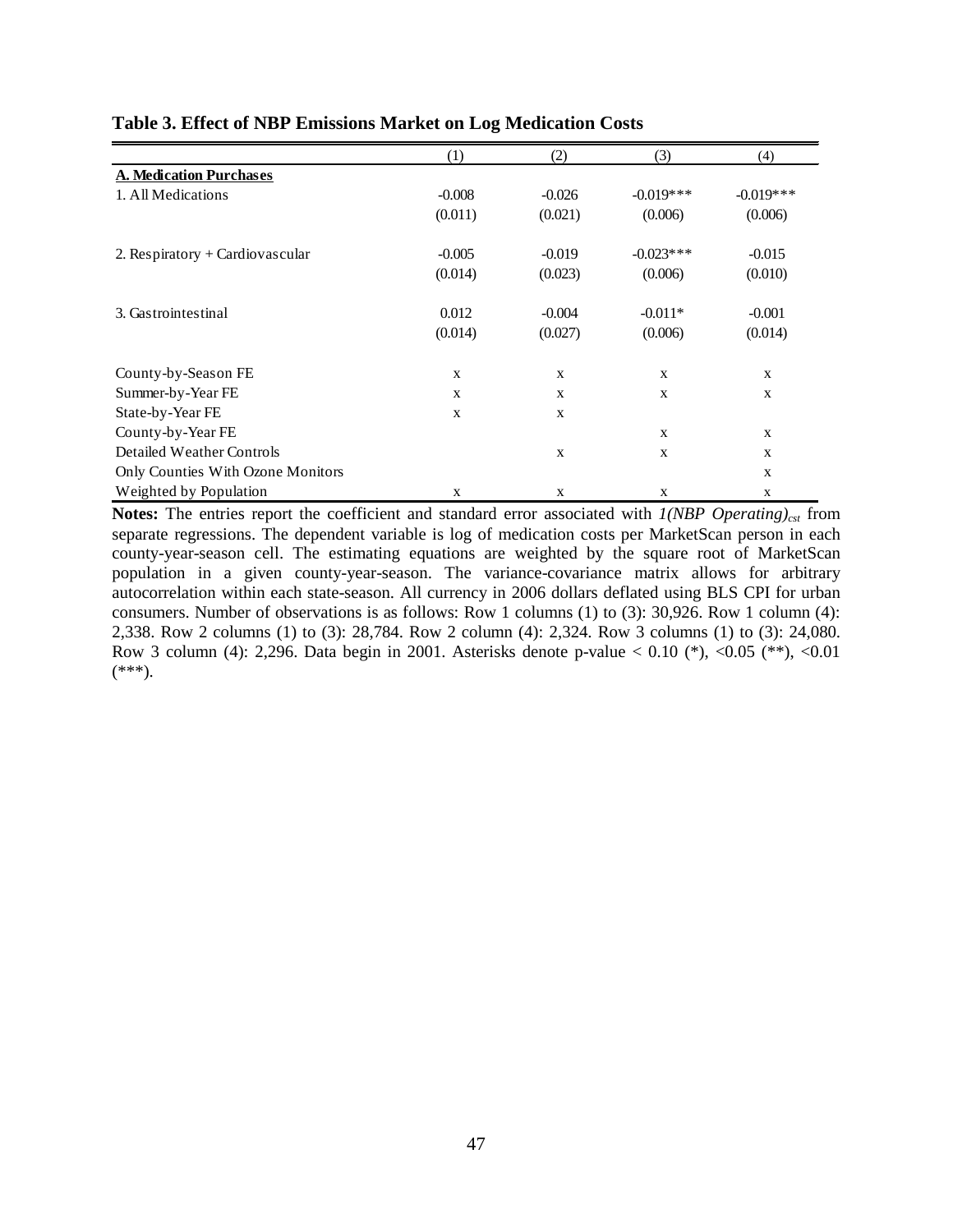**Table 3. Effect of NBP Emissions Market on Log Medication Costs**

| | (1) | (2) | (3) | (4) |
|---|---|---|---|---|
| **A. Medication Purchases** | | | | |
| 1. All Medications | -0.008 | -0.026 | -0.019*** | -0.019*** |
| | (0.011) | (0.021) | (0.006) | (0.006) |
| 2. Respiratory + Cardiovascular | -0.005 | -0.019 | -0.023*** | -0.015 |
| | (0.014) | (0.023) | (0.006) | (0.010) |
| 3. Gastrointestinal | 0.012 | -0.004 | -0.011* | -0.001 |
| | (0.014) | (0.027) | (0.006) | (0.014) |
| County-by-Season FE | x | x | x | x |
| Summer-by-Year FE | x | x | x | x |
| State-by-Year FE | x | x | | |
| County-by-Year FE | | | x | x |
| Detailed Weather Controls | | x | x | x |
| Only Counties With Ozone Monitors | | | | x |
| Weighted by Population | x | x | x | x |

**Notes:** The entries report the coefficient and standard error associated with *1(NBP Operating)$_{cst}$* from separate regressions. The dependent variable is log of medication costs per MarketScan person in each county-year-season cell. The estimating equations are weighted by the square root of MarketScan population in a given county-year-season. The variance-covariance matrix allows for arbitrary autocorrelation within each state-season. All currency in 2006 dollars deflated using BLS CPI for urban consumers. Number of observations is as follows: Row 1 columns (1) to (3): 30,926. Row 1 column (4): 2,338. Row 2 columns (1) to (3): 28,784. Row 2 column (4): 2,324. Row 3 columns (1) to (3): 24,080. Row 3 column (4): 2,296. Data begin in 2001. Asterisks denote p-value < 0.10 (*), <0.05 (**), <0.01 (***).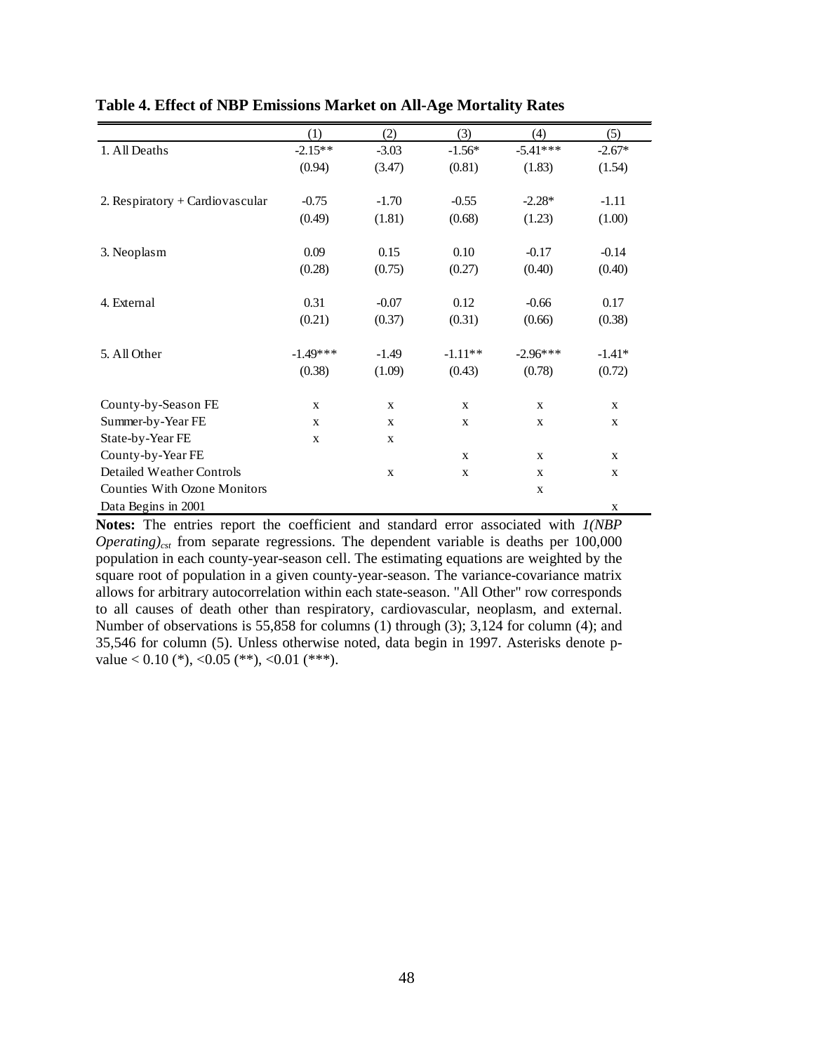**Table 4. Effect of NBP Emissions Market on All-Age Mortality Rates**

| | (1) | (2) | (3) | (4) | (5) |
|---|---|---|---|---|---|
| 1. All Deaths | -2.15** | -3.03 | -1.56* | -5.41*** | -2.67* |
| | (0.94) | (3.47) | (0.81) | (1.83) | (1.54) |
| 2. Respiratory + Cardiovascular | -0.75 | -1.70 | -0.55 | -2.28* | -1.11 |
| | (0.49) | (1.81) | (0.68) | (1.23) | (1.00) |
| 3. Neoplasm | 0.09 | 0.15 | 0.10 | -0.17 | -0.14 |
| | (0.28) | (0.75) | (0.27) | (0.40) | (0.40) |
| 4. External | 0.31 | -0.07 | 0.12 | -0.66 | 0.17 |
| | (0.21) | (0.37) | (0.31) | (0.66) | (0.38) |
| 5. All Other | -1.49*** | -1.49 | -1.11** | -2.96*** | -1.41* |
| | (0.38) | (1.09) | (0.43) | (0.78) | (0.72) |
| County-by-Season FE | x | x | x | x | x |
| Summer-by-Year FE | x | x | x | x | x |
| State-by-Year FE | x | x | | | |
| County-by-Year FE | | | x | x | x |
| Detailed Weather Controls | | x | x | x | x |
| Counties With Ozone Monitors | | | | x | |
| Data Begins in 2001 | | | | | x |

**Notes:** The entries report the coefficient and standard error associated with *1(NBP Operating)*$_{cst}$ from separate regressions. The dependent variable is deaths per 100,000 population in each county-year-season cell. The estimating equations are weighted by the square root of population in a given county-year-season. The variance-covariance matrix allows for arbitrary autocorrelation within each state-season. "All Other" row corresponds to all causes of death other than respiratory, cardiovascular, neoplasm, and external. Number of observations is 55,858 for columns (1) through (3); 3,124 for column (4); and 35,546 for column (5). Unless otherwise noted, data begin in 1997. Asterisks denote p-value < 0.10 (*), <0.05 (**), <0.01 (***).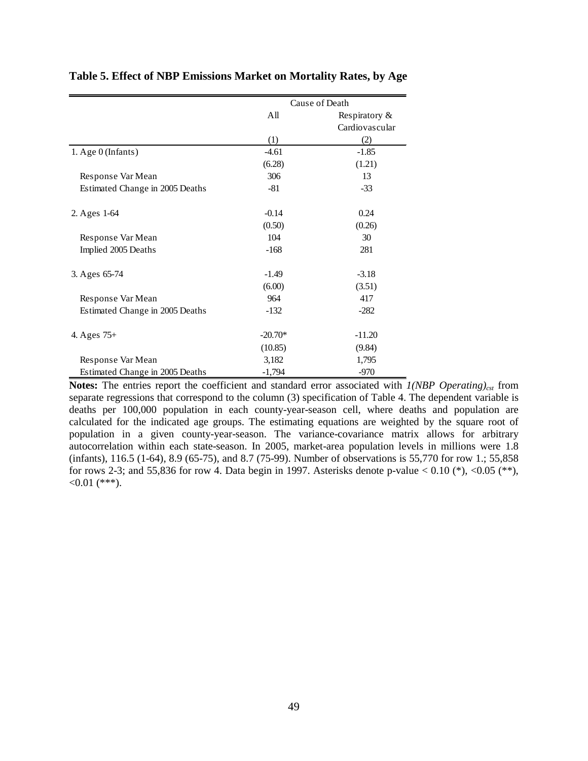**Table 5. Effect of NBP Emissions Market on Mortality Rates, by Age**

| | Cause of Death | |
|---|---|---|
| | All | Respiratory & Cardiovascular |
| | (1) | (2) |
| 1. Age 0 (Infants) | -4.61 | -1.85 |
| | (6.28) | (1.21) |
| Response Var Mean | 306 | 13 |
| Estimated Change in 2005 Deaths | -81 | -33 |
| | | |
| 2. Ages 1-64 | -0.14 | 0.24 |
| | (0.50) | (0.26) |
| Response Var Mean | 104 | 30 |
| Implied 2005 Deaths | -168 | 281 |
| | | |
| 3. Ages 65-74 | -1.49 | -3.18 |
| | (6.00) | (3.51) |
| Response Var Mean | 964 | 417 |
| Estimated Change in 2005 Deaths | -132 | -282 |
| | | |
| 4. Ages 75+ | -20.70* | -11.20 |
| | (10.85) | (9.84) |
| Response Var Mean | 3,182 | 1,795 |
| Estimated Change in 2005 Deaths | -1,794 | -970 |

**Notes:** The entries report the coefficient and standard error associated with $1(NBP\ Operating)_{cst}$ from separate regressions that correspond to the column (3) specification of Table 4. The dependent variable is deaths per 100,000 population in each county-year-season cell, where deaths and population are calculated for the indicated age groups. The estimating equations are weighted by the square root of population in a given county-year-season. The variance-covariance matrix allows for arbitrary autocorrelation within each state-season. In 2005, market-area population levels in millions were 1.8 (infants), 116.5 (1-64), 8.9 (65-75), and 8.7 (75-99). Number of observations is 55,770 for row 1.; 55,858 for rows 2-3; and 55,836 for row 4. Data begin in 1997. Asterisks denote p-value $< 0.10$ (*), $<0.05$ (**), $<0.01$ (***).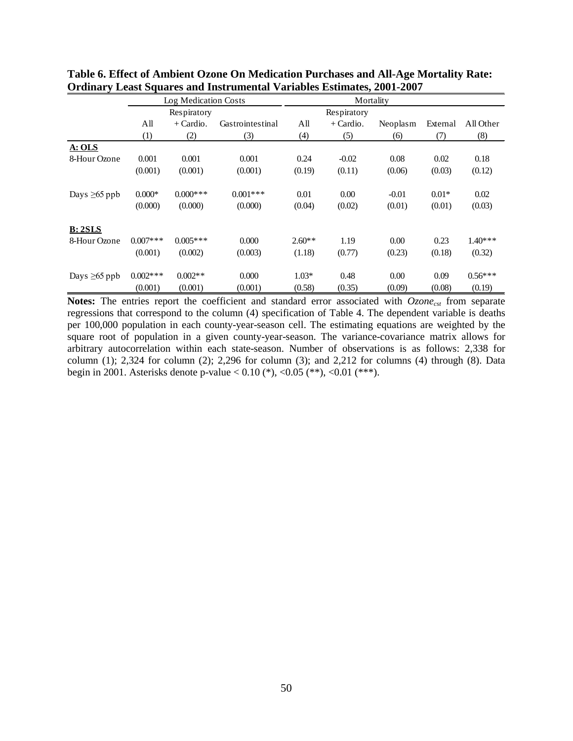**Table 6. Effect of Ambient Ozone On Medication Purchases and All-Age Mortality Rate: Ordinary Least Squares and Instrumental Variables Estimates, 2001-2007**

| | Log Medication Costs | | | Mortality | | | | |
|---|---|---|---|---|---|---|---|---|
| | | Respiratory | | | Respiratory | | | |
| | All | + Cardio. | Gastrointestinal | All | + Cardio. | Neoplasm | External | All Other |
| | (1) | (2) | (3) | (4) | (5) | (6) | (7) | (8) |
| **A: OLS** | | | | | | | | |
| 8-Hour Ozone | 0.001 | 0.001 | 0.001 | 0.24 | -0.02 | 0.08 | 0.02 | 0.18 |
| | (0.001) | (0.001) | (0.001) | (0.19) | (0.11) | (0.06) | (0.03) | (0.12) |
| Days ≥65 ppb | 0.000* | 0.000*** | 0.001*** | 0.01 | 0.00 | -0.01 | 0.01* | 0.02 |
| | (0.000) | (0.000) | (0.000) | (0.04) | (0.02) | (0.01) | (0.01) | (0.03) |
| **B: 2SLS** | | | | | | | | |
| 8-Hour Ozone | 0.007*** | 0.005*** | 0.000 | 2.60** | 1.19 | 0.00 | 0.23 | 1.40*** |
| | (0.001) | (0.002) | (0.003) | (1.18) | (0.77) | (0.23) | (0.18) | (0.32) |
| Days ≥65 ppb | 0.002*** | 0.002** | 0.000 | 1.03* | 0.48 | 0.00 | 0.09 | 0.56*** |
| | (0.001) | (0.001) | (0.001) | (0.58) | (0.35) | (0.09) | (0.08) | (0.19) |

**Notes:** The entries report the coefficient and standard error associated with $Ozone_{cst}$ from separate regressions that correspond to the column (4) specification of Table 4. The dependent variable is deaths per 100,000 population in each county-year-season cell. The estimating equations are weighted by the square root of population in a given county-year-season. The variance-covariance matrix allows for arbitrary autocorrelation within each state-season. Number of observations is as follows: 2,338 for column (1); 2,324 for column (2); 2,296 for column (3); and 2,212 for columns (4) through (8). Data begin in 2001. Asterisks denote p-value < 0.10 (*), <0.05 (**), <0.01 (***).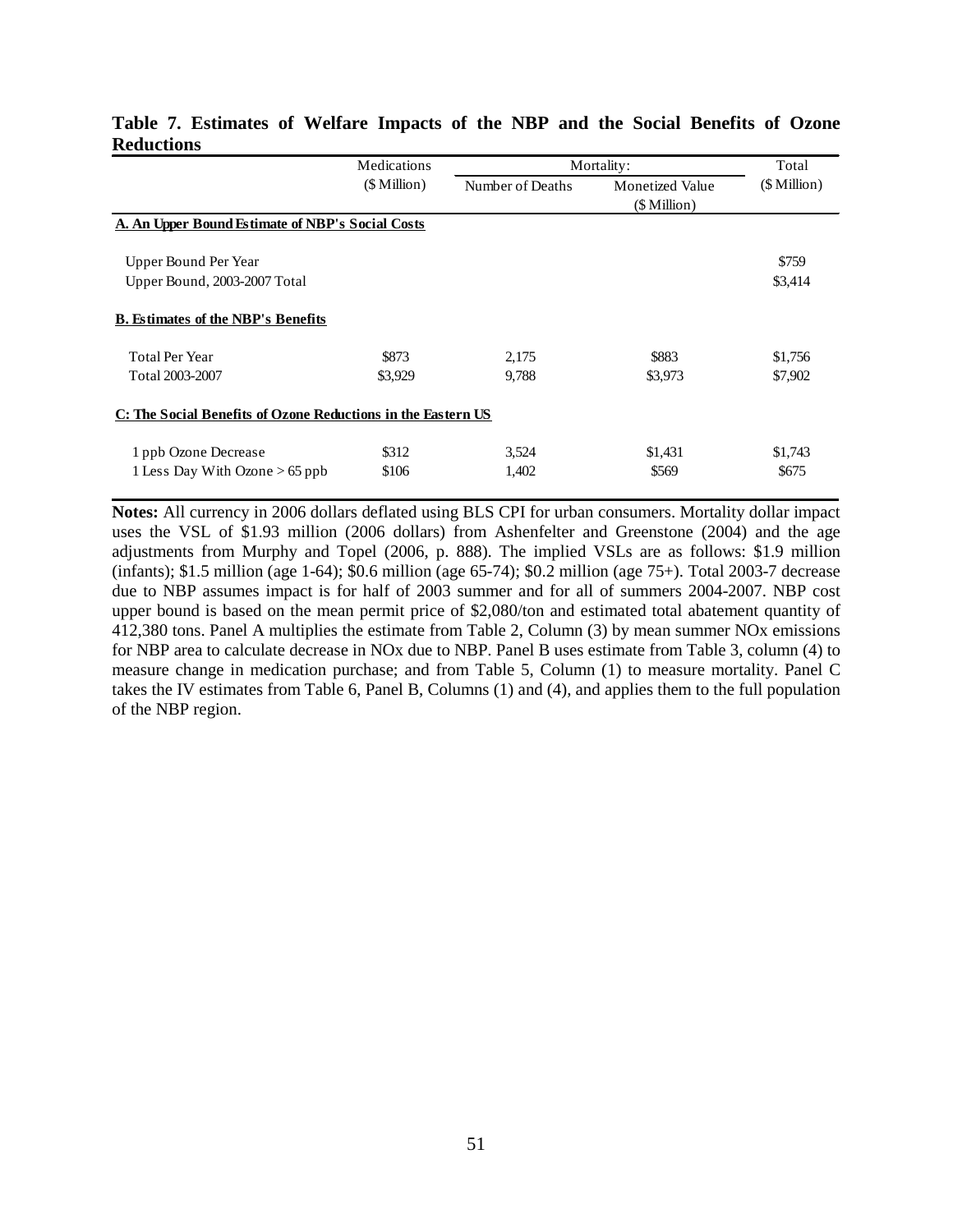**Table 7. Estimates of Welfare Impacts of the NBP and the Social Benefits of Ozone Reductions**

| | Medications | Mortality: | | Total |
|---|---|---|---|---|
| | ($ Million) | Number of Deaths | Monetized Value ($ Million) | ($ Million) |
| **A. An Upper Bound Estimate of NBP's Social Costs** | | | | |
| Upper Bound Per Year | | | | $759 |
| Upper Bound, 2003-2007 Total | | | | $3,414 |
| **B. Estimates of the NBP's Benefits** | | | | |
| Total Per Year | $873 | 2,175 | $883 | $1,756 |
| Total 2003-2007 | $3,929 | 9,788 | $3,973 | $7,902 |
| **C: The Social Benefits of Ozone Reductions in the Eastern US** | | | | |
| 1 ppb Ozone Decrease | $312 | 3,524 | $1,431 | $1,743 |
| 1 Less Day With Ozone > 65 ppb | $106 | 1,402 | $569 | $675 |

**Notes:** All currency in 2006 dollars deflated using BLS CPI for urban consumers. Mortality dollar impact uses the VSL of $1.93 million (2006 dollars) from Ashenfelter and Greenstone (2004) and the age adjustments from Murphy and Topel (2006, p. 888). The implied VSLs are as follows: $1.9 million (infants); $1.5 million (age 1-64); $0.6 million (age 65-74); $0.2 million (age 75+). Total 2003-7 decrease due to NBP assumes impact is for half of 2003 summer and for all of summers 2004-2007. NBP cost upper bound is based on the mean permit price of $2,080/ton and estimated total abatement quantity of 412,380 tons. Panel A multiplies the estimate from Table 2, Column (3) by mean summer NOx emissions for NBP area to calculate decrease in NOx due to NBP. Panel B uses estimate from Table 3, column (4) to measure change in medication purchase; and from Table 5, Column (1) to measure mortality. Panel C takes the IV estimates from Table 6, Panel B, Columns (1) and (4), and applies them to the full population of the NBP region.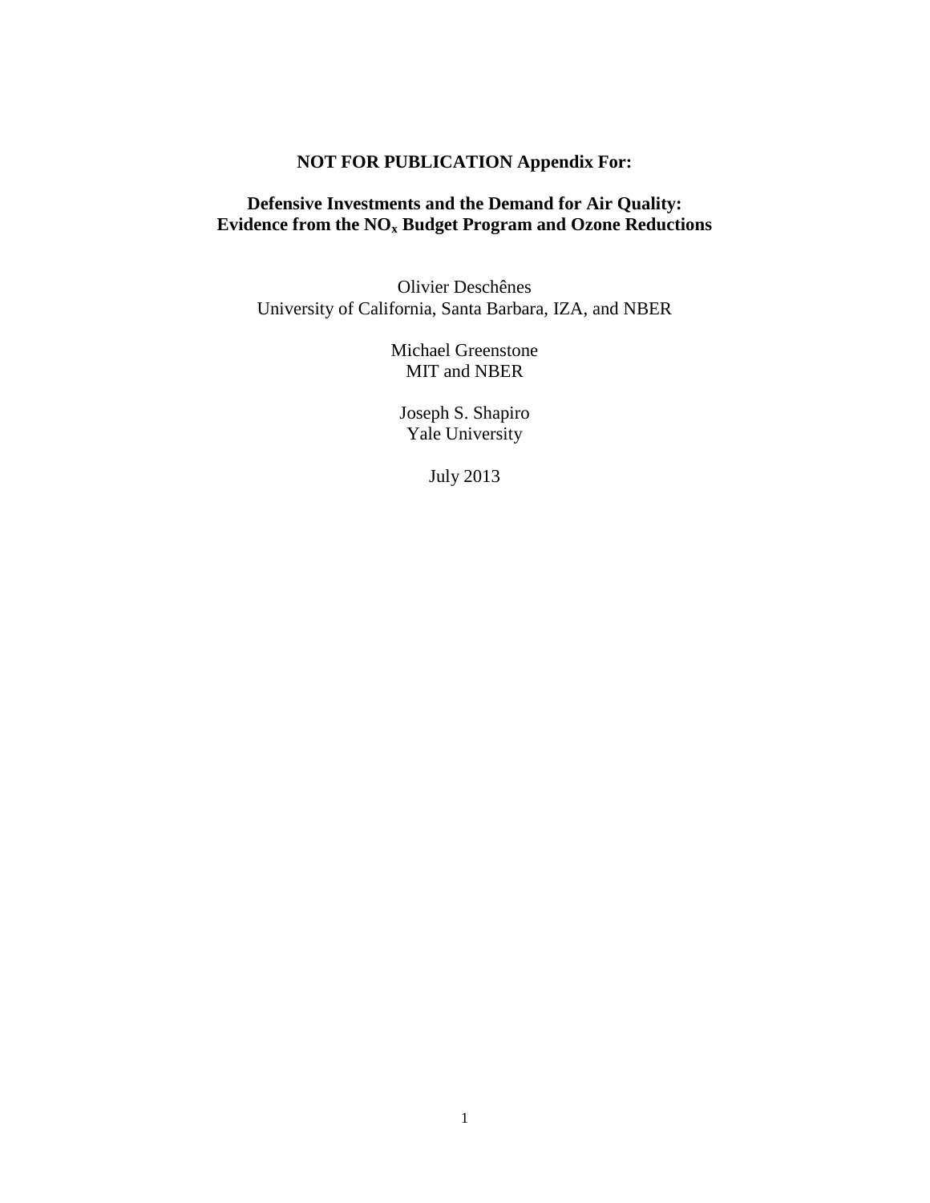**NOT FOR PUBLICATION Appendix For:**

**Defensive Investments and the Demand for Air Quality: Evidence from the $NO_x$ Budget Program and Ozone Reductions**

Olivier Deschênes
University of California, Santa Barbara, IZA, and NBER

Michael Greenstone
MIT and NBER

Joseph S. Shapiro
Yale University

July 2013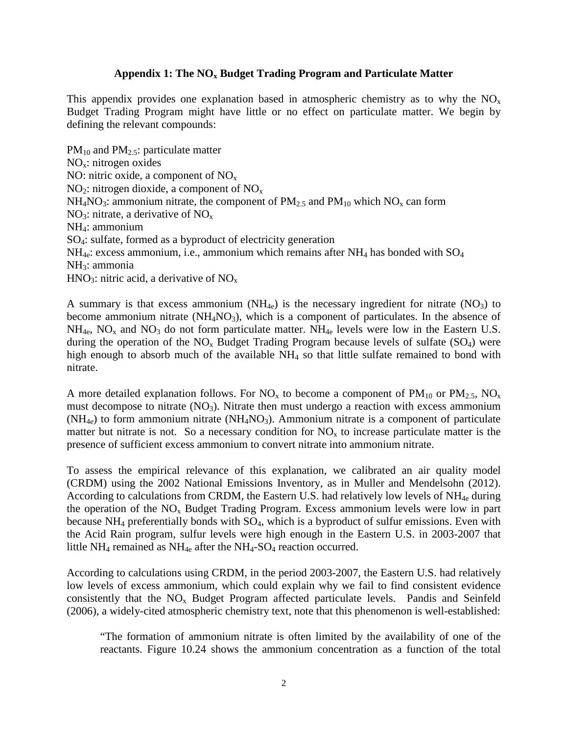## Appendix 1: The $NO_x$ Budget Trading Program and Particulate Matter

This appendix provides one explanation based in atmospheric chemistry as to why the $NO_x$ Budget Trading Program might have little or no effect on particulate matter. We begin by defining the relevant compounds:

$PM_{10}$ and $PM_{2.5}$: particulate matter
$NO_x$: nitrogen oxides
NO: nitric oxide, a component of $NO_x$
$NO_2$: nitrogen dioxide, a component of $NO_x$
$NH_4NO_3$: ammonium nitrate, the component of $PM_{2.5}$ and $PM_{10}$ which $NO_x$ can form
$NO_3$: nitrate, a derivative of $NO_x$
$NH_4$: ammonium
$SO_4$: sulfate, formed as a byproduct of electricity generation
$NH_{4e}$: excess ammonium, i.e., ammonium which remains after $NH_4$ has bonded with $SO_4$
$NH_3$: ammonia
$HNO_3$: nitric acid, a derivative of $NO_x$

A summary is that excess ammonium ($NH_{4e}$) is the necessary ingredient for nitrate ($NO_3$) to become ammonium nitrate ($NH_4NO_3$), which is a component of particulates. In the absence of $NH_{4e}$, $NO_x$ and $NO_3$ do not form particulate matter. $NH_{4e}$ levels were low in the Eastern U.S. during the operation of the $NO_x$ Budget Trading Program because levels of sulfate ($SO_4$) were high enough to absorb much of the available $NH_4$ so that little sulfate remained to bond with nitrate.

A more detailed explanation follows. For $NO_x$ to become a component of $PM_{10}$ or $PM_{2.5}$, $NO_x$ must decompose to nitrate ($NO_3$). Nitrate then must undergo a reaction with excess ammonium ($NH_{4e}$) to form ammonium nitrate ($NH_4NO_3$). Ammonium nitrate is a component of particulate matter but nitrate is not. So a necessary condition for $NO_x$ to increase particulate matter is the presence of sufficient excess ammonium to convert nitrate into ammonium nitrate.

To assess the empirical relevance of this explanation, we calibrated an air quality model (CRDM) using the 2002 National Emissions Inventory, as in Muller and Mendelsohn (2012). According to calculations from CRDM, the Eastern U.S. had relatively low levels of $NH_{4e}$ during the operation of the $NO_x$ Budget Trading Program. Excess ammonium levels were low in part because $NH_4$ preferentially bonds with $SO_4$, which is a byproduct of sulfur emissions. Even with the Acid Rain program, sulfur levels were high enough in the Eastern U.S. in 2003-2007 that little $NH_4$ remained as $NH_{4e}$ after the $NH_4$-$SO_4$ reaction occurred.

According to calculations using CRDM, in the period 2003-2007, the Eastern U.S. had relatively low levels of excess ammonium, which could explain why we fail to find consistent evidence consistently that the $NO_x$ Budget Program affected particulate levels. Pandis and Seinfeld (2006), a widely-cited atmospheric chemistry text, note that this phenomenon is well-established:

> "The formation of ammonium nitrate is often limited by the availability of one of the reactants. Figure 10.24 shows the ammonium concentration as a function of the total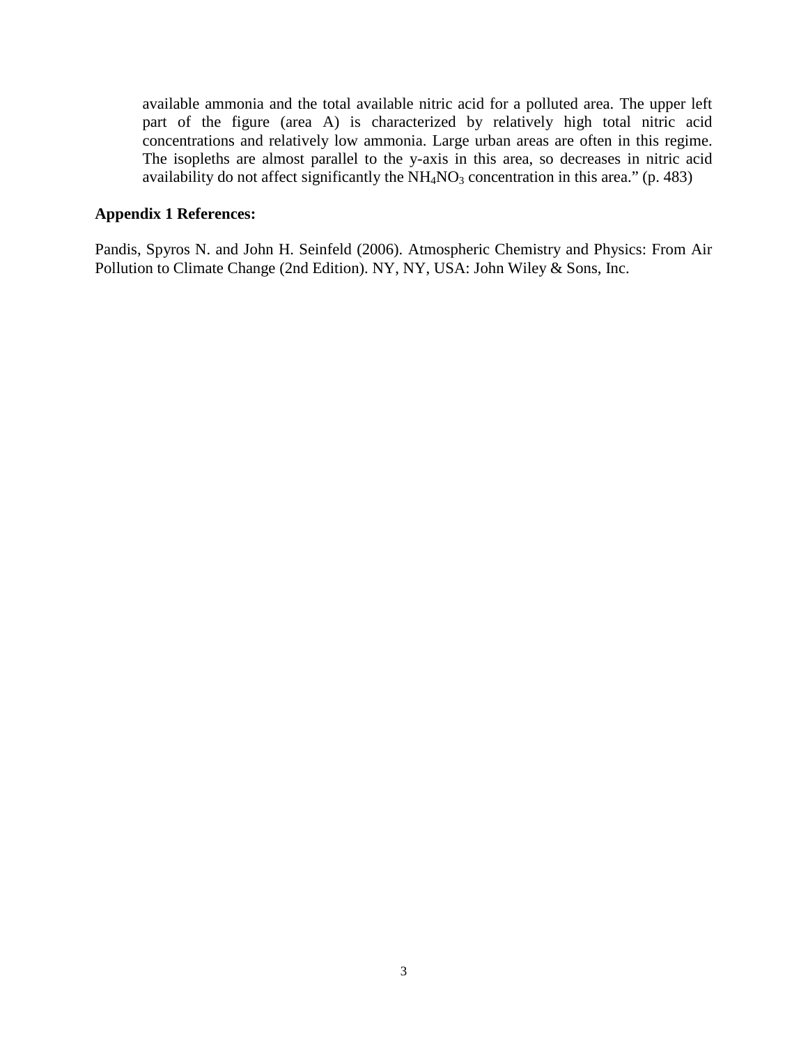> available ammonia and the total available nitric acid for a polluted area. The upper left part of the figure (area A) is characterized by relatively high total nitric acid concentrations and relatively low ammonia. Large urban areas are often in this regime. The isopleths are almost parallel to the y-axis in this area, so decreases in nitric acid availability do not affect significantly the $NH_4NO_3$ concentration in this area." (p. 483)

**Appendix 1 References:**

Pandis, Spyros N. and John H. Seinfeld (2006). Atmospheric Chemistry and Physics: From Air Pollution to Climate Change (2nd Edition). NY, NY, USA: John Wiley & Sons, Inc.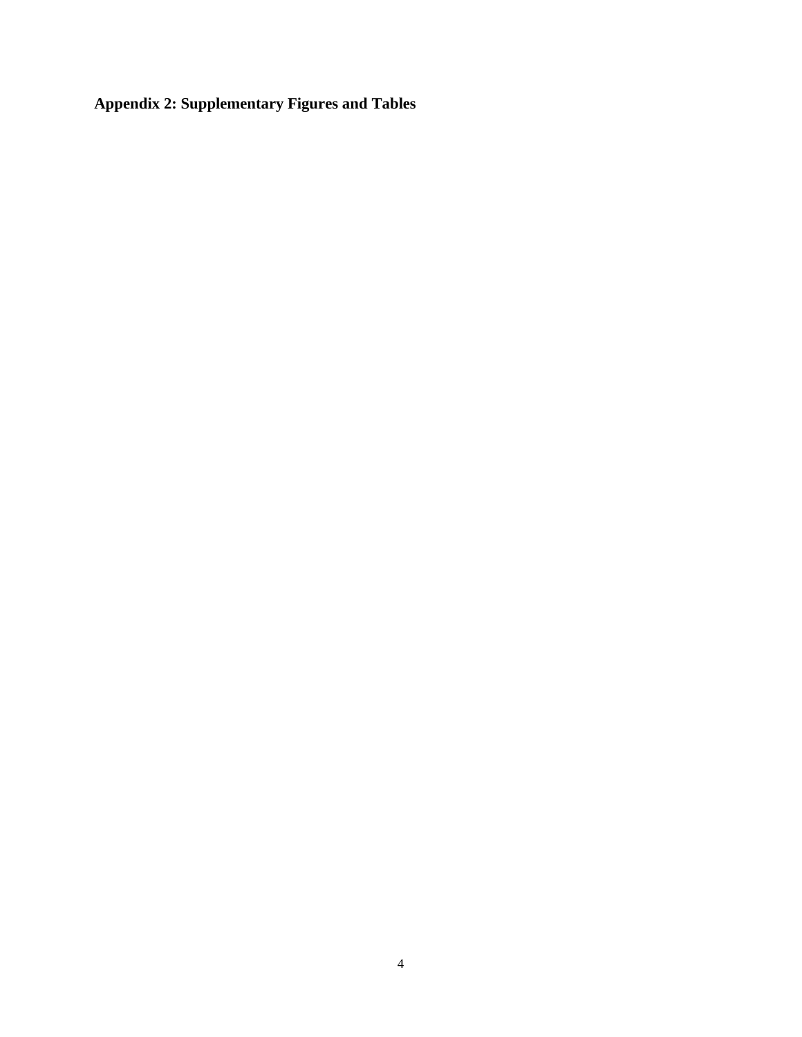## Appendix 2: Supplementary Figures and Tables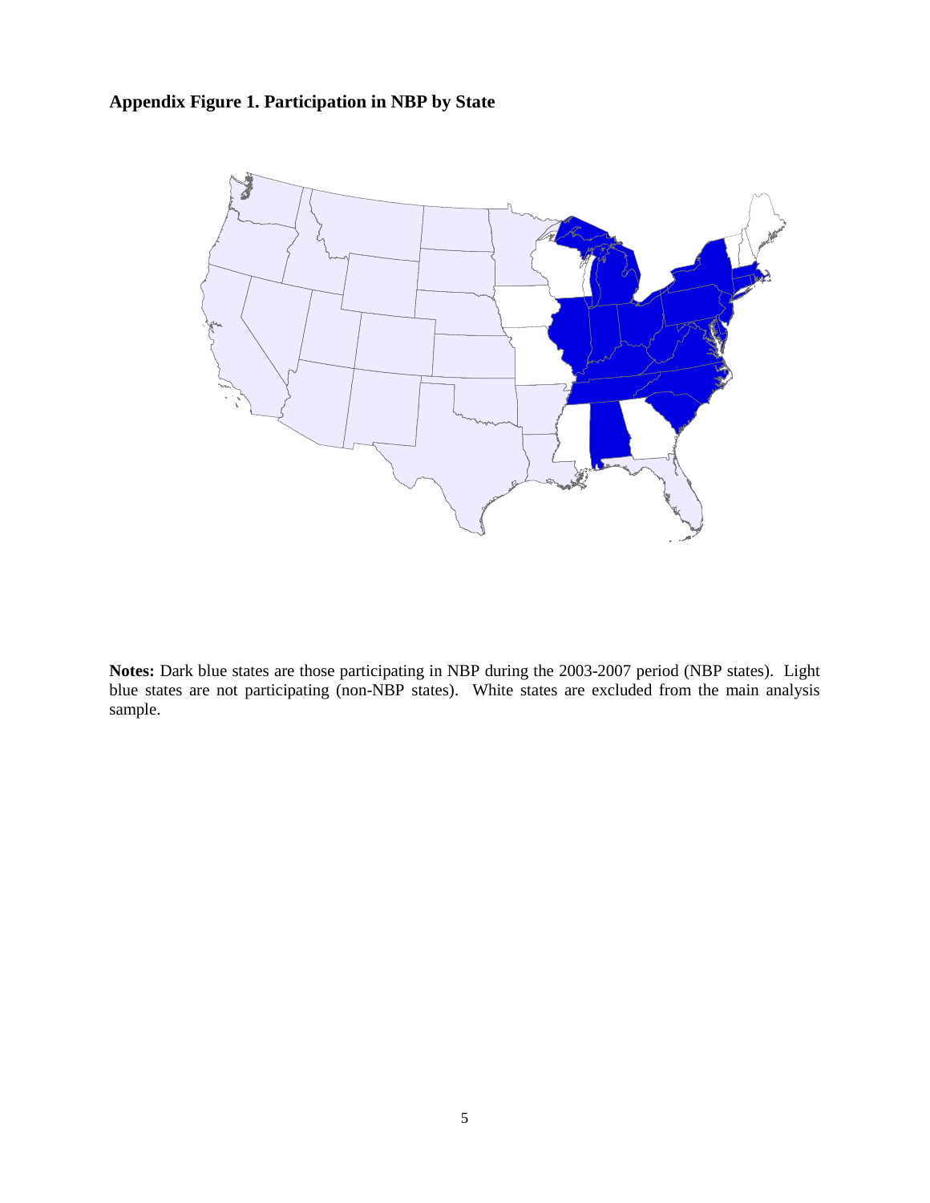**Appendix Figure 1. Participation in NBP by State**

**Notes:** Dark blue states are those participating in NBP during the 2003-2007 period (NBP states). Light blue states are not participating (non-NBP states). White states are excluded from the main analysis sample.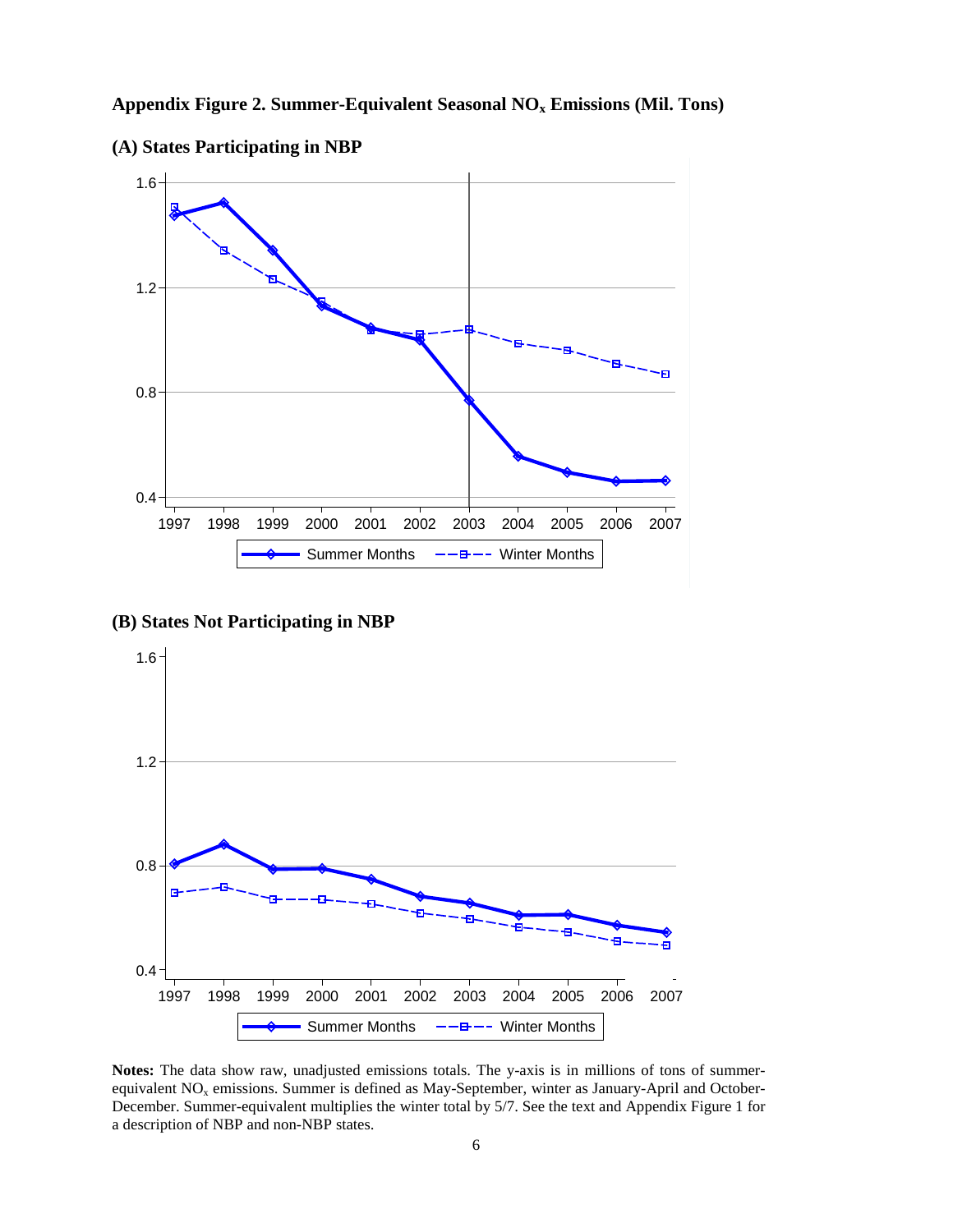**Appendix Figure 2. Summer-Equivalent Seasonal $NO_x$ Emissions (Mil. Tons)**

**(A) States Participating in NBP**

**(B) States Not Participating in NBP**

**Notes:** The data show raw, unadjusted emissions totals. The y-axis is in millions of tons of summer-equivalent $NO_x$ emissions. Summer is defined as May-September, winter as January-April and October-December. Summer-equivalent multiplies the winter total by 5/7. See the text and Appendix Figure 1 for a description of NBP and non-NBP states.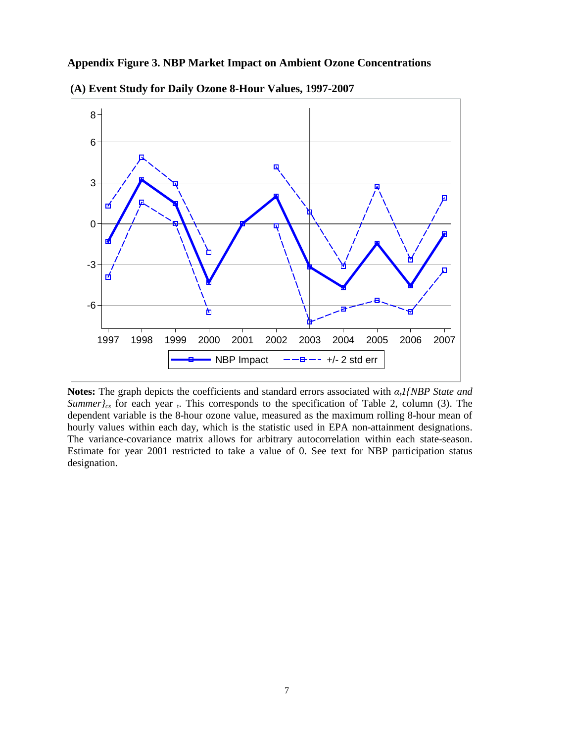**Appendix Figure 3. NBP Market Impact on Ambient Ozone Concentrations**

**(A) Event Study for Daily Ozone 8-Hour Values, 1997-2007**

**Notes:** The graph depicts the coefficients and standard errors associated with $\alpha_t$*1{NBP State and Summer}*$_{cs}$ for each year $_t$. This corresponds to the specification of Table 2, column (3). The dependent variable is the 8-hour ozone value, measured as the maximum rolling 8-hour mean of hourly values within each day, which is the statistic used in EPA non-attainment designations. The variance-covariance matrix allows for arbitrary autocorrelation within each state-season. Estimate for year 2001 restricted to take a value of 0. See text for NBP participation status designation.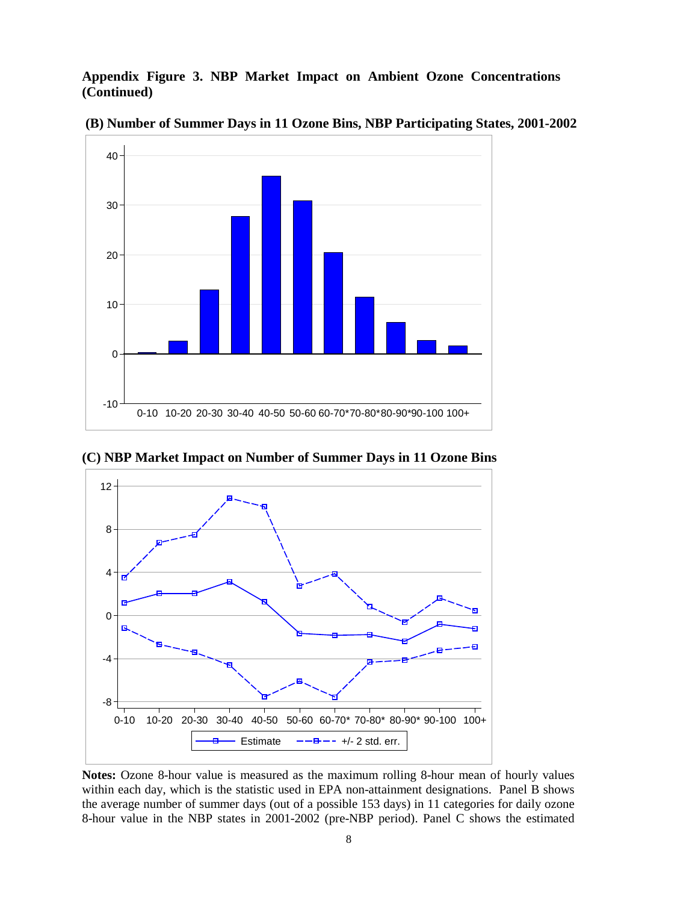**Appendix Figure 3. NBP Market Impact on Ambient Ozone Concentrations (Continued)**

**(B) Number of Summer Days in 11 Ozone Bins, NBP Participating States, 2001-2002**

**(C) NBP Market Impact on Number of Summer Days in 11 Ozone Bins**

**Notes:** Ozone 8-hour value is measured as the maximum rolling 8-hour mean of hourly values within each day, which is the statistic used in EPA non-attainment designations. Panel B shows the average number of summer days (out of a possible 153 days) in 11 categories for daily ozone 8-hour value in the NBP states in 2001-2002 (pre-NBP period). Panel C shows the estimated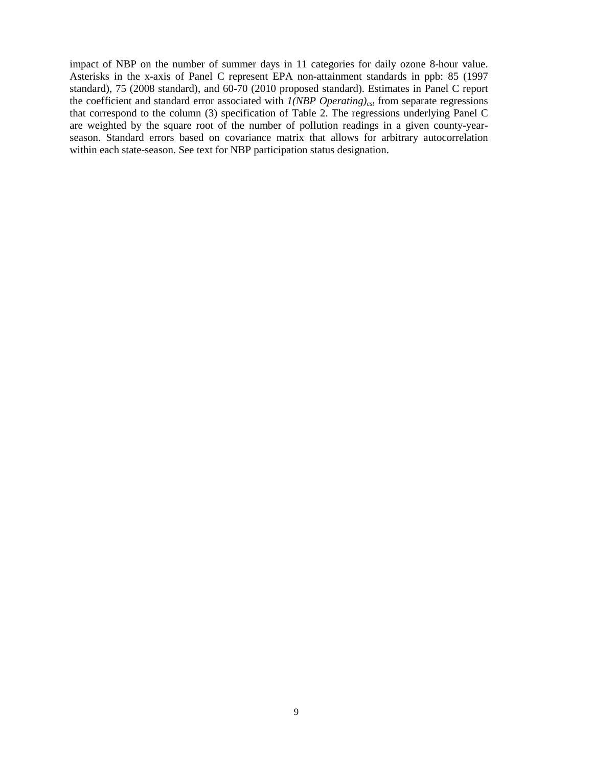impact of NBP on the number of summer days in 11 categories for daily ozone 8-hour value. Asterisks in the x-axis of Panel C represent EPA non-attainment standards in ppb: 85 (1997 standard), 75 (2008 standard), and 60-70 (2010 proposed standard). Estimates in Panel C report the coefficient and standard error associated with *1(NBP Operating)*$_{cst}$ from separate regressions that correspond to the column (3) specification of Table 2. The regressions underlying Panel C are weighted by the square root of the number of pollution readings in a given county-year-season. Standard errors based on covariance matrix that allows for arbitrary autocorrelation within each state-season. See text for NBP participation status designation.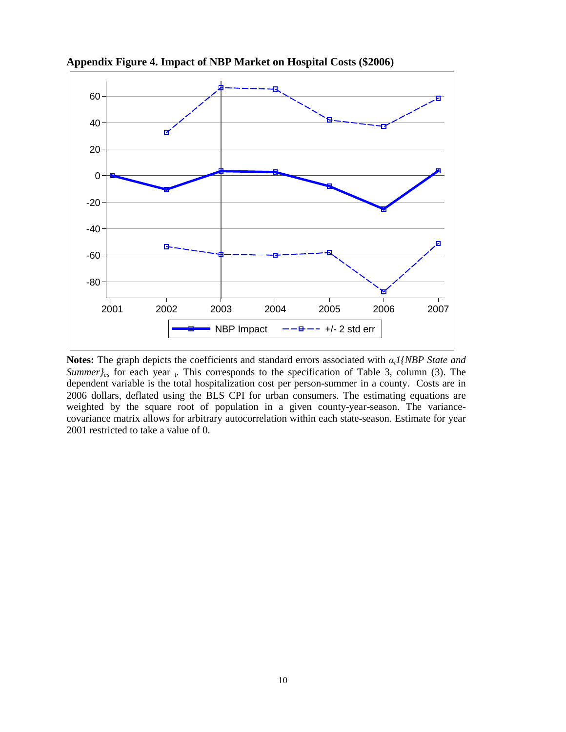**Appendix Figure 4. Impact of NBP Market on Hospital Costs ($2006)**

**Notes:** The graph depicts the coefficients and standard errors associated with $\alpha_t 1\{NBP\ State\ and\ Summer\}_{cs}$ for each year $_t$. This corresponds to the specification of Table 3, column (3). The dependent variable is the total hospitalization cost per person-summer in a county. Costs are in 2006 dollars, deflated using the BLS CPI for urban consumers. The estimating equations are weighted by the square root of population in a given county-year-season. The variance-covariance matrix allows for arbitrary autocorrelation within each state-season. Estimate for year 2001 restricted to take a value of 0.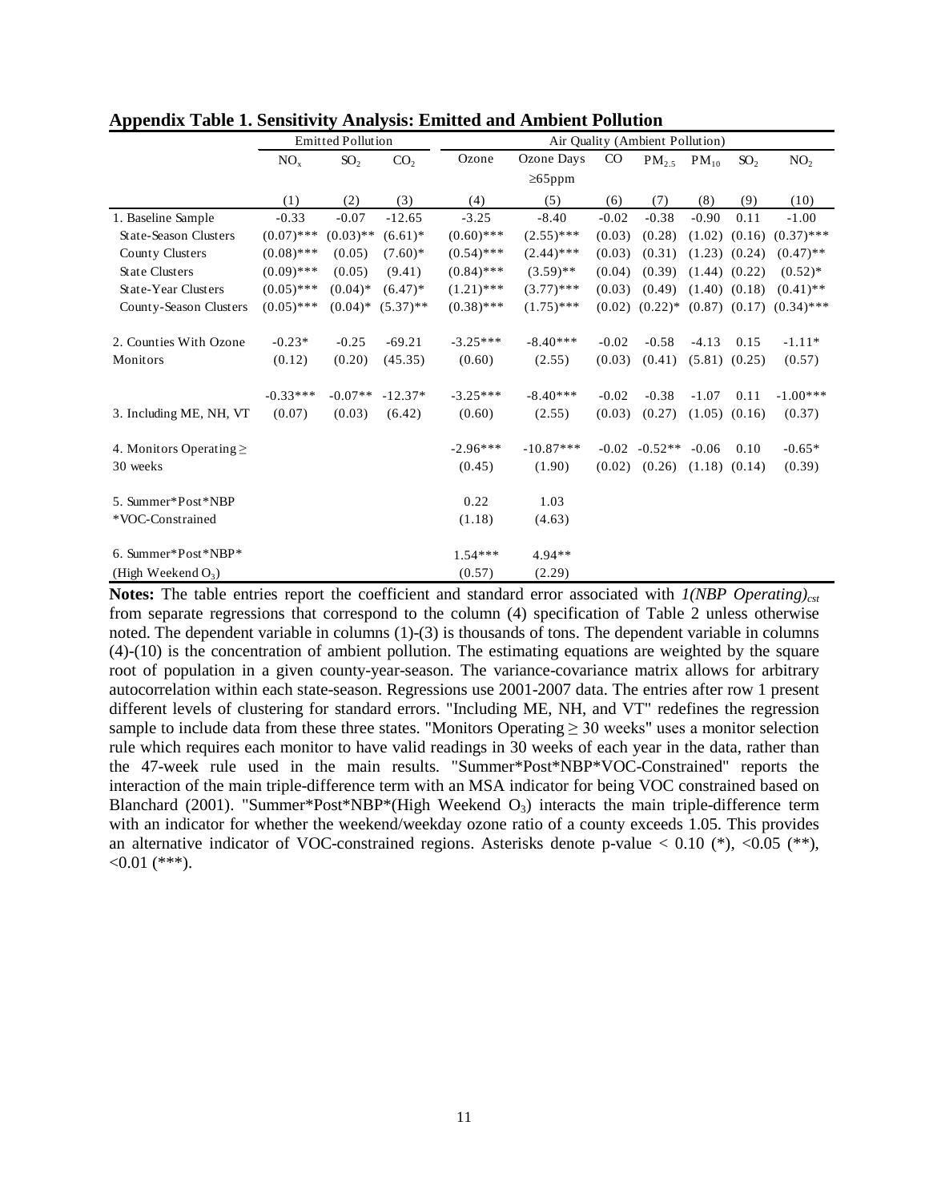**Appendix Table 1. Sensitivity Analysis: Emitted and Ambient Pollution**

| | Emitted Pollution | | | Air Quality (Ambient Pollution) | | | | | | |
|---|---|---|---|---|---|---|---|---|---|---|
| | $NO_x$ | $SO_2$ | $CO_2$ | Ozone | Ozone Days $\geq$65ppm | CO | $PM_{2.5}$ | $PM_{10}$ | $SO_2$ | $NO_2$ |
| | (1) | (2) | (3) | (4) | (5) | (6) | (7) | (8) | (9) | (10) |
| 1. Baseline Sample | -0.33 | -0.07 | -12.65 | -3.25 | -8.40 | -0.02 | -0.38 | -0.90 | 0.11 | -1.00 |
| State-Season Clusters | (0.07)*** | (0.03)** | (6.61)* | (0.60)*** | (2.55)*** | (0.03) | (0.28) | (1.02) | (0.16) | (0.37)*** |
| County Clusters | (0.08)*** | (0.05) | (7.60)* | (0.54)*** | (2.44)*** | (0.03) | (0.31) | (1.23) | (0.24) | (0.47)** |
| State Clusters | (0.09)*** | (0.05) | (9.41) | (0.84)*** | (3.59)** | (0.04) | (0.39) | (1.44) | (0.22) | (0.52)* |
| State-Year Clusters | (0.05)*** | (0.04)* | (6.47)* | (1.21)*** | (3.77)*** | (0.03) | (0.49) | (1.40) | (0.18) | (0.41)** |
| County-Season Clusters | (0.05)*** | (0.04)* | (5.37)** | (0.38)*** | (1.75)*** | (0.02) | (0.22)* | (0.87) | (0.17) | (0.34)*** |
| 2. Counties With Ozone Monitors | -0.23* | -0.25 | -69.21 | -3.25*** | -8.40*** | -0.02 | -0.58 | -4.13 | 0.15 | -1.11* |
| | (0.12) | (0.20) | (45.35) | (0.60) | (2.55) | (0.03) | (0.41) | (5.81) | (0.25) | (0.57) |
| 3. Including ME, NH, VT | -0.33*** | -0.07** | -12.37* | -3.25*** | -8.40*** | -0.02 | -0.38 | -1.07 | 0.11 | -1.00*** |
| | (0.07) | (0.03) | (6.42) | (0.60) | (2.55) | (0.03) | (0.27) | (1.05) | (0.16) | (0.37) |
| 4. Monitors Operating $\geq$ 30 weeks | | | | -2.96*** | -10.87*** | -0.02 | -0.52** | -0.06 | 0.10 | -0.65* |
| | | | | (0.45) | (1.90) | (0.02) | (0.26) | (1.18) | (0.14) | (0.39) |
| 5. Summer*Post*NBP *VOC-Constrained | | | | 0.22 | 1.03 | | | | | |
| | | | | (1.18) | (4.63) | | | | | |
| 6. Summer*Post*NBP* (High Weekend $O_3$) | | | | 1.54*** | 4.94** | | | | | |
| | | | | (0.57) | (2.29) | | | | | |

**Notes:** The table entries report the coefficient and standard error associated with $1(NBP\ Operating)_{cst}$ from separate regressions that correspond to the column (4) specification of Table 2 unless otherwise noted. The dependent variable in columns (1)-(3) is thousands of tons. The dependent variable in columns (4)-(10) is the concentration of ambient pollution. The estimating equations are weighted by the square root of population in a given county-year-season. The variance-covariance matrix allows for arbitrary autocorrelation within each state-season. Regressions use 2001-2007 data. The entries after row 1 present different levels of clustering for standard errors. "Including ME, NH, and VT" redefines the regression sample to include data from these three states. "Monitors Operating $\geq$ 30 weeks" uses a monitor selection rule which requires each monitor to have valid readings in 30 weeks of each year in the data, rather than the 47-week rule used in the main results. "Summer*Post*NBP*VOC-Constrained" reports the interaction of the main triple-difference term with an MSA indicator for being VOC constrained based on Blanchard (2001). "Summer*Post*NBP*(High Weekend $O_3$) interacts the main triple-difference term with an indicator for whether the weekend/weekday ozone ratio of a county exceeds 1.05. This provides an alternative indicator of VOC-constrained regions. Asterisks denote p-value < 0.10 (*), <0.05 (**), <0.01 (***).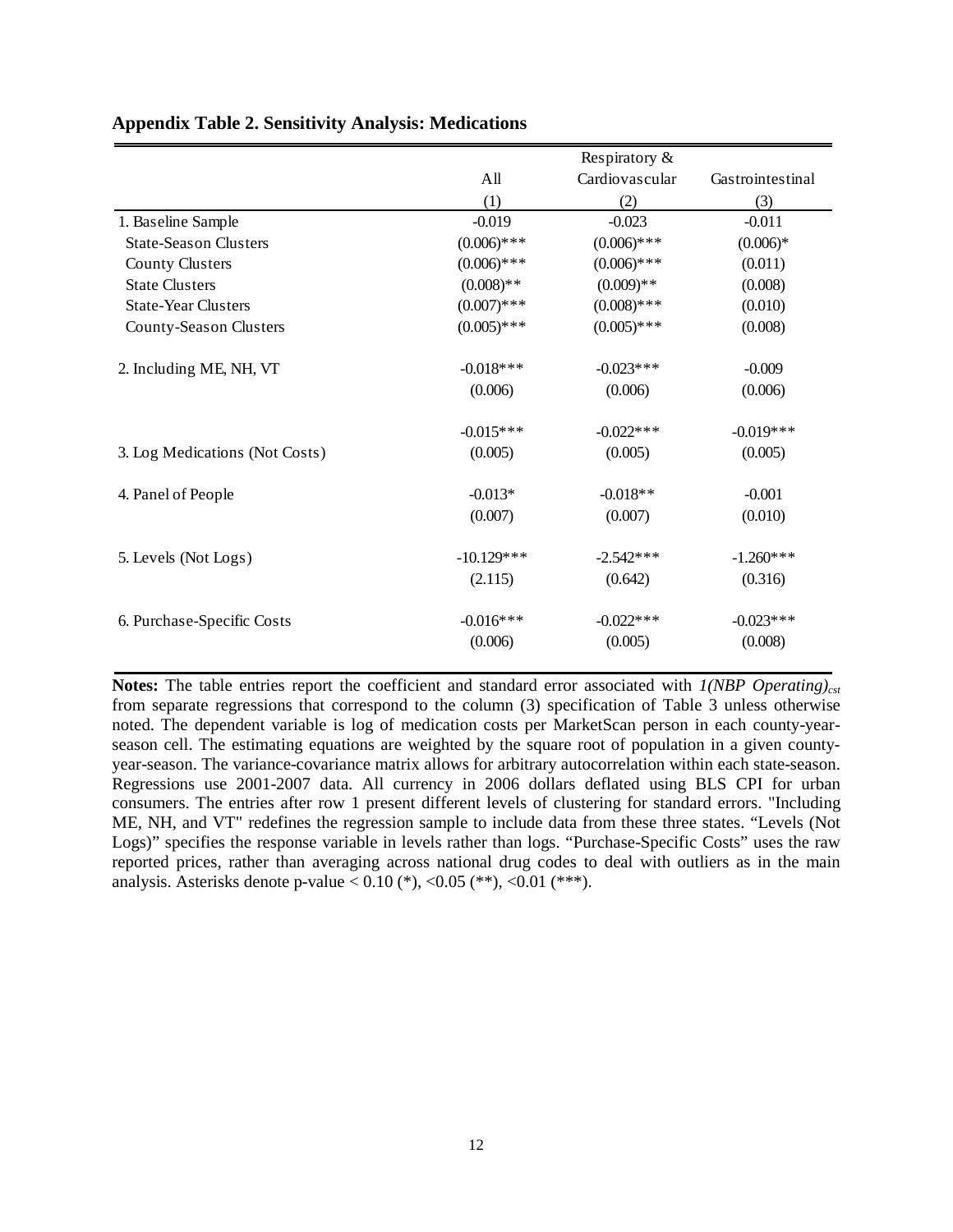**Appendix Table 2. Sensitivity Analysis: Medications**

| | All | Respiratory & Cardiovascular | Gastrointestinal |
|---|---|---|---|
| | (1) | (2) | (3) |
| 1. Baseline Sample | -0.019 | -0.023 | -0.011 |
| State-Season Clusters | (0.006)*** | (0.006)*** | (0.006)* |
| County Clusters | (0.006)*** | (0.006)*** | (0.011) |
| State Clusters | (0.008)** | (0.009)** | (0.008) |
| State-Year Clusters | (0.007)*** | (0.008)*** | (0.010) |
| County-Season Clusters | (0.005)*** | (0.005)*** | (0.008) |
| 2. Including ME, NH, VT | -0.018*** | -0.023*** | -0.009 |
| | (0.006) | (0.006) | (0.006) |
| | -0.015*** | -0.022*** | -0.019*** |
| 3. Log Medications (Not Costs) | (0.005) | (0.005) | (0.005) |
| 4. Panel of People | -0.013* | -0.018** | -0.001 |
| | (0.007) | (0.007) | (0.010) |
| 5. Levels (Not Logs) | -10.129*** | -2.542*** | -1.260*** |
| | (2.115) | (0.642) | (0.316) |
| 6. Purchase-Specific Costs | -0.016*** | -0.022*** | -0.023*** |
| | (0.006) | (0.005) | (0.008) |

**Notes:** The table entries report the coefficient and standard error associated with $1(NBP\ Operating)_{cst}$ from separate regressions that correspond to the column (3) specification of Table 3 unless otherwise noted. The dependent variable is log of medication costs per MarketScan person in each county-year-season cell. The estimating equations are weighted by the square root of population in a given county-year-season. The variance-covariance matrix allows for arbitrary autocorrelation within each state-season. Regressions use 2001-2007 data. All currency in 2006 dollars deflated using BLS CPI for urban consumers. The entries after row 1 present different levels of clustering for standard errors. "Including ME, NH, and VT" redefines the regression sample to include data from these three states. "Levels (Not Logs)" specifies the response variable in levels rather than logs. "Purchase-Specific Costs" uses the raw reported prices, rather than averaging across national drug codes to deal with outliers as in the main analysis. Asterisks denote p-value < 0.10 (*), <0.05 (**), <0.01 (***).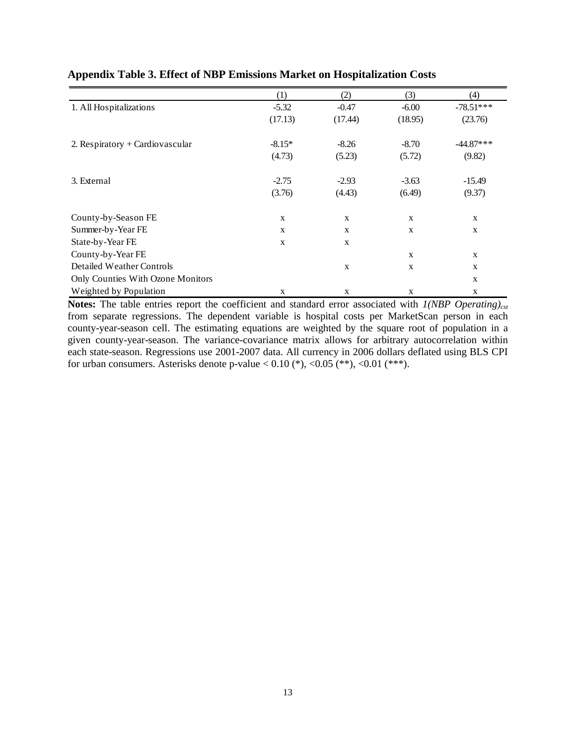**Appendix Table 3. Effect of NBP Emissions Market on Hospitalization Costs**

| | (1) | (2) | (3) | (4) |
|---|---|---|---|---|
| 1. All Hospitalizations | -5.32 | -0.47 | -6.00 | -78.51*** |
| | (17.13) | (17.44) | (18.95) | (23.76) |
| 2. Respiratory + Cardiovascular | -8.15* | -8.26 | -8.70 | -44.87*** |
| | (4.73) | (5.23) | (5.72) | (9.82) |
| 3. External | -2.75 | -2.93 | -3.63 | -15.49 |
| | (3.76) | (4.43) | (6.49) | (9.37) |
| County-by-Season FE | x | x | x | x |
| Summer-by-Year FE | x | x | x | x |
| State-by-Year FE | x | x | | |
| County-by-Year FE | | | x | x |
| Detailed Weather Controls | | x | x | x |
| Only Counties With Ozone Monitors | | | | x |
| Weighted by Population | x | x | x | x |

**Notes:** The table entries report the coefficient and standard error associated with *1(NBP Operating)*$_{cst}$ from separate regressions. The dependent variable is hospital costs per MarketScan person in each county-year-season cell. The estimating equations are weighted by the square root of population in a given county-year-season. The variance-covariance matrix allows for arbitrary autocorrelation within each state-season. Regressions use 2001-2007 data. All currency in 2006 dollars deflated using BLS CPI for urban consumers. Asterisks denote p-value < 0.10 (*), <0.05 (**), <0.01 (***).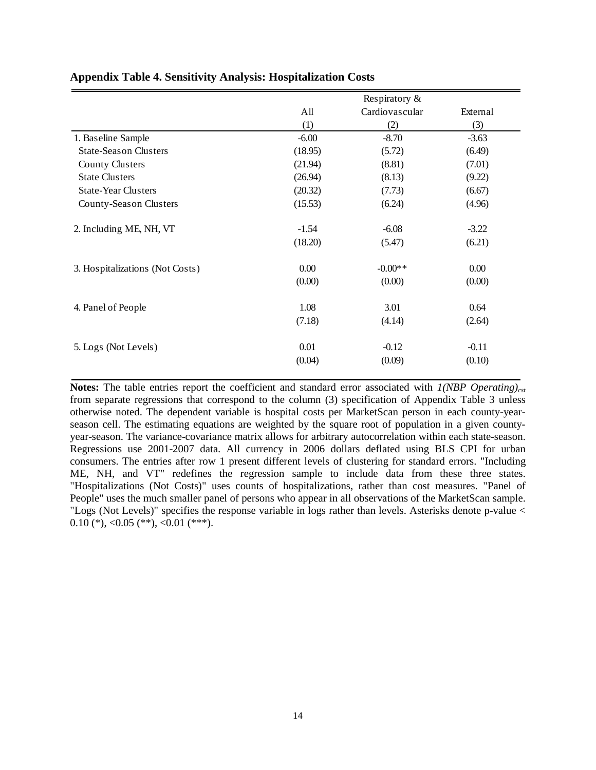**Appendix Table 4. Sensitivity Analysis: Hospitalization Costs**

| | All | Respiratory & Cardiovascular | External |
|---|---|---|---|
| | (1) | (2) | (3) |
| 1. Baseline Sample | -6.00 | -8.70 | -3.63 |
| State-Season Clusters | (18.95) | (5.72) | (6.49) |
| County Clusters | (21.94) | (8.81) | (7.01) |
| State Clusters | (26.94) | (8.13) | (9.22) |
| State-Year Clusters | (20.32) | (7.73) | (6.67) |
| County-Season Clusters | (15.53) | (6.24) | (4.96) |
| 2. Including ME, NH, VT | -1.54 | -6.08 | -3.22 |
| | (18.20) | (5.47) | (6.21) |
| 3. Hospitalizations (Not Costs) | 0.00 | -0.00** | 0.00 |
| | (0.00) | (0.00) | (0.00) |
| 4. Panel of People | 1.08 | 3.01 | 0.64 |
| | (7.18) | (4.14) | (2.64) |
| 5. Logs (Not Levels) | 0.01 | -0.12 | -0.11 |
| | (0.04) | (0.09) | (0.10) |

**Notes:** The table entries report the coefficient and standard error associated with $1(NBP\ Operating)_{cst}$ from separate regressions that correspond to the column (3) specification of Appendix Table 3 unless otherwise noted. The dependent variable is hospital costs per MarketScan person in each county-year-season cell. The estimating equations are weighted by the square root of population in a given county-year-season. The variance-covariance matrix allows for arbitrary autocorrelation within each state-season. Regressions use 2001-2007 data. All currency in 2006 dollars deflated using BLS CPI for urban consumers. The entries after row 1 present different levels of clustering for standard errors. "Including ME, NH, and VT" redefines the regression sample to include data from these three states. "Hospitalizations (Not Costs)" uses counts of hospitalizations, rather than cost measures. "Panel of People" uses the much smaller panel of persons who appear in all observations of the MarketScan sample. "Logs (Not Levels)" specifies the response variable in logs rather than levels. Asterisks denote p-value < 0.10 (*), <0.05 (**), <0.01 (***).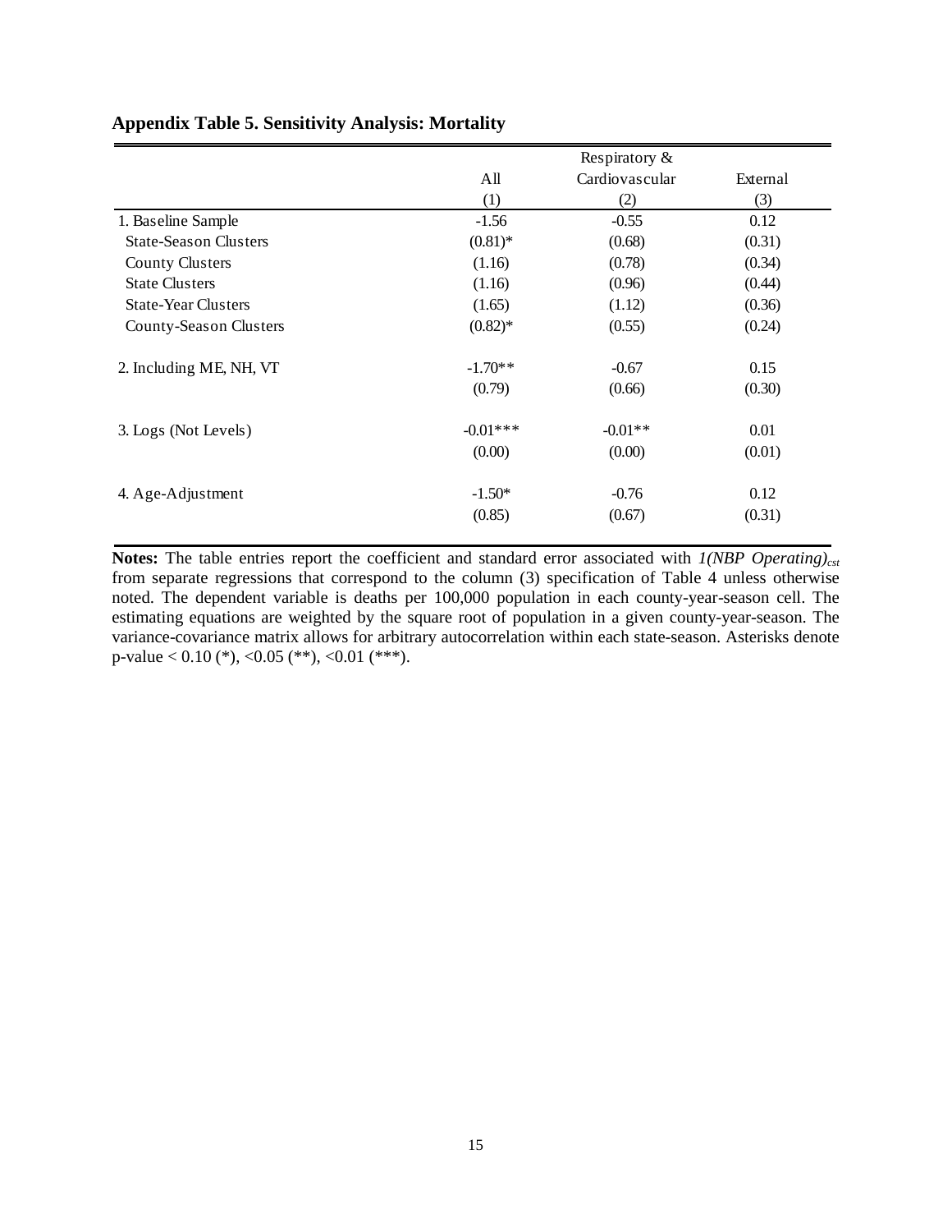**Appendix Table 5. Sensitivity Analysis: Mortality**

| | All | Respiratory & Cardiovascular | External |
|---|---|---|---|
| | (1) | (2) | (3) |
| 1. Baseline Sample | -1.56 | -0.55 | 0.12 |
| State-Season Clusters | (0.81)* | (0.68) | (0.31) |
| County Clusters | (1.16) | (0.78) | (0.34) |
| State Clusters | (1.16) | (0.96) | (0.44) |
| State-Year Clusters | (1.65) | (1.12) | (0.36) |
| County-Season Clusters | (0.82)* | (0.55) | (0.24) |
| 2. Including ME, NH, VT | -1.70** | -0.67 | 0.15 |
| | (0.79) | (0.66) | (0.30) |
| 3. Logs (Not Levels) | -0.01*** | -0.01** | 0.01 |
| | (0.00) | (0.00) | (0.01) |
| 4. Age-Adjustment | -1.50* | -0.76 | 0.12 |
| | (0.85) | (0.67) | (0.31) |

**Notes:** The table entries report the coefficient and standard error associated with *1(NBP Operating)*$_{cst}$ from separate regressions that correspond to the column (3) specification of Table 4 unless otherwise noted. The dependent variable is deaths per 100,000 population in each county-year-season cell. The estimating equations are weighted by the square root of population in a given county-year-season. The variance-covariance matrix allows for arbitrary autocorrelation within each state-season. Asterisks denote p-value < 0.10 (*), <0.05 (**), <0.01 (***).